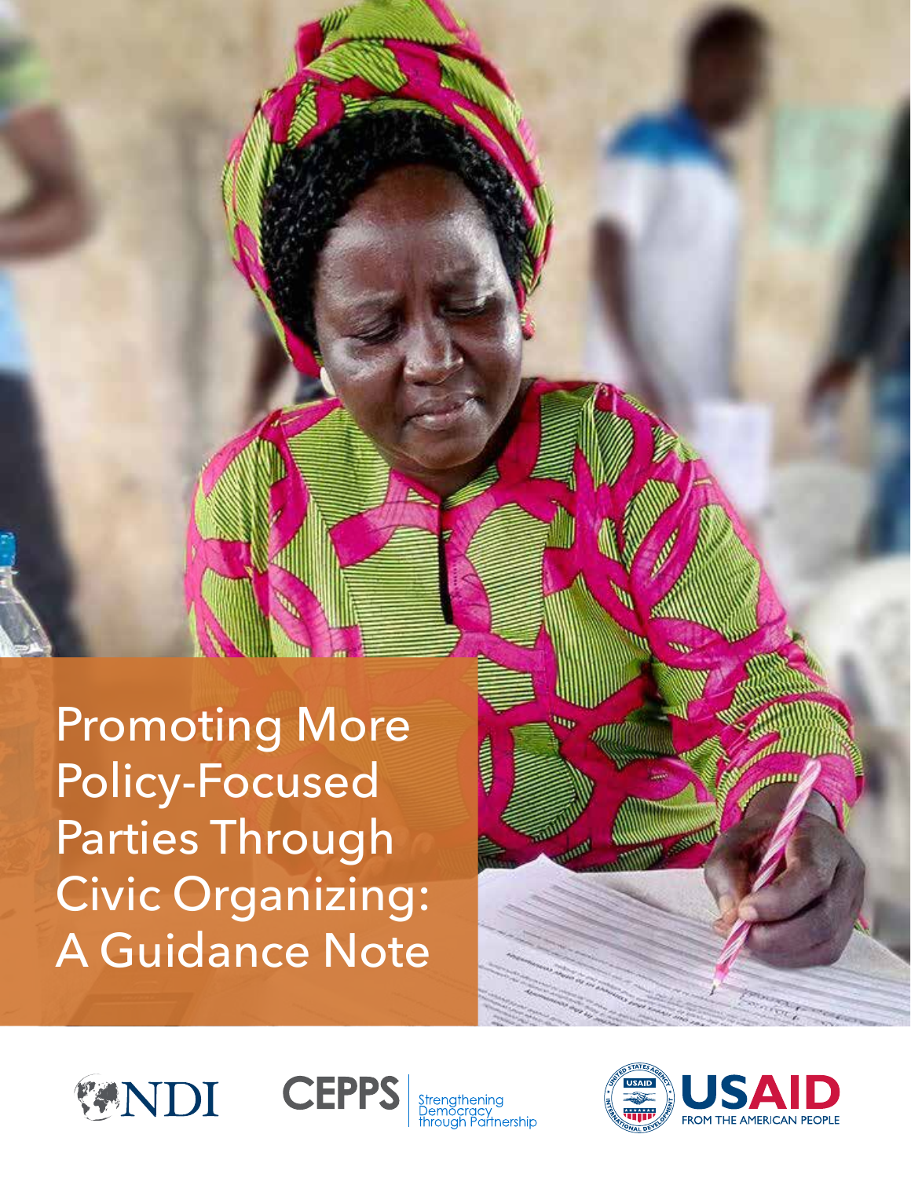# Promoting More Policy-Focused Parties Through Civic Organizing: A Guidance Note

NDI

CEPPS Strengthening Democracy through Partnership

USAID FROM THE AMERICAN PEOPLE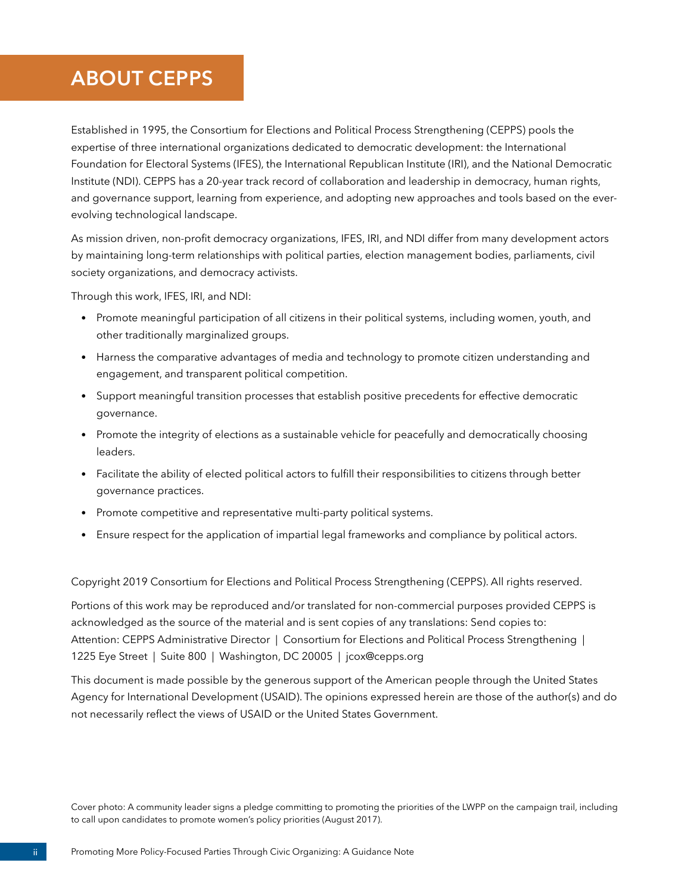# ABOUT CEPPS

Established in 1995, the Consortium for Elections and Political Process Strengthening (CEPPS) pools the expertise of three international organizations dedicated to democratic development: the International Foundation for Electoral Systems (IFES), the International Republican Institute (IRI), and the National Democratic Institute (NDI). CEPPS has a 20-year track record of collaboration and leadership in democracy, human rights, and governance support, learning from experience, and adopting new approaches and tools based on the ever-evolving technological landscape.

As mission driven, non-profit democracy organizations, IFES, IRI, and NDI differ from many development actors by maintaining long-term relationships with political parties, election management bodies, parliaments, civil society organizations, and democracy activists.

Through this work, IFES, IRI, and NDI:

- Promote meaningful participation of all citizens in their political systems, including women, youth, and other traditionally marginalized groups.
- Harness the comparative advantages of media and technology to promote citizen understanding and engagement, and transparent political competition.
- Support meaningful transition processes that establish positive precedents for effective democratic governance.
- Promote the integrity of elections as a sustainable vehicle for peacefully and democratically choosing leaders.
- Facilitate the ability of elected political actors to fulfill their responsibilities to citizens through better governance practices.
- Promote competitive and representative multi-party political systems.
- Ensure respect for the application of impartial legal frameworks and compliance by political actors.

Copyright 2019 Consortium for Elections and Political Process Strengthening (CEPPS). All rights reserved.

Portions of this work may be reproduced and/or translated for non-commercial purposes provided CEPPS is acknowledged as the source of the material and is sent copies of any translations: Send copies to: Attention: CEPPS Administrative Director | Consortium for Elections and Political Process Strengthening | 1225 Eye Street | Suite 800 | Washington, DC 20005 | jcox@cepps.org

This document is made possible by the generous support of the American people through the United States Agency for International Development (USAID). The opinions expressed herein are those of the author(s) and do not necessarily reflect the views of USAID or the United States Government.

Cover photo: A community leader signs a pledge committing to promoting the priorities of the LWPP on the campaign trail, including to call upon candidates to promote women's policy priorities (August 2017).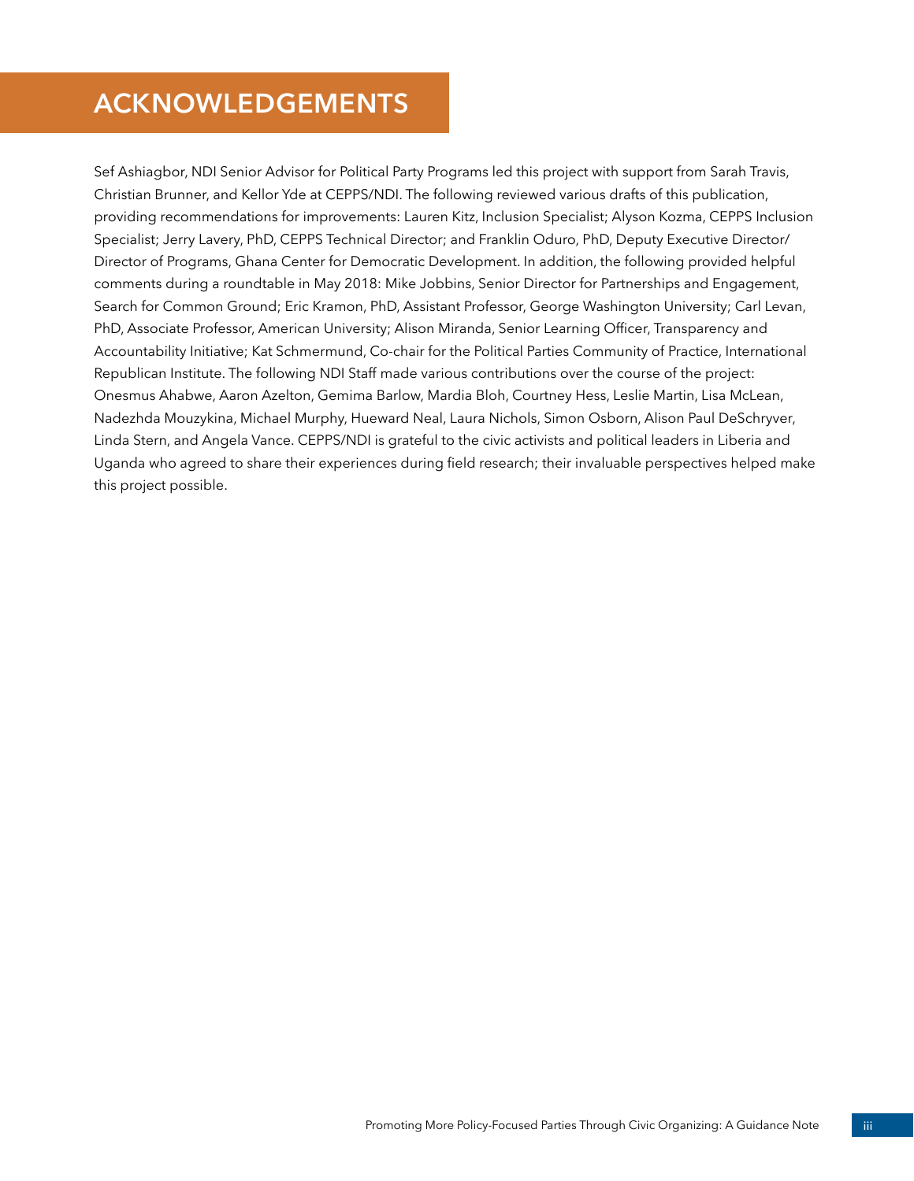# ACKNOWLEDGEMENTS

Sef Ashiagbor, NDI Senior Advisor for Political Party Programs led this project with support from Sarah Travis, Christian Brunner, and Kellor Yde at CEPPS/NDI. The following reviewed various drafts of this publication, providing recommendations for improvements: Lauren Kitz, Inclusion Specialist; Alyson Kozma, CEPPS Inclusion Specialist; Jerry Lavery, PhD, CEPPS Technical Director; and Franklin Oduro, PhD, Deputy Executive Director/ Director of Programs, Ghana Center for Democratic Development. In addition, the following provided helpful comments during a roundtable in May 2018: Mike Jobbins, Senior Director for Partnerships and Engagement, Search for Common Ground; Eric Kramon, PhD, Assistant Professor, George Washington University; Carl Levan, PhD, Associate Professor, American University; Alison Miranda, Senior Learning Officer, Transparency and Accountability Initiative; Kat Schmermund, Co-chair for the Political Parties Community of Practice, International Republican Institute. The following NDI Staff made various contributions over the course of the project: Onesmus Ahabwe, Aaron Azelton, Gemima Barlow, Mardia Bloh, Courtney Hess, Leslie Martin, Lisa McLean, Nadezhda Mouzykina, Michael Murphy, Hueward Neal, Laura Nichols, Simon Osborn, Alison Paul DeSchryver, Linda Stern, and Angela Vance. CEPPS/NDI is grateful to the civic activists and political leaders in Liberia and Uganda who agreed to share their experiences during field research; their invaluable perspectives helped make this project possible.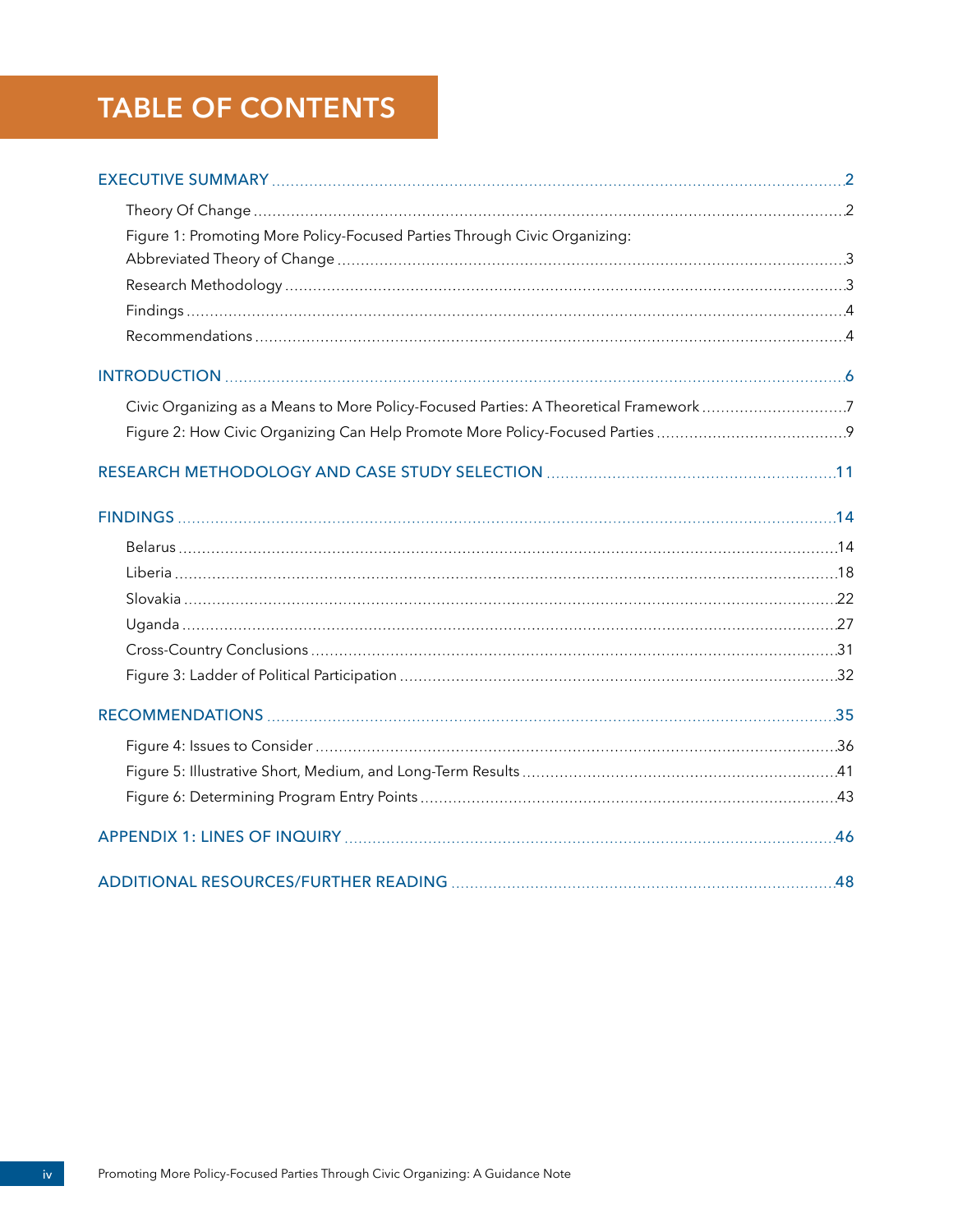# TABLE OF CONTENTS

EXECUTIVE SUMMARY .......... 2

- Theory Of Change .......... 2
- Figure 1: Promoting More Policy-Focused Parties Through Civic Organizing: Abbreviated Theory of Change .......... 3
- Research Methodology .......... 3
- Findings .......... 4
- Recommendations .......... 4

INTRODUCTION .......... 6

- Civic Organizing as a Means to More Policy-Focused Parties: A Theoretical Framework .......... 7
- Figure 2: How Civic Organizing Can Help Promote More Policy-Focused Parties .......... 9

RESEARCH METHODOLOGY AND CASE STUDY SELECTION .......... 11

FINDINGS .......... 14

- Belarus .......... 14
- Liberia .......... 18
- Slovakia .......... 22
- Uganda .......... 27
- Cross-Country Conclusions .......... 31
- Figure 3: Ladder of Political Participation .......... 32

RECOMMENDATIONS .......... 35

- Figure 4: Issues to Consider .......... 36
- Figure 5: Illustrative Short, Medium, and Long-Term Results .......... 41
- Figure 6: Determining Program Entry Points .......... 43

APPENDIX 1: LINES OF INQUIRY .......... 46

ADDITIONAL RESOURCES/FURTHER READING .......... 48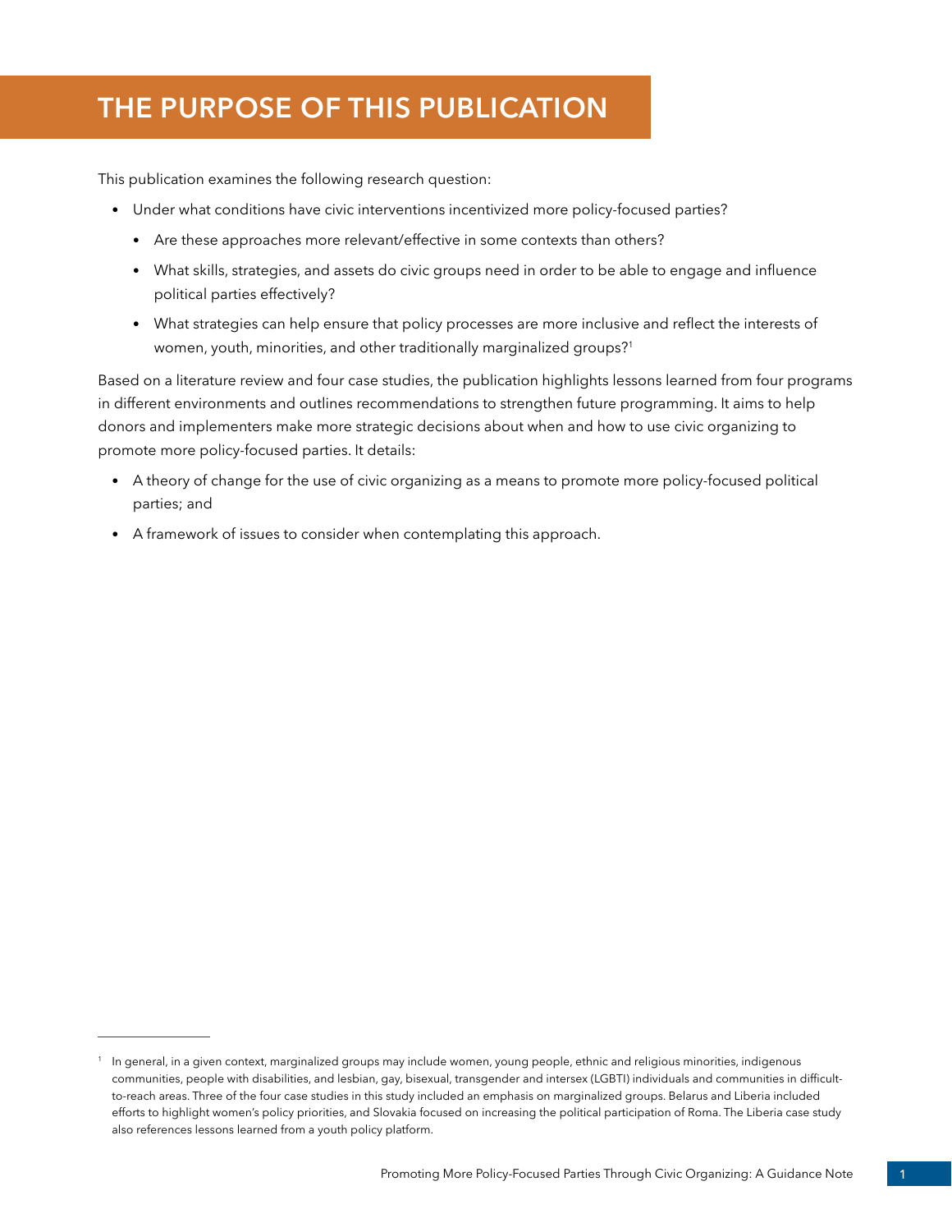# THE PURPOSE OF THIS PUBLICATION

This publication examines the following research question:

- Under what conditions have civic interventions incentivized more policy-focused parties?
  - Are these approaches more relevant/effective in some contexts than others?
  - What skills, strategies, and assets do civic groups need in order to be able to engage and influence political parties effectively?
  - What strategies can help ensure that policy processes are more inclusive and reflect the interests of women, youth, minorities, and other traditionally marginalized groups?[1]

Based on a literature review and four case studies, the publication highlights lessons learned from four programs in different environments and outlines recommendations to strengthen future programming. It aims to help donors and implementers make more strategic decisions about when and how to use civic organizing to promote more policy-focused parties. It details:

- A theory of change for the use of civic organizing as a means to promote more policy-focused political parties; and
- A framework of issues to consider when contemplating this approach.

---

[1] In general, in a given context, marginalized groups may include women, young people, ethnic and religious minorities, indigenous communities, people with disabilities, and lesbian, gay, bisexual, transgender and intersex (LGBTI) individuals and communities in difficult-to-reach areas. Three of the four case studies in this study included an emphasis on marginalized groups. Belarus and Liberia included efforts to highlight women's policy priorities, and Slovakia focused on increasing the political participation of Roma. The Liberia case study also references lessons learned from a youth policy platform.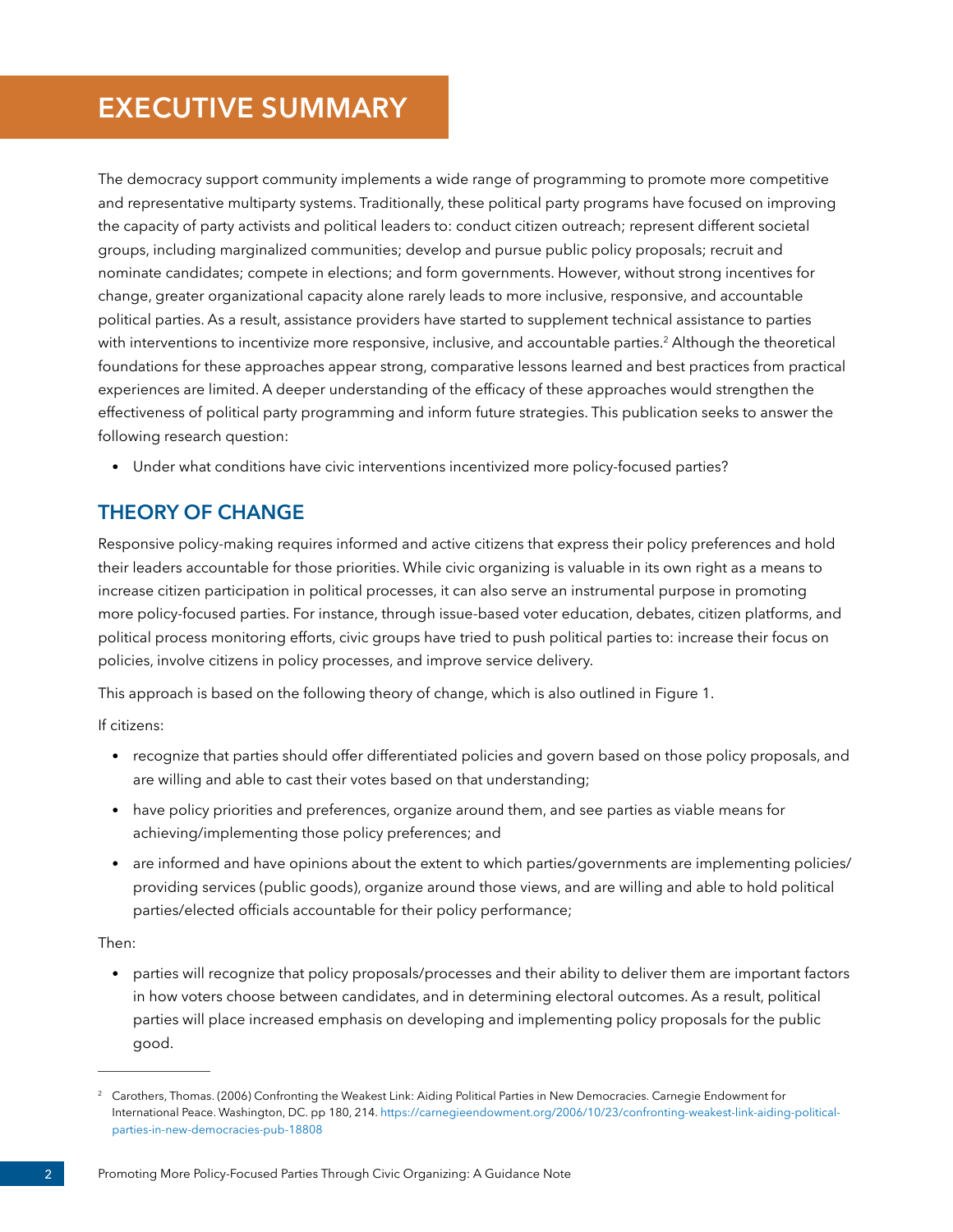# EXECUTIVE SUMMARY

The democracy support community implements a wide range of programming to promote more competitive and representative multiparty systems. Traditionally, these political party programs have focused on improving the capacity of party activists and political leaders to: conduct citizen outreach; represent different societal groups, including marginalized communities; develop and pursue public policy proposals; recruit and nominate candidates; compete in elections; and form governments. However, without strong incentives for change, greater organizational capacity alone rarely leads to more inclusive, responsive, and accountable political parties. As a result, assistance providers have started to supplement technical assistance to parties with interventions to incentivize more responsive, inclusive, and accountable parties.[2] Although the theoretical foundations for these approaches appear strong, comparative lessons learned and best practices from practical experiences are limited. A deeper understanding of the efficacy of these approaches would strengthen the effectiveness of political party programming and inform future strategies. This publication seeks to answer the following research question:

- Under what conditions have civic interventions incentivized more policy-focused parties?

## THEORY OF CHANGE

Responsive policy-making requires informed and active citizens that express their policy preferences and hold their leaders accountable for those priorities. While civic organizing is valuable in its own right as a means to increase citizen participation in political processes, it can also serve an instrumental purpose in promoting more policy-focused parties. For instance, through issue-based voter education, debates, citizen platforms, and political process monitoring efforts, civic groups have tried to push political parties to: increase their focus on policies, involve citizens in policy processes, and improve service delivery.

This approach is based on the following theory of change, which is also outlined in Figure 1.

If citizens:

- recognize that parties should offer differentiated policies and govern based on those policy proposals, and are willing and able to cast their votes based on that understanding;
- have policy priorities and preferences, organize around them, and see parties as viable means for achieving/implementing those policy preferences; and
- are informed and have opinions about the extent to which parties/governments are implementing policies/providing services (public goods), organize around those views, and are willing and able to hold political parties/elected officials accountable for their policy performance;

Then:

- parties will recognize that policy proposals/processes and their ability to deliver them are important factors in how voters choose between candidates, and in determining electoral outcomes. As a result, political parties will place increased emphasis on developing and implementing policy proposals for the public good.

---

[2] Carothers, Thomas. (2006) Confronting the Weakest Link: Aiding Political Parties in New Democracies. Carnegie Endowment for International Peace. Washington, DC. pp 180, 214. https://carnegieendowment.org/2006/10/23/confronting-weakest-link-aiding-political-parties-in-new-democracies-pub-18808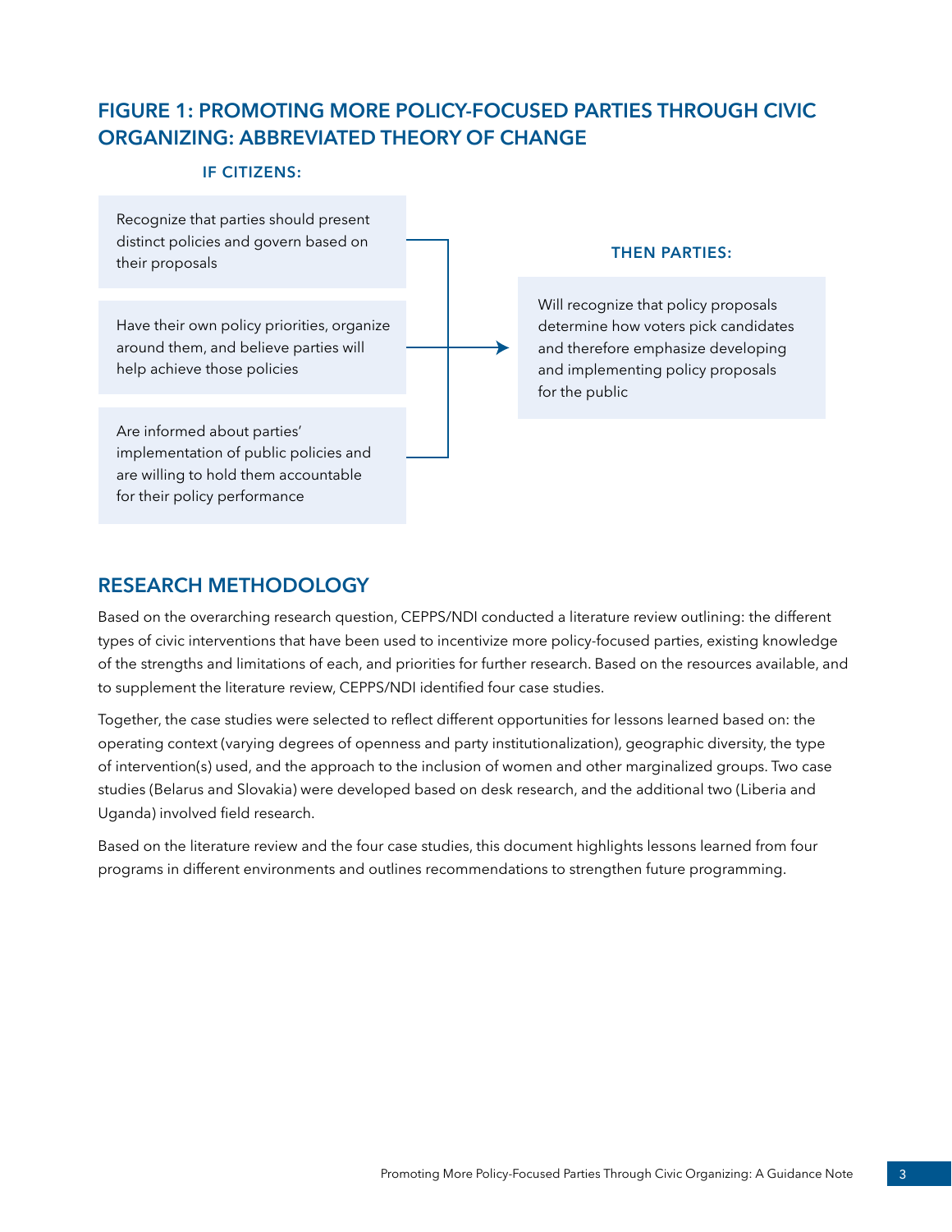## FIGURE 1: PROMOTING MORE POLICY-FOCUSED PARTIES THROUGH CIVIC ORGANIZING: ABBREVIATED THEORY OF CHANGE

**IF CITIZENS:**

- Recognize that parties should present distinct policies and govern based on their proposals
- Have their own policy priorities, organize around them, and believe parties will help achieve those policies
- Are informed about parties' implementation of public policies and are willing to hold them accountable for their policy performance

**THEN PARTIES:**

- Will recognize that policy proposals determine how voters pick candidates and therefore emphasize developing and implementing policy proposals for the public

## RESEARCH METHODOLOGY

Based on the overarching research question, CEPPS/NDI conducted a literature review outlining: the different types of civic interventions that have been used to incentivize more policy-focused parties, existing knowledge of the strengths and limitations of each, and priorities for further research. Based on the resources available, and to supplement the literature review, CEPPS/NDI identified four case studies.

Together, the case studies were selected to reflect different opportunities for lessons learned based on: the operating context (varying degrees of openness and party institutionalization), geographic diversity, the type of intervention(s) used, and the approach to the inclusion of women and other marginalized groups. Two case studies (Belarus and Slovakia) were developed based on desk research, and the additional two (Liberia and Uganda) involved field research.

Based on the literature review and the four case studies, this document highlights lessons learned from four programs in different environments and outlines recommendations to strengthen future programming.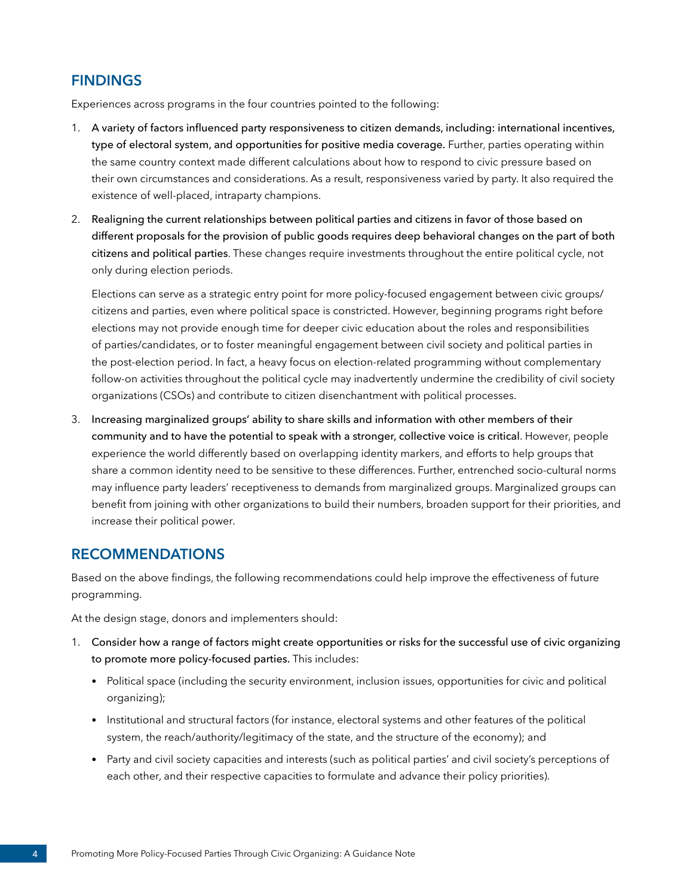## FINDINGS

Experiences across programs in the four countries pointed to the following:

1. **A variety of factors influenced party responsiveness to citizen demands, including: international incentives, type of electoral system, and opportunities for positive media coverage.** Further, parties operating within the same country context made different calculations about how to respond to civic pressure based on their own circumstances and considerations. As a result, responsiveness varied by party. It also required the existence of well-placed, intraparty champions.

2. **Realigning the current relationships between political parties and citizens in favor of those based on different proposals for the provision of public goods requires deep behavioral changes on the part of both citizens and political parties**. These changes require investments throughout the entire political cycle, not only during election periods.

   Elections can serve as a strategic entry point for more policy-focused engagement between civic groups/citizens and parties, even where political space is constricted. However, beginning programs right before elections may not provide enough time for deeper civic education about the roles and responsibilities of parties/candidates, or to foster meaningful engagement between civil society and political parties in the post-election period. In fact, a heavy focus on election-related programming without complementary follow-on activities throughout the political cycle may inadvertently undermine the credibility of civil society organizations (CSOs) and contribute to citizen disenchantment with political processes.

3. **Increasing marginalized groups' ability to share skills and information with other members of their community and to have the potential to speak with a stronger, collective voice is critical**. However, people experience the world differently based on overlapping identity markers, and efforts to help groups that share a common identity need to be sensitive to these differences. Further, entrenched socio-cultural norms may influence party leaders' receptiveness to demands from marginalized groups. Marginalized groups can benefit from joining with other organizations to build their numbers, broaden support for their priorities, and increase their political power.

## RECOMMENDATIONS

Based on the above findings, the following recommendations could help improve the effectiveness of future programming.

At the design stage, donors and implementers should:

1. **Consider how a range of factors might create opportunities or risks for the successful use of civic organizing to promote more policy-focused parties.** This includes:
   - Political space (including the security environment, inclusion issues, opportunities for civic and political organizing);
   - Institutional and structural factors (for instance, electoral systems and other features of the political system, the reach/authority/legitimacy of the state, and the structure of the economy); and
   - Party and civil society capacities and interests (such as political parties' and civil society's perceptions of each other, and their respective capacities to formulate and advance their policy priorities).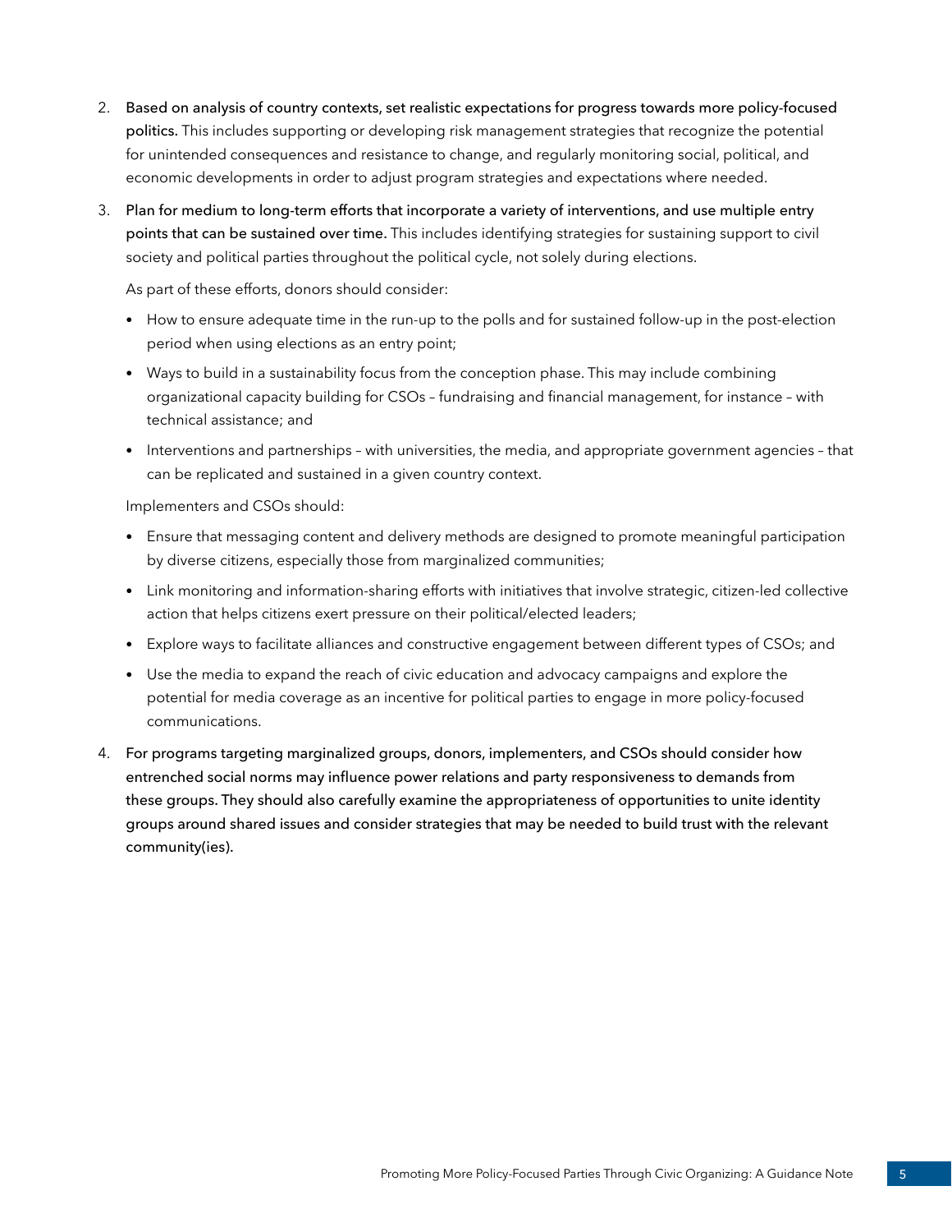2. **Based on analysis of country contexts, set realistic expectations for progress towards more policy-focused politics.** This includes supporting or developing risk management strategies that recognize the potential for unintended consequences and resistance to change, and regularly monitoring social, political, and economic developments in order to adjust program strategies and expectations where needed.

3. **Plan for medium to long-term efforts that incorporate a variety of interventions, and use multiple entry points that can be sustained over time.** This includes identifying strategies for sustaining support to civil society and political parties throughout the political cycle, not solely during elections.

   As part of these efforts, donors should consider:

   - How to ensure adequate time in the run-up to the polls and for sustained follow-up in the post-election period when using elections as an entry point;
   - Ways to build in a sustainability focus from the conception phase. This may include combining organizational capacity building for CSOs – fundraising and financial management, for instance – with technical assistance; and
   - Interventions and partnerships – with universities, the media, and appropriate government agencies – that can be replicated and sustained in a given country context.

   Implementers and CSOs should:

   - Ensure that messaging content and delivery methods are designed to promote meaningful participation by diverse citizens, especially those from marginalized communities;
   - Link monitoring and information-sharing efforts with initiatives that involve strategic, citizen-led collective action that helps citizens exert pressure on their political/elected leaders;
   - Explore ways to facilitate alliances and constructive engagement between different types of CSOs; and
   - Use the media to expand the reach of civic education and advocacy campaigns and explore the potential for media coverage as an incentive for political parties to engage in more policy-focused communications.

4. **For programs targeting marginalized groups, donors, implementers, and CSOs should consider how entrenched social norms may influence power relations and party responsiveness to demands from these groups. They should also carefully examine the appropriateness of opportunities to unite identity groups around shared issues and consider strategies that may be needed to build trust with the relevant community(ies).**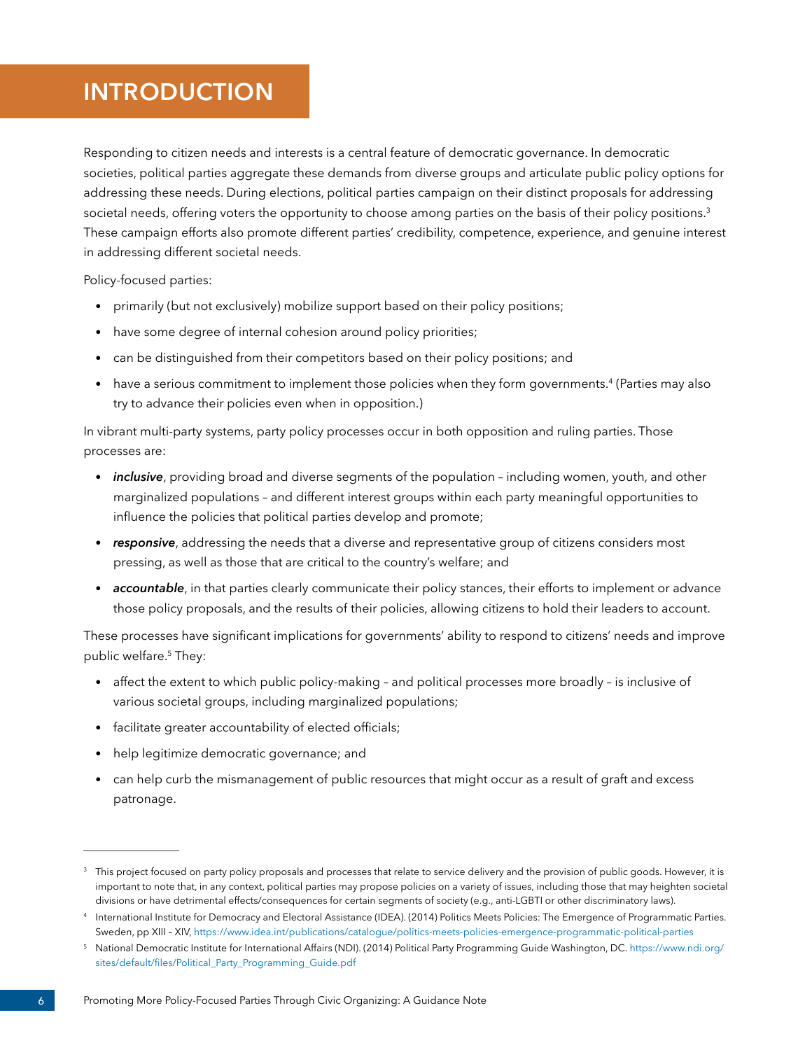# INTRODUCTION

Responding to citizen needs and interests is a central feature of democratic governance. In democratic societies, political parties aggregate these demands from diverse groups and articulate public policy options for addressing these needs. During elections, political parties campaign on their distinct proposals for addressing societal needs, offering voters the opportunity to choose among parties on the basis of their policy positions.[3] These campaign efforts also promote different parties' credibility, competence, experience, and genuine interest in addressing different societal needs.

Policy-focused parties:

- primarily (but not exclusively) mobilize support based on their policy positions;
- have some degree of internal cohesion around policy priorities;
- can be distinguished from their competitors based on their policy positions; and
- have a serious commitment to implement those policies when they form governments.[4] (Parties may also try to advance their policies even when in opposition.)

In vibrant multi-party systems, party policy processes occur in both opposition and ruling parties. Those processes are:

- ***inclusive***, providing broad and diverse segments of the population – including women, youth, and other marginalized populations – and different interest groups within each party meaningful opportunities to influence the policies that political parties develop and promote;
- ***responsive***, addressing the needs that a diverse and representative group of citizens considers most pressing, as well as those that are critical to the country's welfare; and
- ***accountable***, in that parties clearly communicate their policy stances, their efforts to implement or advance those policy proposals, and the results of their policies, allowing citizens to hold their leaders to account.

These processes have significant implications for governments' ability to respond to citizens' needs and improve public welfare.[5] They:

- affect the extent to which public policy-making – and political processes more broadly – is inclusive of various societal groups, including marginalized populations;
- facilitate greater accountability of elected officials;
- help legitimize democratic governance; and
- can help curb the mismanagement of public resources that might occur as a result of graft and excess patronage.

---

[3] This project focused on party policy proposals and processes that relate to service delivery and the provision of public goods. However, it is important to note that, in any context, political parties may propose policies on a variety of issues, including those that may heighten societal divisions or have detrimental effects/consequences for certain segments of society (e.g., anti-LGBTI or other discriminatory laws).

[4] International Institute for Democracy and Electoral Assistance (IDEA). (2014) Politics Meets Policies: The Emergence of Programmatic Parties. Sweden, pp XIII – XIV, https://www.idea.int/publications/catalogue/politics-meets-policies-emergence-programmatic-political-parties

[5] National Democratic Institute for International Affairs (NDI). (2014) Political Party Programming Guide Washington, DC. https://www.ndi.org/sites/default/files/Political_Party_Programming_Guide.pdf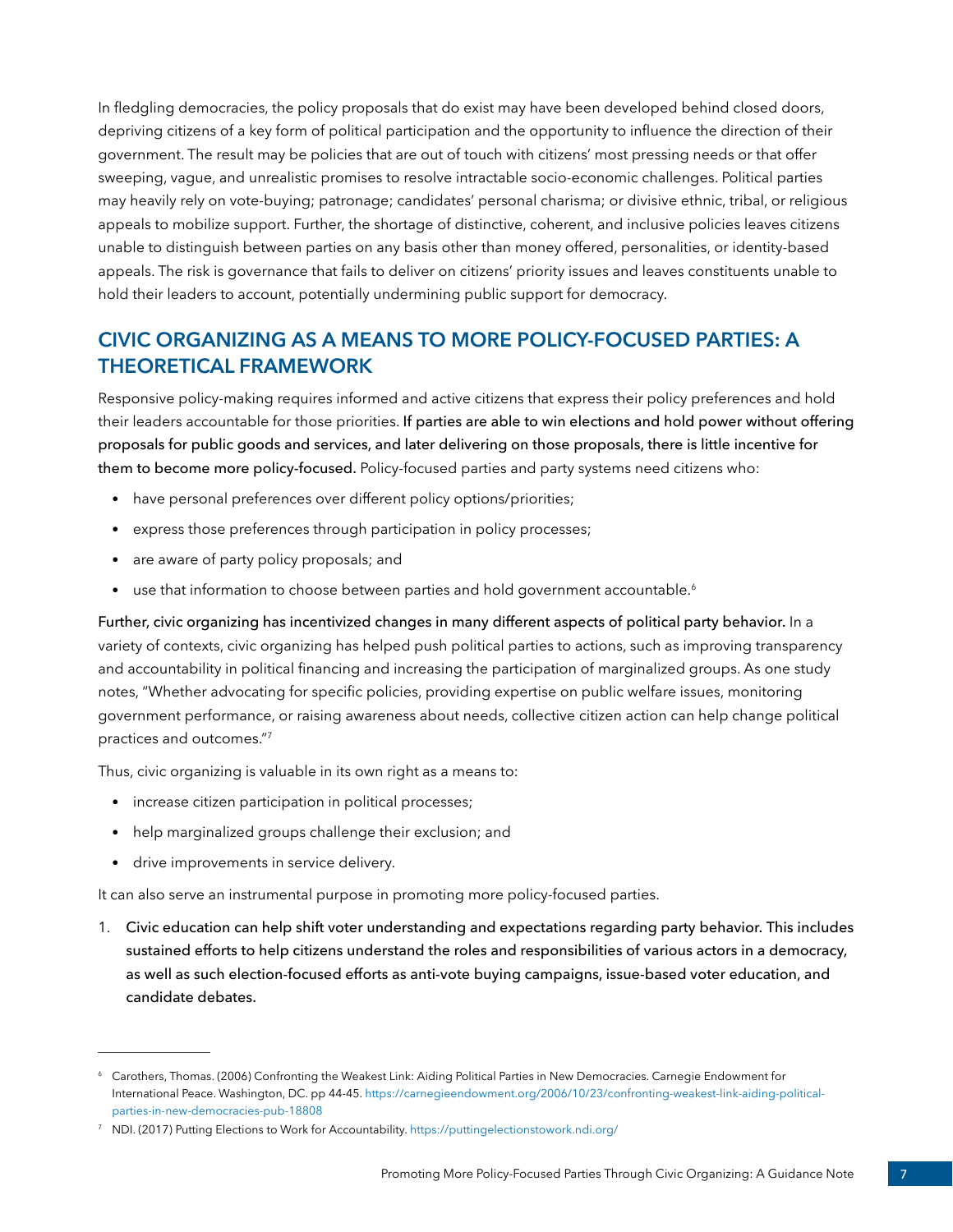In fledgling democracies, the policy proposals that do exist may have been developed behind closed doors, depriving citizens of a key form of political participation and the opportunity to influence the direction of their government. The result may be policies that are out of touch with citizens' most pressing needs or that offer sweeping, vague, and unrealistic promises to resolve intractable socio-economic challenges. Political parties may heavily rely on vote-buying; patronage; candidates' personal charisma; or divisive ethnic, tribal, or religious appeals to mobilize support. Further, the shortage of distinctive, coherent, and inclusive policies leaves citizens unable to distinguish between parties on any basis other than money offered, personalities, or identity-based appeals. The risk is governance that fails to deliver on citizens' priority issues and leaves constituents unable to hold their leaders to account, potentially undermining public support for democracy.

## CIVIC ORGANIZING AS A MEANS TO MORE POLICY-FOCUSED PARTIES: A THEORETICAL FRAMEWORK

Responsive policy-making requires informed and active citizens that express their policy preferences and hold their leaders accountable for those priorities. **If parties are able to win elections and hold power without offering proposals for public goods and services, and later delivering on those proposals, there is little incentive for them to become more policy-focused.** Policy-focused parties and party systems need citizens who:

- have personal preferences over different policy options/priorities;
- express those preferences through participation in policy processes;
- are aware of party policy proposals; and
- use that information to choose between parties and hold government accountable.[6]

**Further, civic organizing has incentivized changes in many different aspects of political party behavior.** In a variety of contexts, civic organizing has helped push political parties to actions, such as improving transparency and accountability in political financing and increasing the participation of marginalized groups. As one study notes, "Whether advocating for specific policies, providing expertise on public welfare issues, monitoring government performance, or raising awareness about needs, collective citizen action can help change political practices and outcomes."[7]

Thus, civic organizing is valuable in its own right as a means to:

- increase citizen participation in political processes;
- help marginalized groups challenge their exclusion; and
- drive improvements in service delivery.

It can also serve an instrumental purpose in promoting more policy-focused parties.

1. **Civic education can help shift voter understanding and expectations regarding party behavior. This includes sustained efforts to help citizens understand the roles and responsibilities of various actors in a democracy, as well as such election-focused efforts as anti-vote buying campaigns, issue-based voter education, and candidate debates.**

---

[6] Carothers, Thomas. (2006) Confronting the Weakest Link: Aiding Political Parties in New Democracies. Carnegie Endowment for International Peace. Washington, DC. pp 44-45. https://carnegieendowment.org/2006/10/23/confronting-weakest-link-aiding-political-parties-in-new-democracies-pub-18808

[7] NDI. (2017) Putting Elections to Work for Accountability. https://puttingelectionstowork.ndi.org/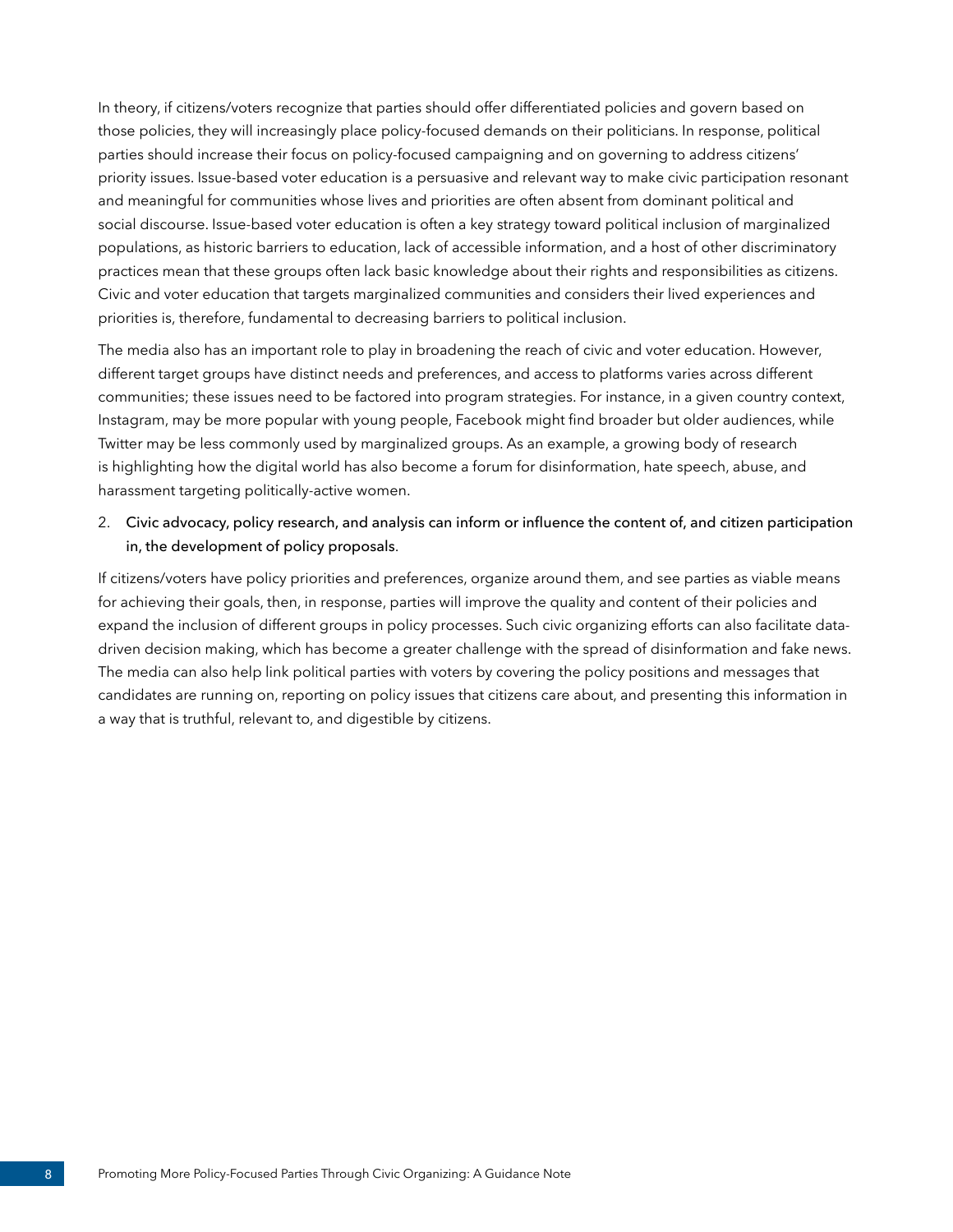In theory, if citizens/voters recognize that parties should offer differentiated policies and govern based on those policies, they will increasingly place policy-focused demands on their politicians. In response, political parties should increase their focus on policy-focused campaigning and on governing to address citizens' priority issues. Issue-based voter education is a persuasive and relevant way to make civic participation resonant and meaningful for communities whose lives and priorities are often absent from dominant political and social discourse. Issue-based voter education is often a key strategy toward political inclusion of marginalized populations, as historic barriers to education, lack of accessible information, and a host of other discriminatory practices mean that these groups often lack basic knowledge about their rights and responsibilities as citizens. Civic and voter education that targets marginalized communities and considers their lived experiences and priorities is, therefore, fundamental to decreasing barriers to political inclusion.

The media also has an important role to play in broadening the reach of civic and voter education. However, different target groups have distinct needs and preferences, and access to platforms varies across different communities; these issues need to be factored into program strategies. For instance, in a given country context, Instagram, may be more popular with young people, Facebook might find broader but older audiences, while Twitter may be less commonly used by marginalized groups. As an example, a growing body of research is highlighting how the digital world has also become a forum for disinformation, hate speech, abuse, and harassment targeting politically-active women.

2. Civic advocacy, policy research, and analysis can inform or influence the content of, and citizen participation in, the development of policy proposals.

If citizens/voters have policy priorities and preferences, organize around them, and see parties as viable means for achieving their goals, then, in response, parties will improve the quality and content of their policies and expand the inclusion of different groups in policy processes. Such civic organizing efforts can also facilitate data-driven decision making, which has become a greater challenge with the spread of disinformation and fake news. The media can also help link political parties with voters by covering the policy positions and messages that candidates are running on, reporting on policy issues that citizens care about, and presenting this information in a way that is truthful, relevant to, and digestible by citizens.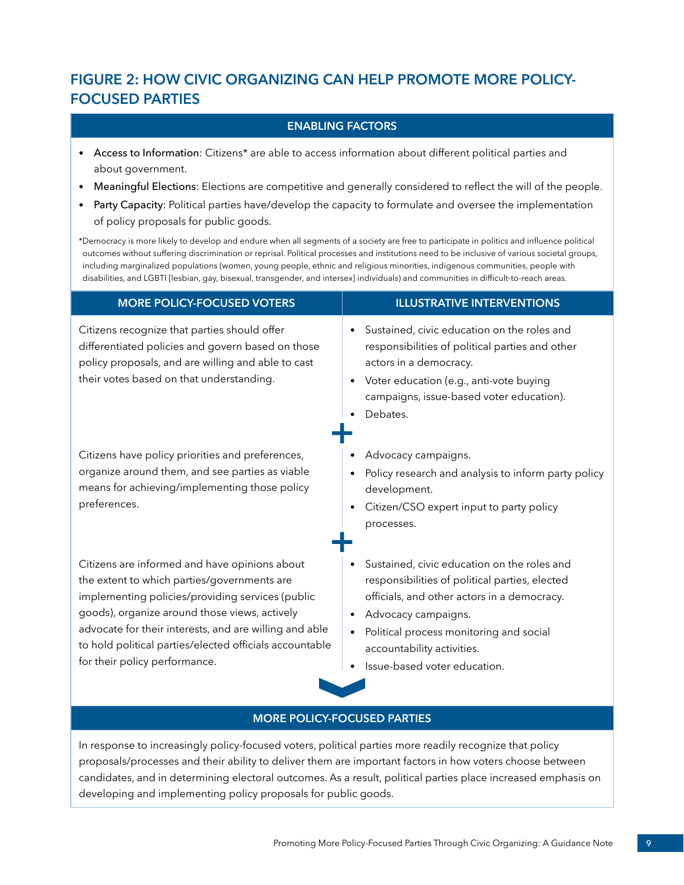## FIGURE 2: HOW CIVIC ORGANIZING CAN HELP PROMOTE MORE POLICY-FOCUSED PARTIES

### ENABLING FACTORS

- Access to Information: Citizens* are able to access information about different political parties and about government.
- Meaningful Elections: Elections are competitive and generally considered to reflect the will of the people.
- Party Capacity: Political parties have/develop the capacity to formulate and oversee the implementation of policy proposals for public goods.

*Democracy is more likely to develop and endure when all segments of a society are free to participate in politics and influence political outcomes without suffering discrimination or reprisal. Political processes and institutions need to be inclusive of various societal groups, including marginalized populations (women, young people, ethnic and religious minorities, indigenous communities, people with disabilities, and LGBTI [lesbian, gay, bisexual, transgender, and intersex] individuals) and communities in difficult-to-reach areas.

| MORE POLICY-FOCUSED VOTERS | ILLUSTRATIVE INTERVENTIONS |
|---|---|
| Citizens recognize that parties should offer differentiated policies and govern based on those policy proposals, and are willing and able to cast their votes based on that understanding. | • Sustained, civic education on the roles and responsibilities of political parties and other actors in a democracy.<br>• Voter education (e.g., anti-vote buying campaigns, issue-based voter education).<br>• Debates. |
| + | |
| Citizens have policy priorities and preferences, organize around them, and see parties as viable means for achieving/implementing those policy preferences. | • Advocacy campaigns.<br>• Policy research and analysis to inform party policy development.<br>• Citizen/CSO expert input to party policy processes. |
| + | |
| Citizens are informed and have opinions about the extent to which parties/governments are implementing policies/providing services (public goods), organize around those views, actively advocate for their interests, and are willing and able to hold political parties/elected officials accountable for their policy performance. | • Sustained, civic education on the roles and responsibilities of political parties, elected officials, and other actors in a democracy.<br>• Advocacy campaigns.<br>• Political process monitoring and social accountability activities.<br>• Issue-based voter education. |

### MORE POLICY-FOCUSED PARTIES

In response to increasingly policy-focused voters, political parties more readily recognize that policy proposals/processes and their ability to deliver them are important factors in how voters choose between candidates, and in determining electoral outcomes. As a result, political parties place increased emphasis on developing and implementing policy proposals for public goods.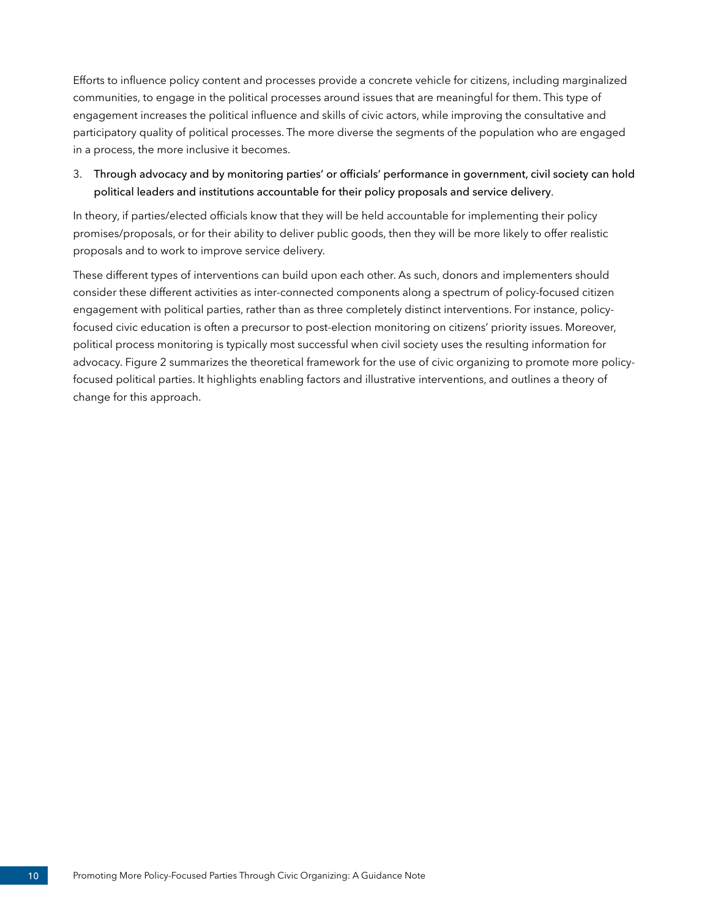Efforts to influence policy content and processes provide a concrete vehicle for citizens, including marginalized communities, to engage in the political processes around issues that are meaningful for them. This type of engagement increases the political influence and skills of civic actors, while improving the consultative and participatory quality of political processes. The more diverse the segments of the population who are engaged in a process, the more inclusive it becomes.

3. Through advocacy and by monitoring parties' or officials' performance in government, civil society can hold political leaders and institutions accountable for their policy proposals and service delivery.

In theory, if parties/elected officials know that they will be held accountable for implementing their policy promises/proposals, or for their ability to deliver public goods, then they will be more likely to offer realistic proposals and to work to improve service delivery.

These different types of interventions can build upon each other. As such, donors and implementers should consider these different activities as inter-connected components along a spectrum of policy-focused citizen engagement with political parties, rather than as three completely distinct interventions. For instance, policy-focused civic education is often a precursor to post-election monitoring on citizens' priority issues. Moreover, political process monitoring is typically most successful when civil society uses the resulting information for advocacy. Figure 2 summarizes the theoretical framework for the use of civic organizing to promote more policy-focused political parties. It highlights enabling factors and illustrative interventions, and outlines a theory of change for this approach.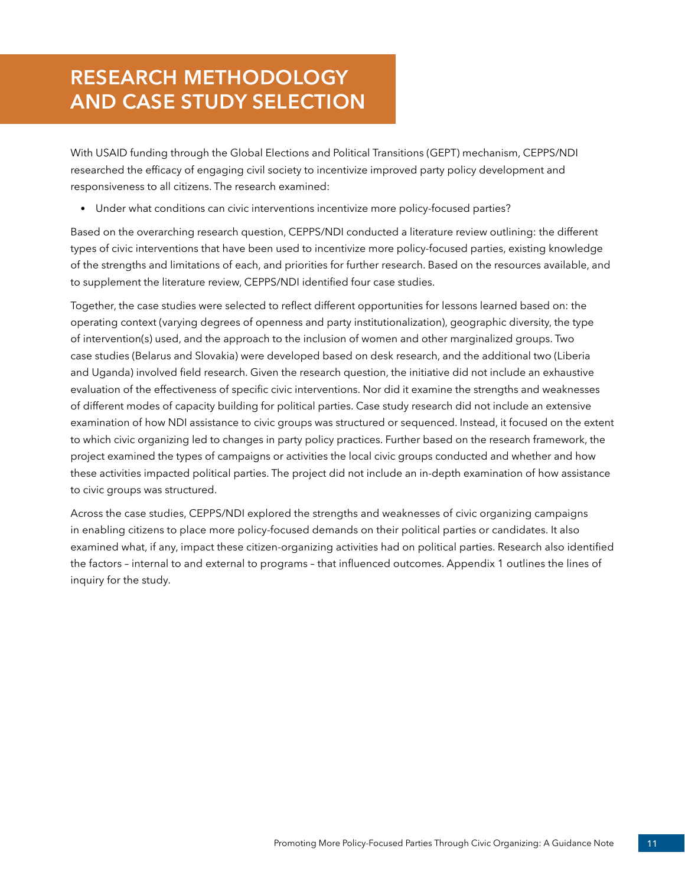# RESEARCH METHODOLOGY AND CASE STUDY SELECTION

With USAID funding through the Global Elections and Political Transitions (GEPT) mechanism, CEPPS/NDI researched the efficacy of engaging civil society to incentivize improved party policy development and responsiveness to all citizens. The research examined:

- Under what conditions can civic interventions incentivize more policy-focused parties?

Based on the overarching research question, CEPPS/NDI conducted a literature review outlining: the different types of civic interventions that have been used to incentivize more policy-focused parties, existing knowledge of the strengths and limitations of each, and priorities for further research. Based on the resources available, and to supplement the literature review, CEPPS/NDI identified four case studies.

Together, the case studies were selected to reflect different opportunities for lessons learned based on: the operating context (varying degrees of openness and party institutionalization), geographic diversity, the type of intervention(s) used, and the approach to the inclusion of women and other marginalized groups. Two case studies (Belarus and Slovakia) were developed based on desk research, and the additional two (Liberia and Uganda) involved field research. Given the research question, the initiative did not include an exhaustive evaluation of the effectiveness of specific civic interventions. Nor did it examine the strengths and weaknesses of different modes of capacity building for political parties. Case study research did not include an extensive examination of how NDI assistance to civic groups was structured or sequenced. Instead, it focused on the extent to which civic organizing led to changes in party policy practices. Further based on the research framework, the project examined the types of campaigns or activities the local civic groups conducted and whether and how these activities impacted political parties. The project did not include an in-depth examination of how assistance to civic groups was structured.

Across the case studies, CEPPS/NDI explored the strengths and weaknesses of civic organizing campaigns in enabling citizens to place more policy-focused demands on their political parties or candidates. It also examined what, if any, impact these citizen-organizing activities had on political parties. Research also identified the factors – internal to and external to programs – that influenced outcomes. Appendix 1 outlines the lines of inquiry for the study.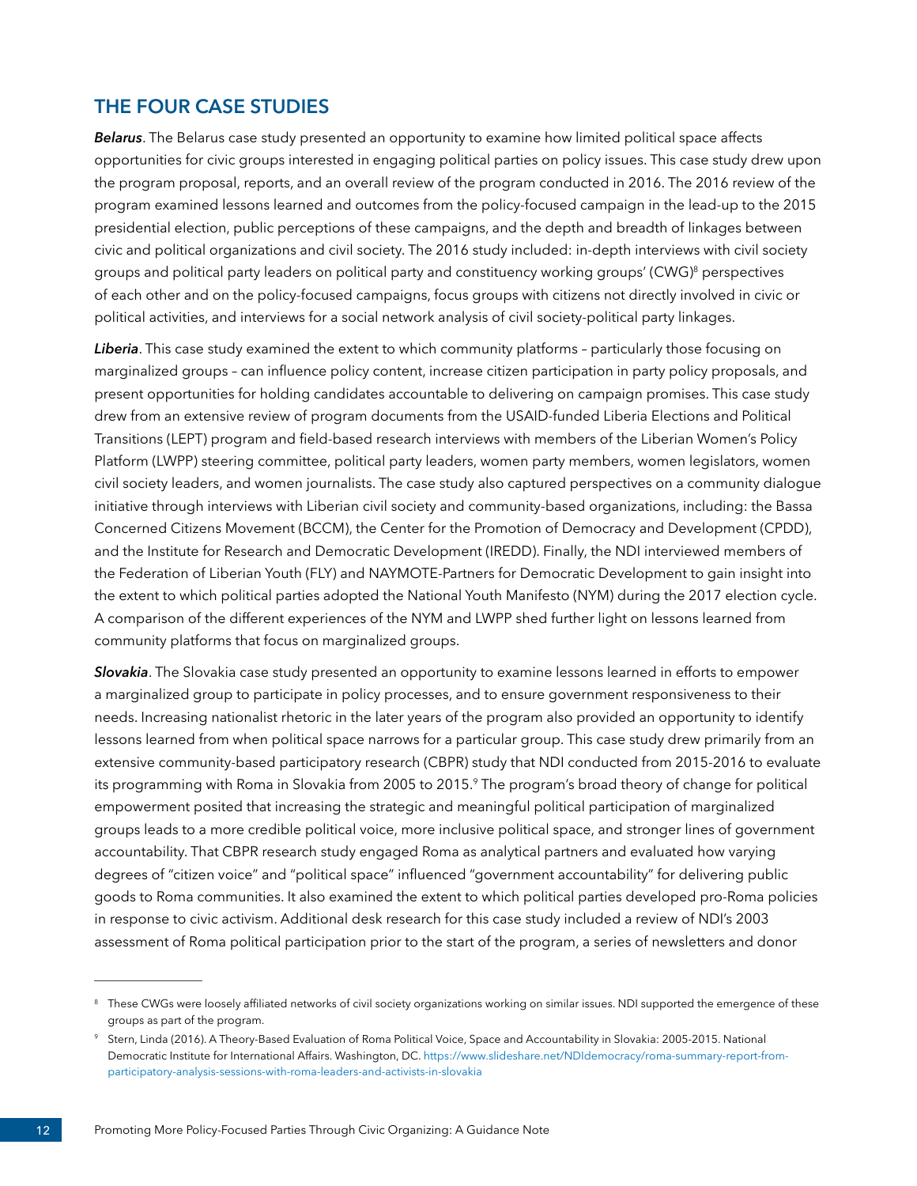## THE FOUR CASE STUDIES

***Belarus***. The Belarus case study presented an opportunity to examine how limited political space affects opportunities for civic groups interested in engaging political parties on policy issues. This case study drew upon the program proposal, reports, and an overall review of the program conducted in 2016. The 2016 review of the program examined lessons learned and outcomes from the policy-focused campaign in the lead-up to the 2015 presidential election, public perceptions of these campaigns, and the depth and breadth of linkages between civic and political organizations and civil society. The 2016 study included: in-depth interviews with civil society groups and political party leaders on political party and constituency working groups' (CWG)[8] perspectives of each other and on the policy-focused campaigns, focus groups with citizens not directly involved in civic or political activities, and interviews for a social network analysis of civil society-political party linkages.

***Liberia***. This case study examined the extent to which community platforms – particularly those focusing on marginalized groups – can influence policy content, increase citizen participation in party policy proposals, and present opportunities for holding candidates accountable to delivering on campaign promises. This case study drew from an extensive review of program documents from the USAID-funded Liberia Elections and Political Transitions (LEPT) program and field-based research interviews with members of the Liberian Women's Policy Platform (LWPP) steering committee, political party leaders, women party members, women legislators, women civil society leaders, and women journalists. The case study also captured perspectives on a community dialogue initiative through interviews with Liberian civil society and community-based organizations, including: the Bassa Concerned Citizens Movement (BCCM), the Center for the Promotion of Democracy and Development (CPDD), and the Institute for Research and Democratic Development (IREDD). Finally, the NDI interviewed members of the Federation of Liberian Youth (FLY) and NAYMOTE-Partners for Democratic Development to gain insight into the extent to which political parties adopted the National Youth Manifesto (NYM) during the 2017 election cycle. A comparison of the different experiences of the NYM and LWPP shed further light on lessons learned from community platforms that focus on marginalized groups.

***Slovakia***. The Slovakia case study presented an opportunity to examine lessons learned in efforts to empower a marginalized group to participate in policy processes, and to ensure government responsiveness to their needs. Increasing nationalist rhetoric in the later years of the program also provided an opportunity to identify lessons learned from when political space narrows for a particular group. This case study drew primarily from an extensive community-based participatory research (CBPR) study that NDI conducted from 2015-2016 to evaluate its programming with Roma in Slovakia from 2005 to 2015.[9] The program's broad theory of change for political empowerment posited that increasing the strategic and meaningful political participation of marginalized groups leads to a more credible political voice, more inclusive political space, and stronger lines of government accountability. That CBPR research study engaged Roma as analytical partners and evaluated how varying degrees of "citizen voice" and "political space" influenced "government accountability" for delivering public goods to Roma communities. It also examined the extent to which political parties developed pro-Roma policies in response to civic activism. Additional desk research for this case study included a review of NDI's 2003 assessment of Roma political participation prior to the start of the program, a series of newsletters and donor

---

[8] These CWGs were loosely affiliated networks of civil society organizations working on similar issues. NDI supported the emergence of these groups as part of the program.

[9] Stern, Linda (2016). A Theory-Based Evaluation of Roma Political Voice, Space and Accountability in Slovakia: 2005-2015. National Democratic Institute for International Affairs. Washington, DC. https://www.slideshare.net/NDIdemocracy/roma-summary-report-from-participatory-analysis-sessions-with-roma-leaders-and-activists-in-slovakia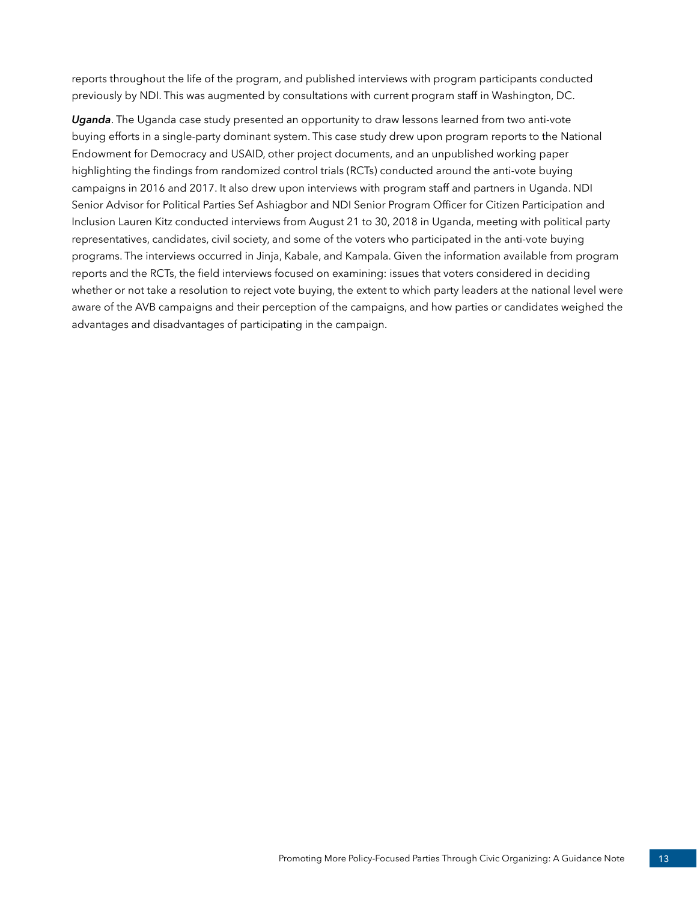reports throughout the life of the program, and published interviews with program participants conducted previously by NDI. This was augmented by consultations with current program staff in Washington, DC.

***Uganda***. The Uganda case study presented an opportunity to draw lessons learned from two anti-vote buying efforts in a single-party dominant system. This case study drew upon program reports to the National Endowment for Democracy and USAID, other project documents, and an unpublished working paper highlighting the findings from randomized control trials (RCTs) conducted around the anti-vote buying campaigns in 2016 and 2017. It also drew upon interviews with program staff and partners in Uganda. NDI Senior Advisor for Political Parties Sef Ashiagbor and NDI Senior Program Officer for Citizen Participation and Inclusion Lauren Kitz conducted interviews from August 21 to 30, 2018 in Uganda, meeting with political party representatives, candidates, civil society, and some of the voters who participated in the anti-vote buying programs. The interviews occurred in Jinja, Kabale, and Kampala. Given the information available from program reports and the RCTs, the field interviews focused on examining: issues that voters considered in deciding whether or not take a resolution to reject vote buying, the extent to which party leaders at the national level were aware of the AVB campaigns and their perception of the campaigns, and how parties or candidates weighed the advantages and disadvantages of participating in the campaign.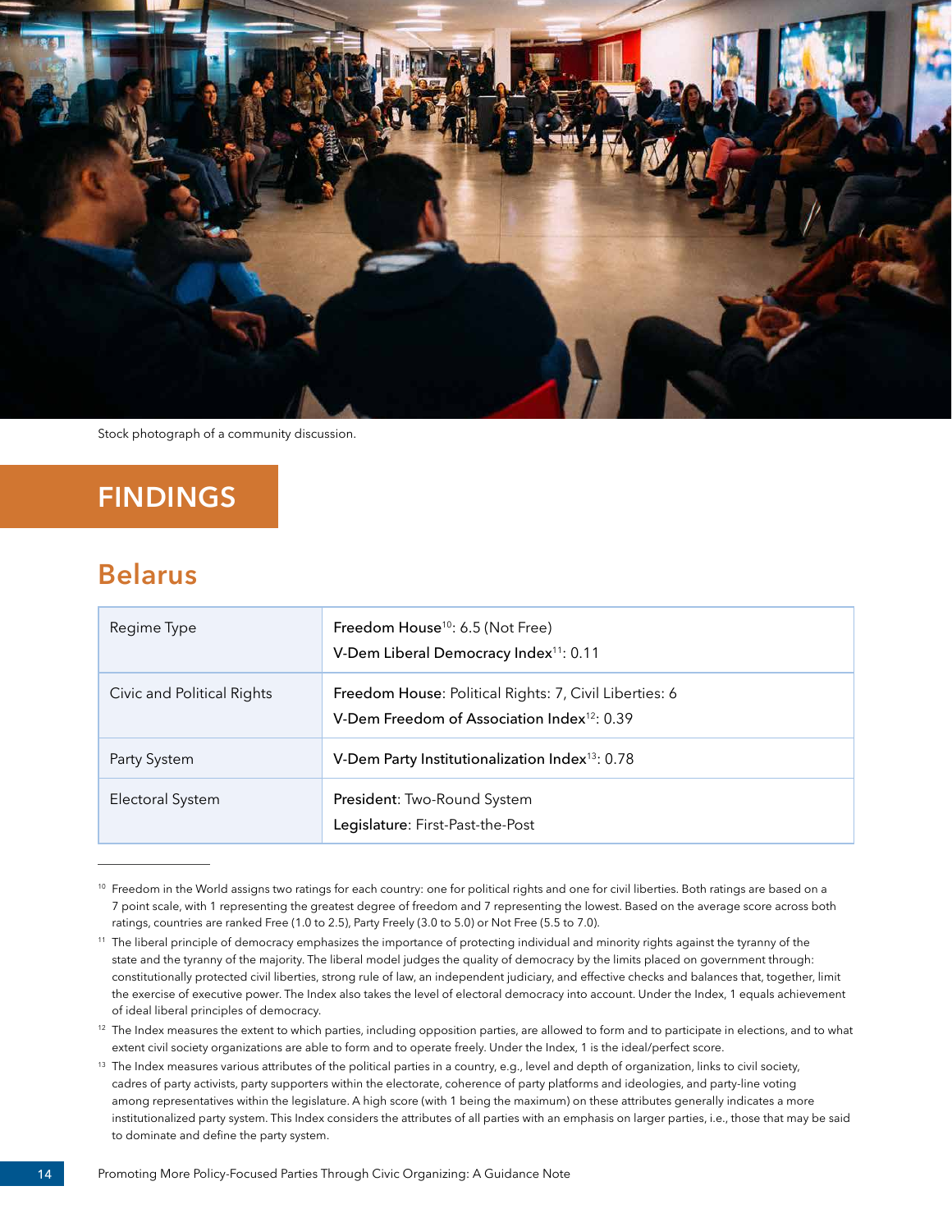Stock photograph of a community discussion.

# FINDINGS

## Belarus

| | |
|---|---|
| Regime Type | **Freedom House**[10]: 6.5 (Not Free)<br>**V-Dem Liberal Democracy Index**[11]: 0.11 |
| Civic and Political Rights | **Freedom House**: Political Rights: 7, Civil Liberties: 6<br>**V-Dem Freedom of Association Index**[12]: 0.39 |
| Party System | **V-Dem Party Institutionalization Index**[13]: 0.78 |
| Electoral System | **President**: Two-Round System<br>**Legislature**: First-Past-the-Post |

[10] Freedom in the World assigns two ratings for each country: one for political rights and one for civil liberties. Both ratings are based on a 7 point scale, with 1 representing the greatest degree of freedom and 7 representing the lowest. Based on the average score across both ratings, countries are ranked Free (1.0 to 2.5), Party Freely (3.0 to 5.0) or Not Free (5.5 to 7.0).

[11] The liberal principle of democracy emphasizes the importance of protecting individual and minority rights against the tyranny of the state and the tyranny of the majority. The liberal model judges the quality of democracy by the limits placed on government through: constitutionally protected civil liberties, strong rule of law, an independent judiciary, and effective checks and balances that, together, limit the exercise of executive power. The Index also takes the level of electoral democracy into account. Under the Index, 1 equals achievement of ideal liberal principles of democracy.

[12] The Index measures the extent to which parties, including opposition parties, are allowed to form and to participate in elections, and to what extent civil society organizations are able to form and to operate freely. Under the Index, 1 is the ideal/perfect score.

[13] The Index measures various attributes of the political parties in a country, e.g., level and depth of organization, links to civil society, cadres of party activists, party supporters within the electorate, coherence of party platforms and ideologies, and party-line voting among representatives within the legislature. A high score (with 1 being the maximum) on these attributes generally indicates a more institutionalized party system. This Index considers the attributes of all parties with an emphasis on larger parties, i.e., those that may be said to dominate and define the party system.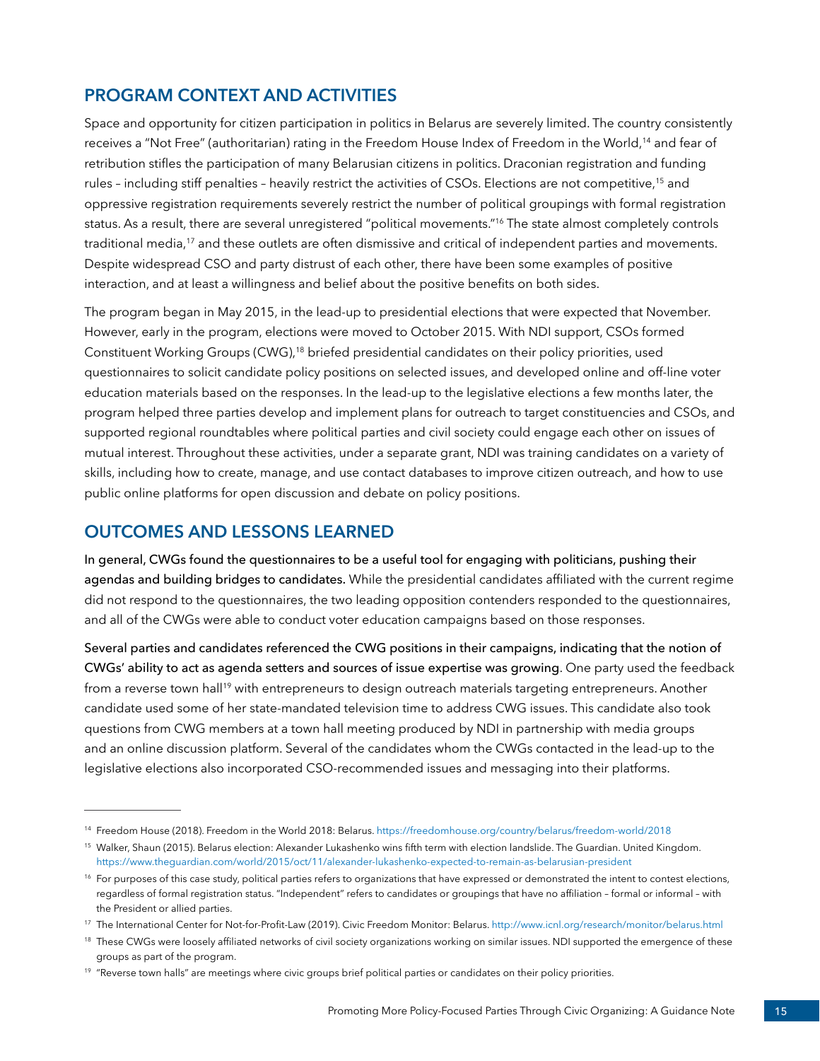## PROGRAM CONTEXT AND ACTIVITIES

Space and opportunity for citizen participation in politics in Belarus are severely limited. The country consistently receives a "Not Free" (authoritarian) rating in the Freedom House Index of Freedom in the World,[14] and fear of retribution stifles the participation of many Belarusian citizens in politics. Draconian registration and funding rules – including stiff penalties – heavily restrict the activities of CSOs. Elections are not competitive,[15] and oppressive registration requirements severely restrict the number of political groupings with formal registration status. As a result, there are several unregistered "political movements."[16] The state almost completely controls traditional media,[17] and these outlets are often dismissive and critical of independent parties and movements. Despite widespread CSO and party distrust of each other, there have been some examples of positive interaction, and at least a willingness and belief about the positive benefits on both sides.

The program began in May 2015, in the lead-up to presidential elections that were expected that November. However, early in the program, elections were moved to October 2015. With NDI support, CSOs formed Constituent Working Groups (CWG),[18] briefed presidential candidates on their policy priorities, used questionnaires to solicit candidate policy positions on selected issues, and developed online and off-line voter education materials based on the responses. In the lead-up to the legislative elections a few months later, the program helped three parties develop and implement plans for outreach to target constituencies and CSOs, and supported regional roundtables where political parties and civil society could engage each other on issues of mutual interest. Throughout these activities, under a separate grant, NDI was training candidates on a variety of skills, including how to create, manage, and use contact databases to improve citizen outreach, and how to use public online platforms for open discussion and debate on policy positions.

## OUTCOMES AND LESSONS LEARNED

**In general, CWGs found the questionnaires to be a useful tool for engaging with politicians, pushing their agendas and building bridges to candidates.** While the presidential candidates affiliated with the current regime did not respond to the questionnaires, the two leading opposition contenders responded to the questionnaires, and all of the CWGs were able to conduct voter education campaigns based on those responses.

**Several parties and candidates referenced the CWG positions in their campaigns, indicating that the notion of CWGs' ability to act as agenda setters and sources of issue expertise was growing**. One party used the feedback from a reverse town hall[19] with entrepreneurs to design outreach materials targeting entrepreneurs. Another candidate used some of her state-mandated television time to address CWG issues. This candidate also took questions from CWG members at a town hall meeting produced by NDI in partnership with media groups and an online discussion platform. Several of the candidates whom the CWGs contacted in the lead-up to the legislative elections also incorporated CSO-recommended issues and messaging into their platforms.

---

[14] Freedom House (2018). Freedom in the World 2018: Belarus. https://freedomhouse.org/country/belarus/freedom-world/2018

[15] Walker, Shaun (2015). Belarus election: Alexander Lukashenko wins fifth term with election landslide. The Guardian. United Kingdom. https://www.theguardian.com/world/2015/oct/11/alexander-lukashenko-expected-to-remain-as-belarusian-president

[16] For purposes of this case study, political parties refers to organizations that have expressed or demonstrated the intent to contest elections, regardless of formal registration status. "Independent" refers to candidates or groupings that have no affiliation – formal or informal – with the President or allied parties.

[17] The International Center for Not-for-Profit-Law (2019). Civic Freedom Monitor: Belarus. http://www.icnl.org/research/monitor/belarus.html

[18] These CWGs were loosely affiliated networks of civil society organizations working on similar issues. NDI supported the emergence of these groups as part of the program.

[19] "Reverse town halls" are meetings where civic groups brief political parties or candidates on their policy priorities.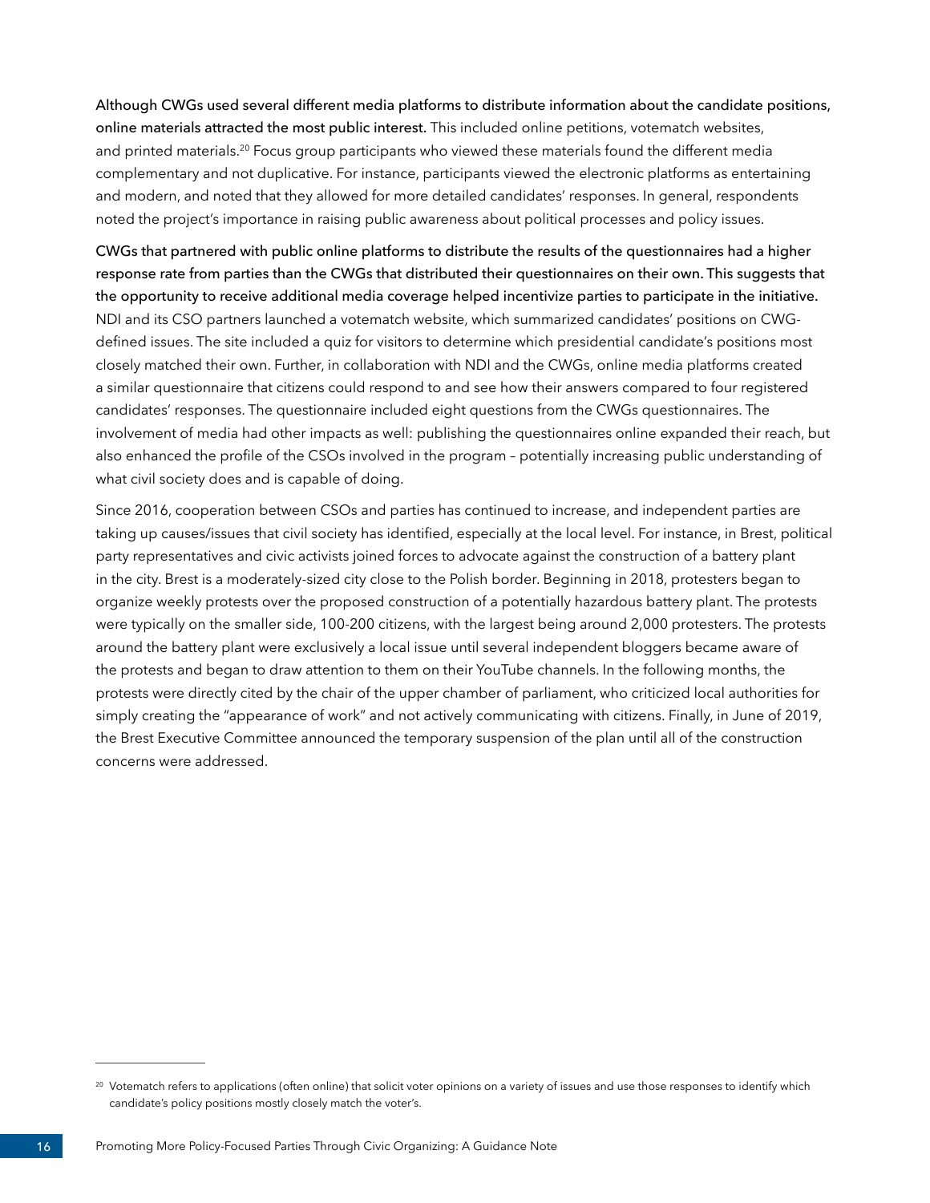**Although CWGs used several different media platforms to distribute information about the candidate positions, online materials attracted the most public interest.** This included online petitions, votematch websites, and printed materials.[20] Focus group participants who viewed these materials found the different media complementary and not duplicative. For instance, participants viewed the electronic platforms as entertaining and modern, and noted that they allowed for more detailed candidates' responses. In general, respondents noted the project's importance in raising public awareness about political processes and policy issues.

**CWGs that partnered with public online platforms to distribute the results of the questionnaires had a higher response rate from parties than the CWGs that distributed their questionnaires on their own. This suggests that the opportunity to receive additional media coverage helped incentivize parties to participate in the initiative.** NDI and its CSO partners launched a votematch website, which summarized candidates' positions on CWG-defined issues. The site included a quiz for visitors to determine which presidential candidate's positions most closely matched their own. Further, in collaboration with NDI and the CWGs, online media platforms created a similar questionnaire that citizens could respond to and see how their answers compared to four registered candidates' responses. The questionnaire included eight questions from the CWGs questionnaires. The involvement of media had other impacts as well: publishing the questionnaires online expanded their reach, but also enhanced the profile of the CSOs involved in the program – potentially increasing public understanding of what civil society does and is capable of doing.

Since 2016, cooperation between CSOs and parties has continued to increase, and independent parties are taking up causes/issues that civil society has identified, especially at the local level. For instance, in Brest, political party representatives and civic activists joined forces to advocate against the construction of a battery plant in the city. Brest is a moderately-sized city close to the Polish border. Beginning in 2018, protesters began to organize weekly protests over the proposed construction of a potentially hazardous battery plant. The protests were typically on the smaller side, 100-200 citizens, with the largest being around 2,000 protesters. The protests around the battery plant were exclusively a local issue until several independent bloggers became aware of the protests and began to draw attention to them on their YouTube channels. In the following months, the protests were directly cited by the chair of the upper chamber of parliament, who criticized local authorities for simply creating the "appearance of work" and not actively communicating with citizens. Finally, in June of 2019, the Brest Executive Committee announced the temporary suspension of the plan until all of the construction concerns were addressed.

---

[20] Votematch refers to applications (often online) that solicit voter opinions on a variety of issues and use those responses to identify which candidate's policy positions mostly closely match the voter's.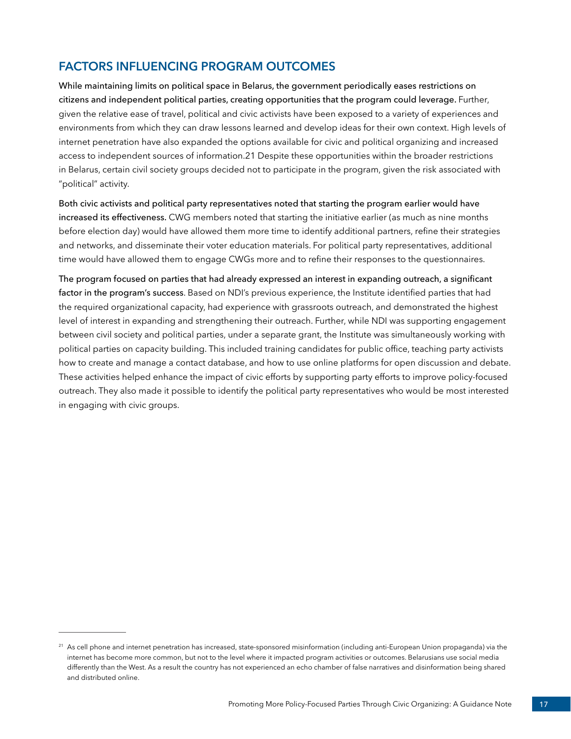## FACTORS INFLUENCING PROGRAM OUTCOMES

**While maintaining limits on political space in Belarus, the government periodically eases restrictions on citizens and independent political parties, creating opportunities that the program could leverage.** Further, given the relative ease of travel, political and civic activists have been exposed to a variety of experiences and environments from which they can draw lessons learned and develop ideas for their own context. High levels of internet penetration have also expanded the options available for civic and political organizing and increased access to independent sources of information.[21] Despite these opportunities within the broader restrictions in Belarus, certain civil society groups decided not to participate in the program, given the risk associated with "political" activity.

**Both civic activists and political party representatives noted that starting the program earlier would have increased its effectiveness.** CWG members noted that starting the initiative earlier (as much as nine months before election day) would have allowed them more time to identify additional partners, refine their strategies and networks, and disseminate their voter education materials. For political party representatives, additional time would have allowed them to engage CWGs more and to refine their responses to the questionnaires.

**The program focused on parties that had already expressed an interest in expanding outreach, a significant factor in the program's success**. Based on NDI's previous experience, the Institute identified parties that had the required organizational capacity, had experience with grassroots outreach, and demonstrated the highest level of interest in expanding and strengthening their outreach. Further, while NDI was supporting engagement between civil society and political parties, under a separate grant, the Institute was simultaneously working with political parties on capacity building. This included training candidates for public office, teaching party activists how to create and manage a contact database, and how to use online platforms for open discussion and debate. These activities helped enhance the impact of civic efforts by supporting party efforts to improve policy-focused outreach. They also made it possible to identify the political party representatives who would be most interested in engaging with civic groups.

---

[21] As cell phone and internet penetration has increased, state-sponsored misinformation (including anti-European Union propaganda) via the internet has become more common, but not to the level where it impacted program activities or outcomes. Belarusians use social media differently than the West. As a result the country has not experienced an echo chamber of false narratives and disinformation being shared and distributed online.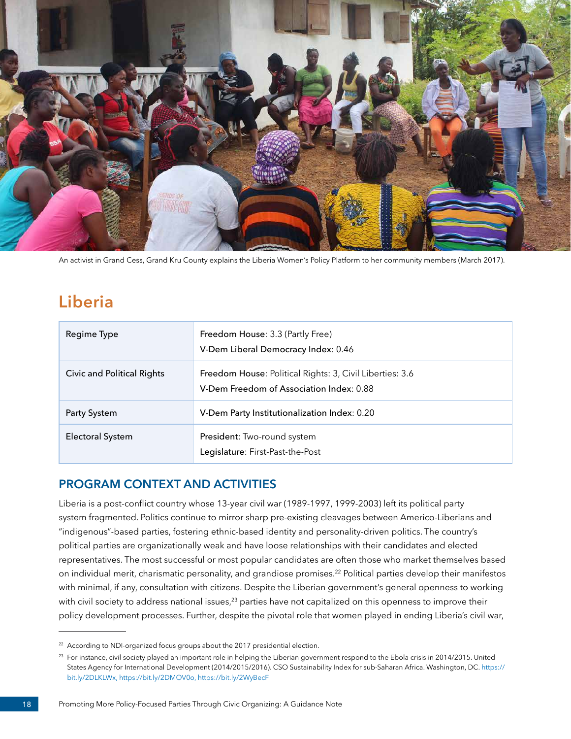An activist in Grand Cess, Grand Kru County explains the Liberia Women's Policy Platform to her community members (March 2017).

# Liberia

| Regime Type | **Freedom House**: 3.3 (Partly Free)<br>**V-Dem Liberal Democracy Index**: 0.46 |
|---|---|
| Civic and Political Rights | **Freedom House**: Political Rights: 3, Civil Liberties: 3.6<br>**V-Dem Freedom of Association Index**: 0.88 |
| Party System | **V-Dem Party Institutionalization Index**: 0.20 |
| Electoral System | **President**: Two-round system<br>**Legislature**: First-Past-the-Post |

## PROGRAM CONTEXT AND ACTIVITIES

Liberia is a post-conflict country whose 13-year civil war (1989-1997, 1999-2003) left its political party system fragmented. Politics continue to mirror sharp pre-existing cleavages between Americo-Liberians and "indigenous"-based parties, fostering ethnic-based identity and personality-driven politics. The country's political parties are organizationally weak and have loose relationships with their candidates and elected representatives. The most successful or most popular candidates are often those who market themselves based on individual merit, charismatic personality, and grandiose promises.[22] Political parties develop their manifestos with minimal, if any, consultation with citizens. Despite the Liberian government's general openness to working with civil society to address national issues,[23] parties have not capitalized on this openness to improve their policy development processes. Further, despite the pivotal role that women played in ending Liberia's civil war,

[22] According to NDI-organized focus groups about the 2017 presidential election.

[23] For instance, civil society played an important role in helping the Liberian government respond to the Ebola crisis in 2014/2015. United States Agency for International Development (2014/2015/2016). CSO Sustainability Index for sub-Saharan Africa. Washington, DC. https://bit.ly/2DLKLWx, https://bit.ly/2DMOV0o, https://bit.ly/2WyBecF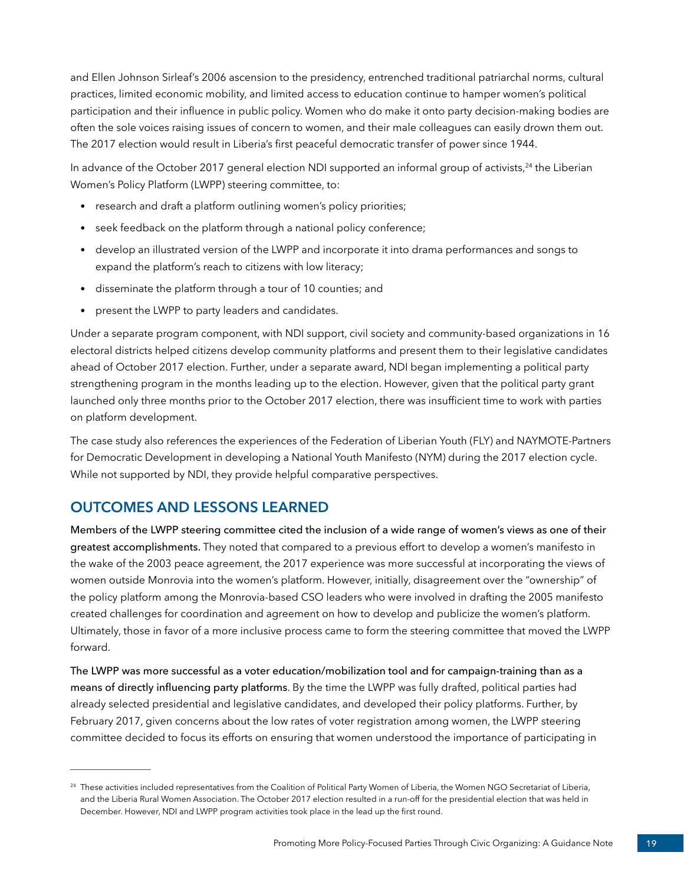and Ellen Johnson Sirleaf's 2006 ascension to the presidency, entrenched traditional patriarchal norms, cultural practices, limited economic mobility, and limited access to education continue to hamper women's political participation and their influence in public policy. Women who do make it onto party decision-making bodies are often the sole voices raising issues of concern to women, and their male colleagues can easily drown them out. The 2017 election would result in Liberia's first peaceful democratic transfer of power since 1944.

In advance of the October 2017 general election NDI supported an informal group of activists,[24] the Liberian Women's Policy Platform (LWPP) steering committee, to:

- research and draft a platform outlining women's policy priorities;
- seek feedback on the platform through a national policy conference;
- develop an illustrated version of the LWPP and incorporate it into drama performances and songs to expand the platform's reach to citizens with low literacy;
- disseminate the platform through a tour of 10 counties; and
- present the LWPP to party leaders and candidates.

Under a separate program component, with NDI support, civil society and community-based organizations in 16 electoral districts helped citizens develop community platforms and present them to their legislative candidates ahead of October 2017 election. Further, under a separate award, NDI began implementing a political party strengthening program in the months leading up to the election. However, given that the political party grant launched only three months prior to the October 2017 election, there was insufficient time to work with parties on platform development.

The case study also references the experiences of the Federation of Liberian Youth (FLY) and NAYMOTE-Partners for Democratic Development in developing a National Youth Manifesto (NYM) during the 2017 election cycle. While not supported by NDI, they provide helpful comparative perspectives.

## OUTCOMES AND LESSONS LEARNED

**Members of the LWPP steering committee cited the inclusion of a wide range of women's views as one of their greatest accomplishments.** They noted that compared to a previous effort to develop a women's manifesto in the wake of the 2003 peace agreement, the 2017 experience was more successful at incorporating the views of women outside Monrovia into the women's platform. However, initially, disagreement over the "ownership" of the policy platform among the Monrovia-based CSO leaders who were involved in drafting the 2005 manifesto created challenges for coordination and agreement on how to develop and publicize the women's platform. Ultimately, those in favor of a more inclusive process came to form the steering committee that moved the LWPP forward.

**The LWPP was more successful as a voter education/mobilization tool and for campaign-training than as a means of directly influencing party platforms**. By the time the LWPP was fully drafted, political parties had already selected presidential and legislative candidates, and developed their policy platforms. Further, by February 2017, given concerns about the low rates of voter registration among women, the LWPP steering committee decided to focus its efforts on ensuring that women understood the importance of participating in

---

[24] These activities included representatives from the Coalition of Political Party Women of Liberia, the Women NGO Secretariat of Liberia, and the Liberia Rural Women Association. The October 2017 election resulted in a run-off for the presidential election that was held in December. However, NDI and LWPP program activities took place in the lead up the first round.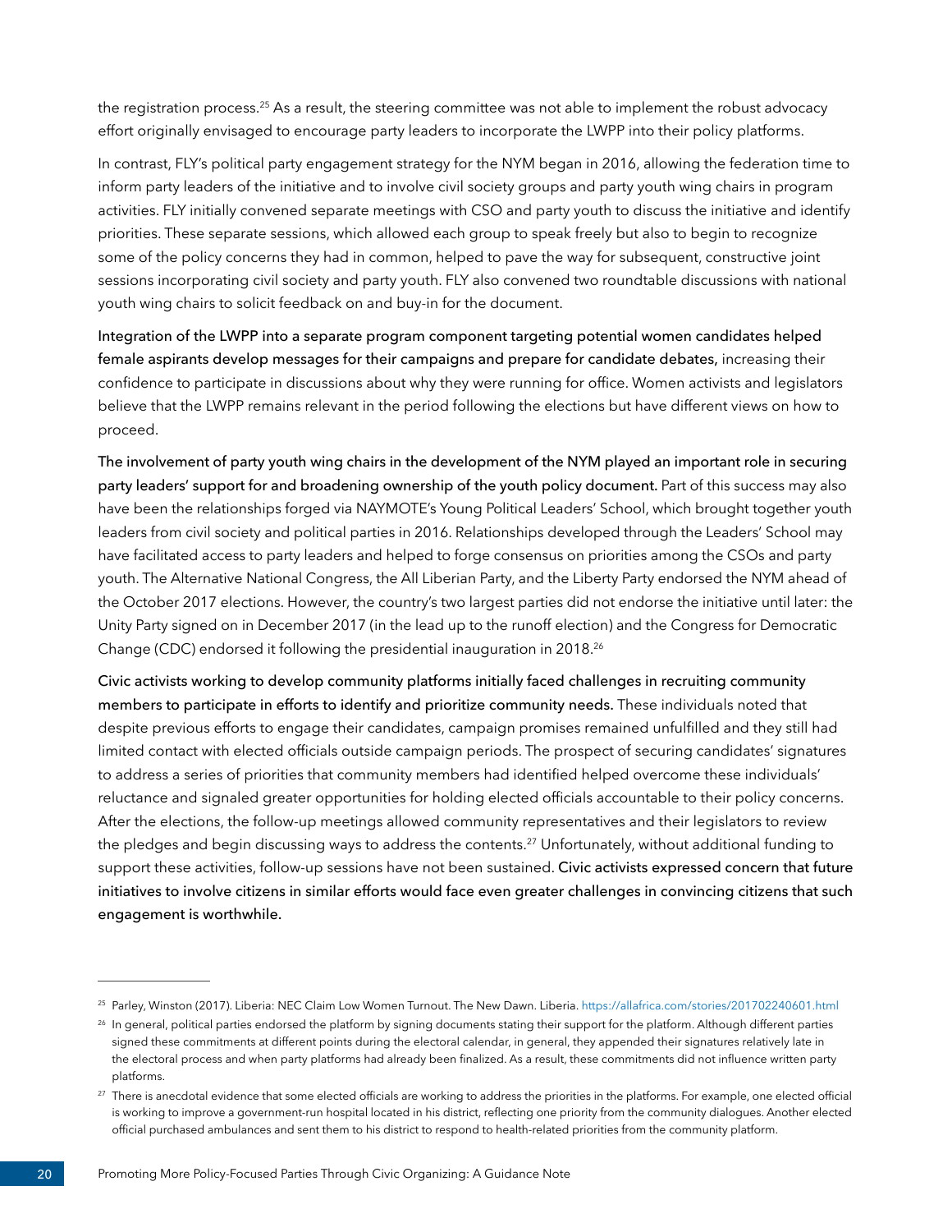the registration process.[25] As a result, the steering committee was not able to implement the robust advocacy effort originally envisaged to encourage party leaders to incorporate the LWPP into their policy platforms.

In contrast, FLY's political party engagement strategy for the NYM began in 2016, allowing the federation time to inform party leaders of the initiative and to involve civil society groups and party youth wing chairs in program activities. FLY initially convened separate meetings with CSO and party youth to discuss the initiative and identify priorities. These separate sessions, which allowed each group to speak freely but also to begin to recognize some of the policy concerns they had in common, helped to pave the way for subsequent, constructive joint sessions incorporating civil society and party youth. FLY also convened two roundtable discussions with national youth wing chairs to solicit feedback on and buy-in for the document.

**Integration of the LWPP into a separate program component targeting potential women candidates helped female aspirants develop messages for their campaigns and prepare for candidate debates,** increasing their confidence to participate in discussions about why they were running for office. Women activists and legislators believe that the LWPP remains relevant in the period following the elections but have different views on how to proceed.

**The involvement of party youth wing chairs in the development of the NYM played an important role in securing party leaders' support for and broadening ownership of the youth policy document.** Part of this success may also have been the relationships forged via NAYMOTE's Young Political Leaders' School, which brought together youth leaders from civil society and political parties in 2016. Relationships developed through the Leaders' School may have facilitated access to party leaders and helped to forge consensus on priorities among the CSOs and party youth. The Alternative National Congress, the All Liberian Party, and the Liberty Party endorsed the NYM ahead of the October 2017 elections. However, the country's two largest parties did not endorse the initiative until later: the Unity Party signed on in December 2017 (in the lead up to the runoff election) and the Congress for Democratic Change (CDC) endorsed it following the presidential inauguration in 2018.[26]

**Civic activists working to develop community platforms initially faced challenges in recruiting community members to participate in efforts to identify and prioritize community needs.** These individuals noted that despite previous efforts to engage their candidates, campaign promises remained unfulfilled and they still had limited contact with elected officials outside campaign periods. The prospect of securing candidates' signatures to address a series of priorities that community members had identified helped overcome these individuals' reluctance and signaled greater opportunities for holding elected officials accountable to their policy concerns. After the elections, the follow-up meetings allowed community representatives and their legislators to review the pledges and begin discussing ways to address the contents.[27] Unfortunately, without additional funding to support these activities, follow-up sessions have not been sustained. **Civic activists expressed concern that future initiatives to involve citizens in similar efforts would face even greater challenges in convincing citizens that such engagement is worthwhile.**

---

[25] Parley, Winston (2017). Liberia: NEC Claim Low Women Turnout. The New Dawn. Liberia. https://allafrica.com/stories/201702240601.html

[26] In general, political parties endorsed the platform by signing documents stating their support for the platform. Although different parties signed these commitments at different points during the electoral calendar, in general, they appended their signatures relatively late in the electoral process and when party platforms had already been finalized. As a result, these commitments did not influence written party platforms.

[27] There is anecdotal evidence that some elected officials are working to address the priorities in the platforms. For example, one elected official is working to improve a government-run hospital located in his district, reflecting one priority from the community dialogues. Another elected official purchased ambulances and sent them to his district to respond to health-related priorities from the community platform.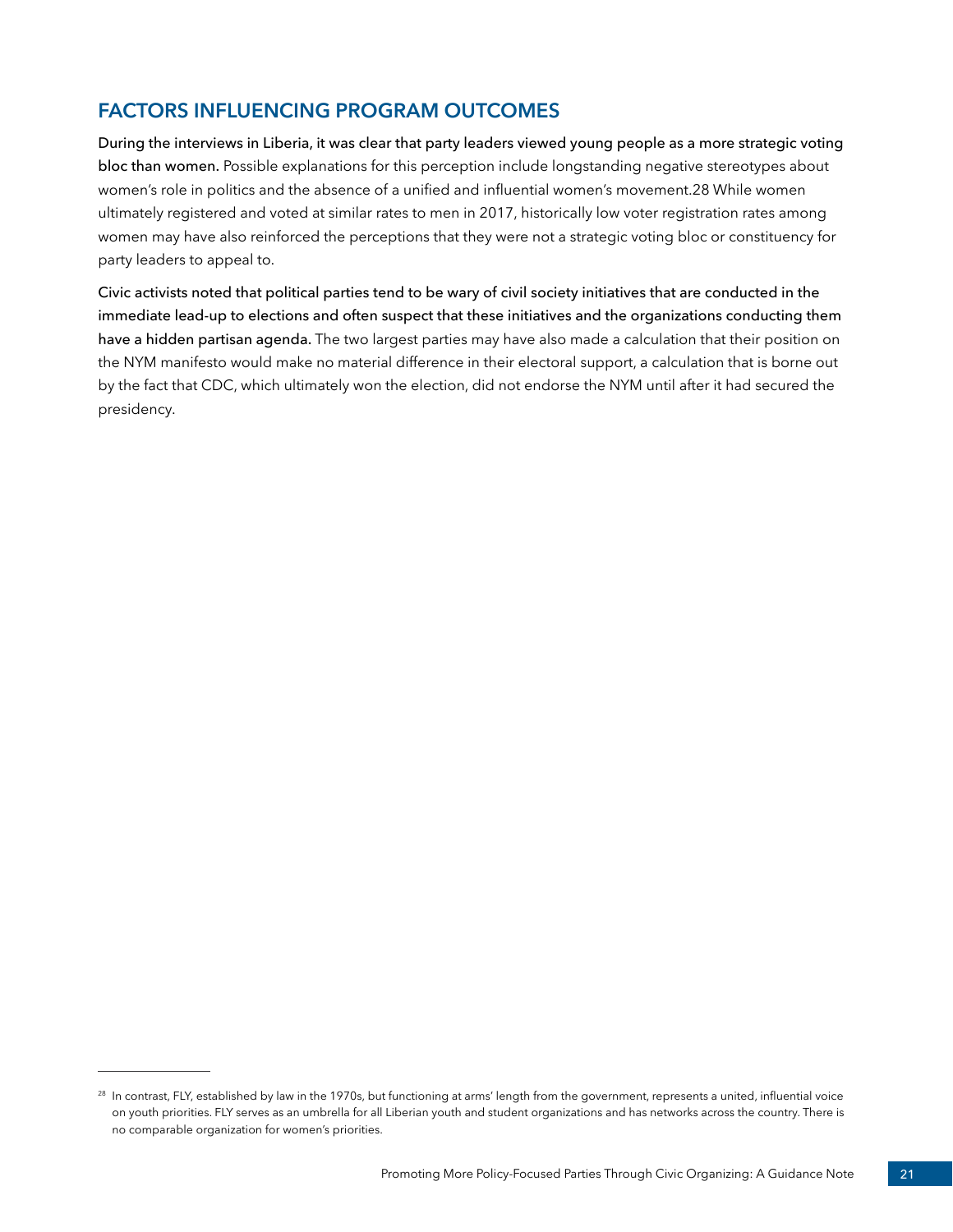## FACTORS INFLUENCING PROGRAM OUTCOMES

**During the interviews in Liberia, it was clear that party leaders viewed young people as a more strategic voting bloc than women.** Possible explanations for this perception include longstanding negative stereotypes about women's role in politics and the absence of a unified and influential women's movement.[28] While women ultimately registered and voted at similar rates to men in 2017, historically low voter registration rates among women may have also reinforced the perceptions that they were not a strategic voting bloc or constituency for party leaders to appeal to.

**Civic activists noted that political parties tend to be wary of civil society initiatives that are conducted in the immediate lead-up to elections and often suspect that these initiatives and the organizations conducting them have a hidden partisan agenda.** The two largest parties may have also made a calculation that their position on the NYM manifesto would make no material difference in their electoral support, a calculation that is borne out by the fact that CDC, which ultimately won the election, did not endorse the NYM until after it had secured the presidency.

---

[28] In contrast, FLY, established by law in the 1970s, but functioning at arms' length from the government, represents a united, influential voice on youth priorities. FLY serves as an umbrella for all Liberian youth and student organizations and has networks across the country. There is no comparable organization for women's priorities.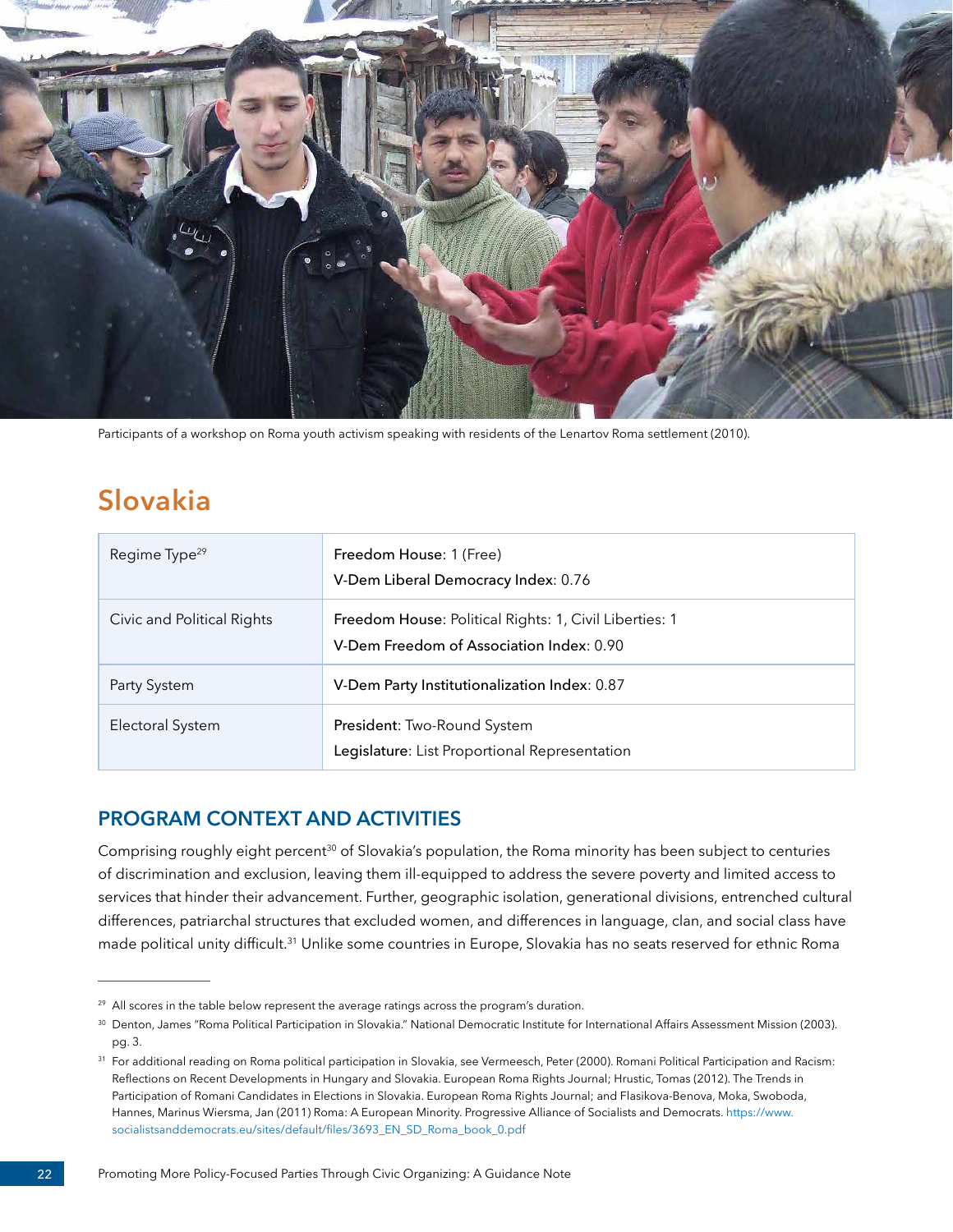Participants of a workshop on Roma youth activism speaking with residents of the Lenartov Roma settlement (2010).

## Slovakia

| Regime Type[29] | **Freedom House**: 1 (Free)<br>**V-Dem Liberal Democracy Index**: 0.76 |
|---|---|
| Civic and Political Rights | **Freedom House**: Political Rights: 1, Civil Liberties: 1<br>**V-Dem Freedom of Association Index**: 0.90 |
| Party System | **V-Dem Party Institutionalization Index**: 0.87 |
| Electoral System | **President**: Two-Round System<br>**Legislature**: List Proportional Representation |

### PROGRAM CONTEXT AND ACTIVITIES

Comprising roughly eight percent[30] of Slovakia's population, the Roma minority has been subject to centuries of discrimination and exclusion, leaving them ill-equipped to address the severe poverty and limited access to services that hinder their advancement. Further, geographic isolation, generational divisions, entrenched cultural differences, patriarchal structures that excluded women, and differences in language, clan, and social class have made political unity difficult.[31] Unlike some countries in Europe, Slovakia has no seats reserved for ethnic Roma

---

[29] All scores in the table below represent the average ratings across the program's duration.

[30] Denton, James "Roma Political Participation in Slovakia." National Democratic Institute for International Affairs Assessment Mission (2003). pg. 3.

[31] For additional reading on Roma political participation in Slovakia, see Vermeesch, Peter (2000). Romani Political Participation and Racism: Reflections on Recent Developments in Hungary and Slovakia. European Roma Rights Journal; Hrustic, Tomas (2012). The Trends in Participation of Romani Candidates in Elections in Slovakia. European Roma Rights Journal; and Flasikova-Benova, Moka, Swoboda, Hannes, Marinus Wiersma, Jan (2011) Roma: A European Minority. Progressive Alliance of Socialists and Democrats. https://www.socialistsanddemocrats.eu/sites/default/files/3693_EN_SD_Roma_book_0.pdf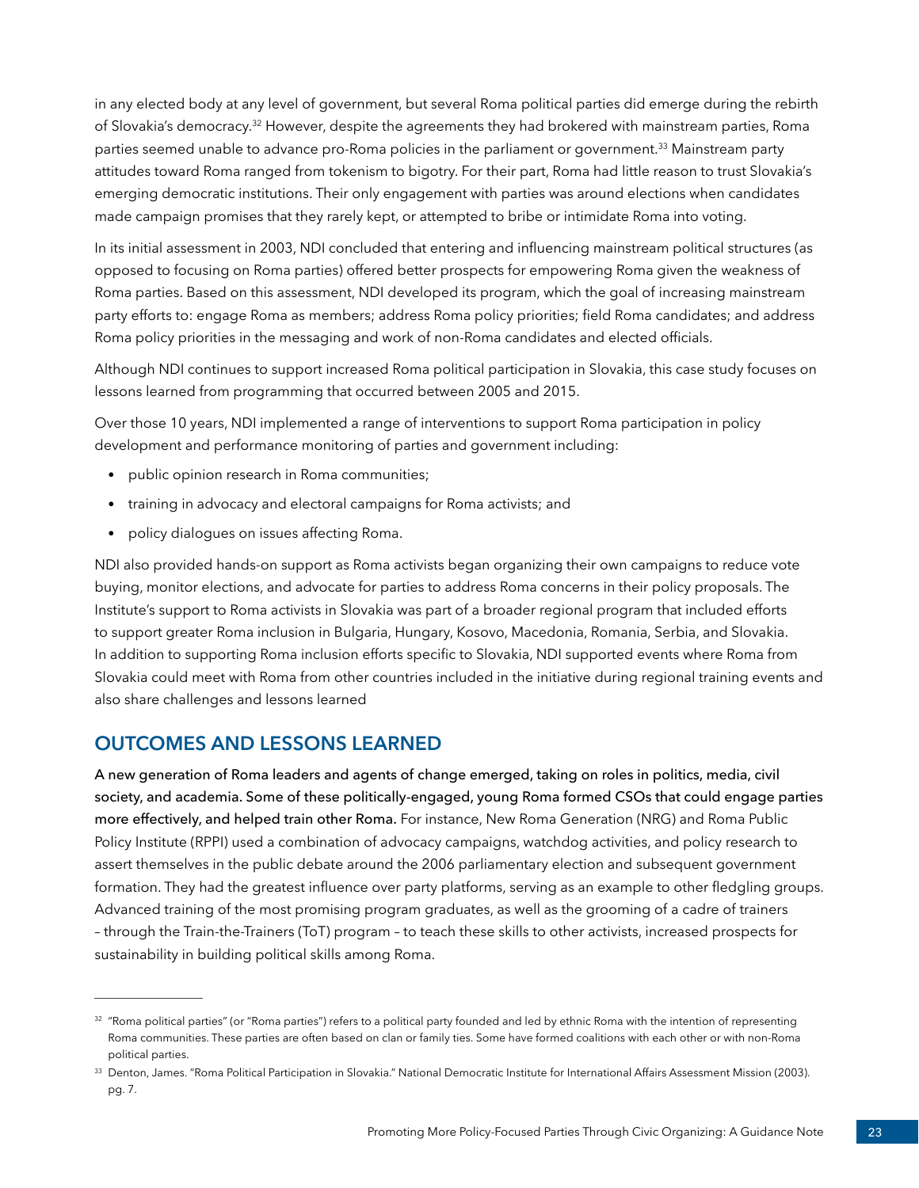in any elected body at any level of government, but several Roma political parties did emerge during the rebirth of Slovakia's democracy.[32] However, despite the agreements they had brokered with mainstream parties, Roma parties seemed unable to advance pro-Roma policies in the parliament or government.[33] Mainstream party attitudes toward Roma ranged from tokenism to bigotry. For their part, Roma had little reason to trust Slovakia's emerging democratic institutions. Their only engagement with parties was around elections when candidates made campaign promises that they rarely kept, or attempted to bribe or intimidate Roma into voting.

In its initial assessment in 2003, NDI concluded that entering and influencing mainstream political structures (as opposed to focusing on Roma parties) offered better prospects for empowering Roma given the weakness of Roma parties. Based on this assessment, NDI developed its program, which the goal of increasing mainstream party efforts to: engage Roma as members; address Roma policy priorities; field Roma candidates; and address Roma policy priorities in the messaging and work of non-Roma candidates and elected officials.

Although NDI continues to support increased Roma political participation in Slovakia, this case study focuses on lessons learned from programming that occurred between 2005 and 2015.

Over those 10 years, NDI implemented a range of interventions to support Roma participation in policy development and performance monitoring of parties and government including:

- public opinion research in Roma communities;
- training in advocacy and electoral campaigns for Roma activists; and
- policy dialogues on issues affecting Roma.

NDI also provided hands-on support as Roma activists began organizing their own campaigns to reduce vote buying, monitor elections, and advocate for parties to address Roma concerns in their policy proposals. The Institute's support to Roma activists in Slovakia was part of a broader regional program that included efforts to support greater Roma inclusion in Bulgaria, Hungary, Kosovo, Macedonia, Romania, Serbia, and Slovakia. In addition to supporting Roma inclusion efforts specific to Slovakia, NDI supported events where Roma from Slovakia could meet with Roma from other countries included in the initiative during regional training events and also share challenges and lessons learned

## OUTCOMES AND LESSONS LEARNED

**A new generation of Roma leaders and agents of change emerged, taking on roles in politics, media, civil society, and academia. Some of these politically-engaged, young Roma formed CSOs that could engage parties more effectively, and helped train other Roma.** For instance, New Roma Generation (NRG) and Roma Public Policy Institute (RPPI) used a combination of advocacy campaigns, watchdog activities, and policy research to assert themselves in the public debate around the 2006 parliamentary election and subsequent government formation. They had the greatest influence over party platforms, serving as an example to other fledgling groups. Advanced training of the most promising program graduates, as well as the grooming of a cadre of trainers – through the Train-the-Trainers (ToT) program – to teach these skills to other activists, increased prospects for sustainability in building political skills among Roma.

---

[32] "Roma political parties" (or "Roma parties") refers to a political party founded and led by ethnic Roma with the intention of representing Roma communities. These parties are often based on clan or family ties. Some have formed coalitions with each other or with non-Roma political parties.

[33] Denton, James. "Roma Political Participation in Slovakia." National Democratic Institute for International Affairs Assessment Mission (2003). pg. 7.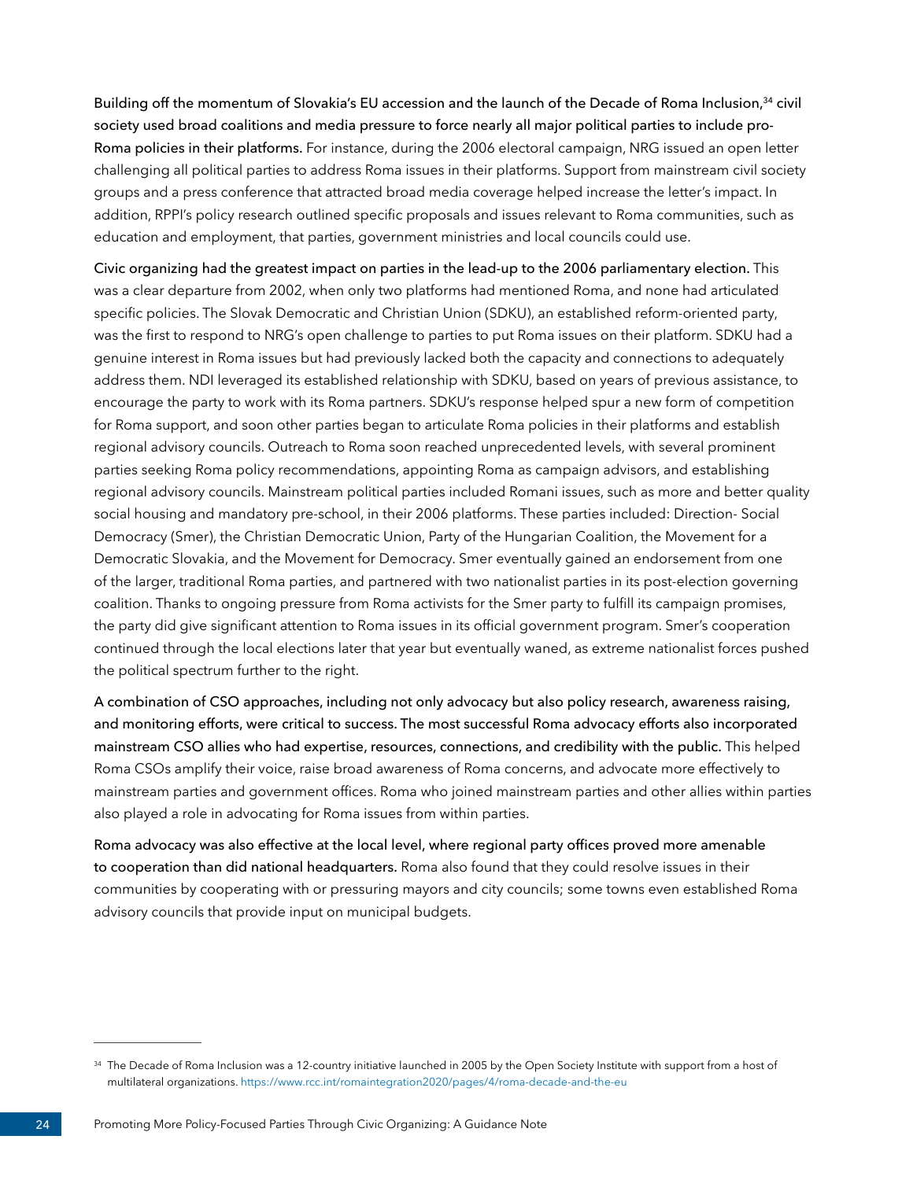**Building off the momentum of Slovakia's EU accession and the launch of the Decade of Roma Inclusion,[34] civil society used broad coalitions and media pressure to force nearly all major political parties to include pro-Roma policies in their platforms.** For instance, during the 2006 electoral campaign, NRG issued an open letter challenging all political parties to address Roma issues in their platforms. Support from mainstream civil society groups and a press conference that attracted broad media coverage helped increase the letter's impact. In addition, RPPI's policy research outlined specific proposals and issues relevant to Roma communities, such as education and employment, that parties, government ministries and local councils could use.

**Civic organizing had the greatest impact on parties in the lead-up to the 2006 parliamentary election.** This was a clear departure from 2002, when only two platforms had mentioned Roma, and none had articulated specific policies. The Slovak Democratic and Christian Union (SDKU), an established reform-oriented party, was the first to respond to NRG's open challenge to parties to put Roma issues on their platform. SDKU had a genuine interest in Roma issues but had previously lacked both the capacity and connections to adequately address them. NDI leveraged its established relationship with SDKU, based on years of previous assistance, to encourage the party to work with its Roma partners. SDKU's response helped spur a new form of competition for Roma support, and soon other parties began to articulate Roma policies in their platforms and establish regional advisory councils. Outreach to Roma soon reached unprecedented levels, with several prominent parties seeking Roma policy recommendations, appointing Roma as campaign advisors, and establishing regional advisory councils. Mainstream political parties included Romani issues, such as more and better quality social housing and mandatory pre-school, in their 2006 platforms. These parties included: Direction- Social Democracy (Smer), the Christian Democratic Union, Party of the Hungarian Coalition, the Movement for a Democratic Slovakia, and the Movement for Democracy. Smer eventually gained an endorsement from one of the larger, traditional Roma parties, and partnered with two nationalist parties in its post-election governing coalition. Thanks to ongoing pressure from Roma activists for the Smer party to fulfill its campaign promises, the party did give significant attention to Roma issues in its official government program. Smer's cooperation continued through the local elections later that year but eventually waned, as extreme nationalist forces pushed the political spectrum further to the right.

**A combination of CSO approaches, including not only advocacy but also policy research, awareness raising, and monitoring efforts, were critical to success. The most successful Roma advocacy efforts also incorporated mainstream CSO allies who had expertise, resources, connections, and credibility with the public.** This helped Roma CSOs amplify their voice, raise broad awareness of Roma concerns, and advocate more effectively to mainstream parties and government offices. Roma who joined mainstream parties and other allies within parties also played a role in advocating for Roma issues from within parties.

**Roma advocacy was also effective at the local level, where regional party offices proved more amenable to cooperation than did national headquarters.** Roma also found that they could resolve issues in their communities by cooperating with or pressuring mayors and city councils; some towns even established Roma advisory councils that provide input on municipal budgets.

---

[34] The Decade of Roma Inclusion was a 12-country initiative launched in 2005 by the Open Society Institute with support from a host of multilateral organizations. https://www.rcc.int/romaintegration2020/pages/4/roma-decade-and-the-eu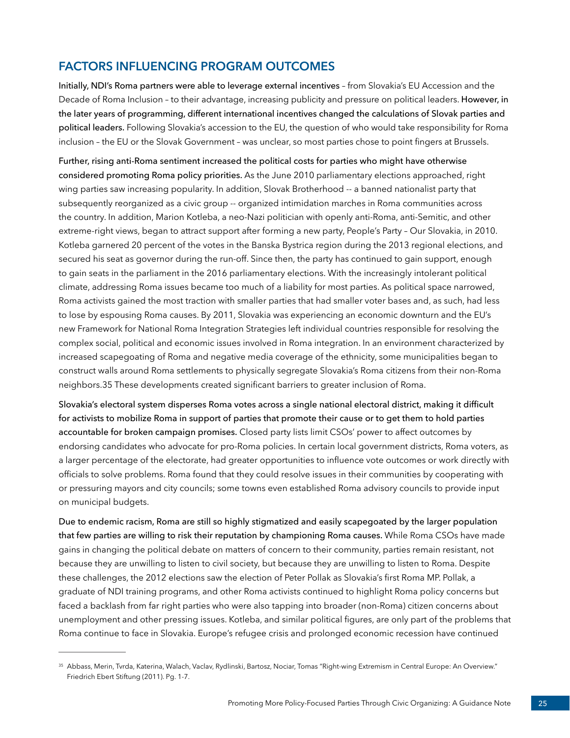## FACTORS INFLUENCING PROGRAM OUTCOMES

**Initially, NDI's Roma partners were able to leverage external incentives** – from Slovakia's EU Accession and the Decade of Roma Inclusion – to their advantage, increasing publicity and pressure on political leaders. **However, in the later years of programming, different international incentives changed the calculations of Slovak parties and political leaders.** Following Slovakia's accession to the EU, the question of who would take responsibility for Roma inclusion – the EU or the Slovak Government – was unclear, so most parties chose to point fingers at Brussels.

**Further, rising anti-Roma sentiment increased the political costs for parties who might have otherwise considered promoting Roma policy priorities.** As the June 2010 parliamentary elections approached, right wing parties saw increasing popularity. In addition, Slovak Brotherhood -- a banned nationalist party that subsequently reorganized as a civic group -- organized intimidation marches in Roma communities across the country. In addition, Marion Kotleba, a neo-Nazi politician with openly anti-Roma, anti-Semitic, and other extreme-right views, began to attract support after forming a new party, People's Party – Our Slovakia, in 2010. Kotleba garnered 20 percent of the votes in the Banska Bystrica region during the 2013 regional elections, and secured his seat as governor during the run-off. Since then, the party has continued to gain support, enough to gain seats in the parliament in the 2016 parliamentary elections. With the increasingly intolerant political climate, addressing Roma issues became too much of a liability for most parties. As political space narrowed, Roma activists gained the most traction with smaller parties that had smaller voter bases and, as such, had less to lose by espousing Roma causes. By 2011, Slovakia was experiencing an economic downturn and the EU's new Framework for National Roma Integration Strategies left individual countries responsible for resolving the complex social, political and economic issues involved in Roma integration. In an environment characterized by increased scapegoating of Roma and negative media coverage of the ethnicity, some municipalities began to construct walls around Roma settlements to physically segregate Slovakia's Roma citizens from their non-Roma neighbors.35 These developments created significant barriers to greater inclusion of Roma.

**Slovakia's electoral system disperses Roma votes across a single national electoral district, making it difficult for activists to mobilize Roma in support of parties that promote their cause or to get them to hold parties accountable for broken campaign promises.** Closed party lists limit CSOs' power to affect outcomes by endorsing candidates who advocate for pro-Roma policies. In certain local government districts, Roma voters, as a larger percentage of the electorate, had greater opportunities to influence vote outcomes or work directly with officials to solve problems. Roma found that they could resolve issues in their communities by cooperating with or pressuring mayors and city councils; some towns even established Roma advisory councils to provide input on municipal budgets.

**Due to endemic racism, Roma are still so highly stigmatized and easily scapegoated by the larger population that few parties are willing to risk their reputation by championing Roma causes.** While Roma CSOs have made gains in changing the political debate on matters of concern to their community, parties remain resistant, not because they are unwilling to listen to civil society, but because they are unwilling to listen to Roma. Despite these challenges, the 2012 elections saw the election of Peter Pollak as Slovakia's first Roma MP. Pollak, a graduate of NDI training programs, and other Roma activists continued to highlight Roma policy concerns but faced a backlash from far right parties who were also tapping into broader (non-Roma) citizen concerns about unemployment and other pressing issues. Kotleba, and similar political figures, are only part of the problems that Roma continue to face in Slovakia. Europe's refugee crisis and prolonged economic recession have continued

---

[35] Abbass, Merin, Tvrda, Katerina, Walach, Vaclav, Rydlinski, Bartosz, Nociar, Tomas "Right-wing Extremism in Central Europe: An Overview." Friedrich Ebert Stiftung (2011). Pg. 1-7.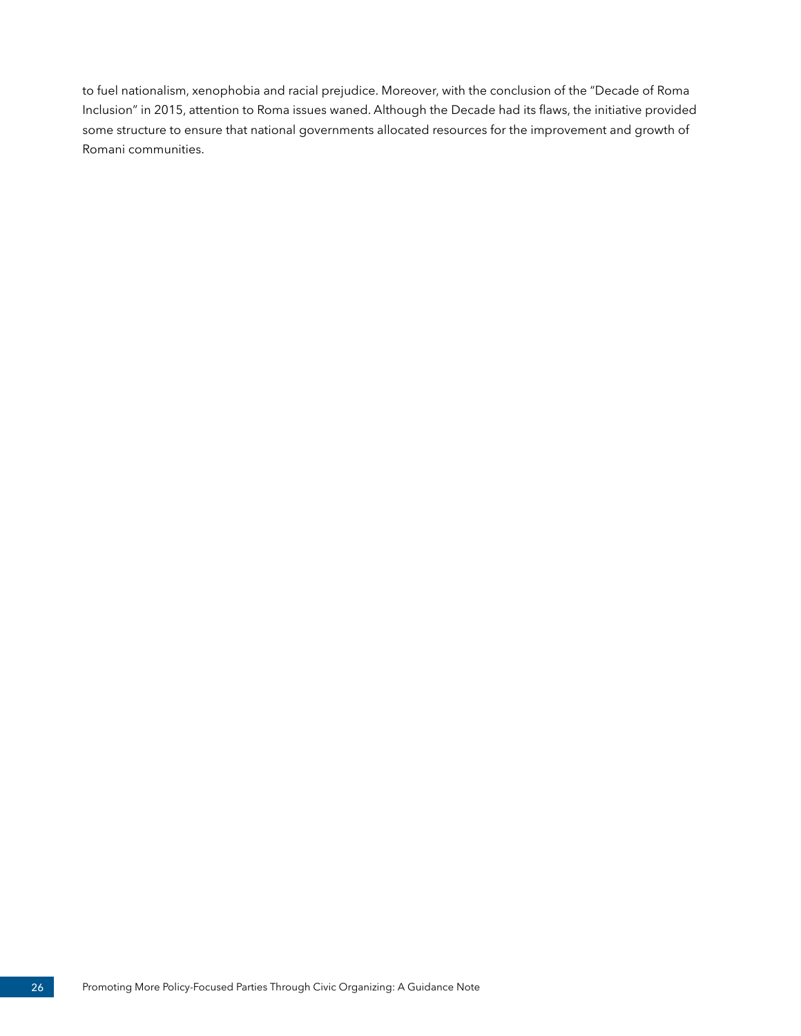to fuel nationalism, xenophobia and racial prejudice. Moreover, with the conclusion of the "Decade of Roma Inclusion" in 2015, attention to Roma issues waned. Although the Decade had its flaws, the initiative provided some structure to ensure that national governments allocated resources for the improvement and growth of Romani communities.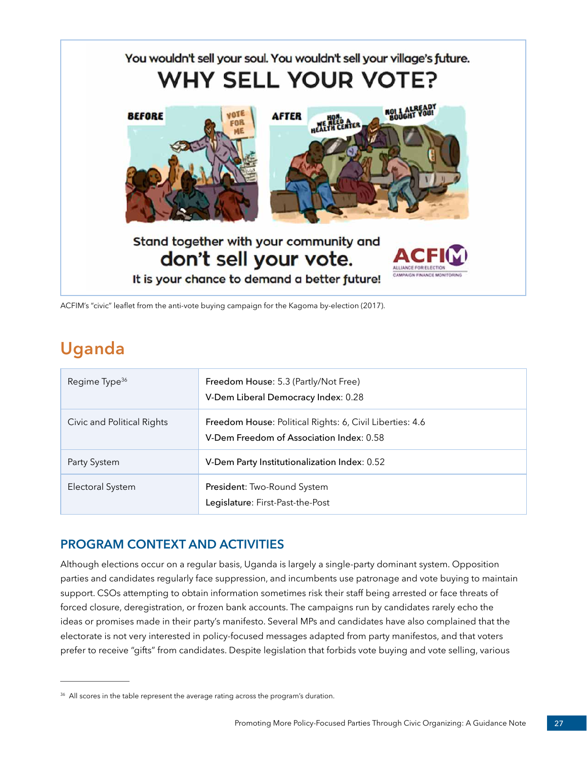ACFIM's "civic" leaflet from the anti-vote buying campaign for the Kagoma by-election (2017).

## Uganda

| | |
|---|---|
| Regime Type[36] | **Freedom House**: 5.3 (Partly/Not Free)<br>**V-Dem Liberal Democracy Index**: 0.28 |
| Civic and Political Rights | **Freedom House**: Political Rights: 6, Civil Liberties: 4.6<br>**V-Dem Freedom of Association Index**: 0.58 |
| Party System | **V-Dem Party Institutionalization Index**: 0.52 |
| Electoral System | **President**: Two-Round System<br>**Legislature**: First-Past-the-Post |

### PROGRAM CONTEXT AND ACTIVITIES

Although elections occur on a regular basis, Uganda is largely a single-party dominant system. Opposition parties and candidates regularly face suppression, and incumbents use patronage and vote buying to maintain support. CSOs attempting to obtain information sometimes risk their staff being arrested or face threats of forced closure, deregistration, or frozen bank accounts. The campaigns run by candidates rarely echo the ideas or promises made in their party's manifesto. Several MPs and candidates have also complained that the electorate is not very interested in policy-focused messages adapted from party manifestos, and that voters prefer to receive "gifts" from candidates. Despite legislation that forbids vote buying and vote selling, various

[36] All scores in the table represent the average rating across the program's duration.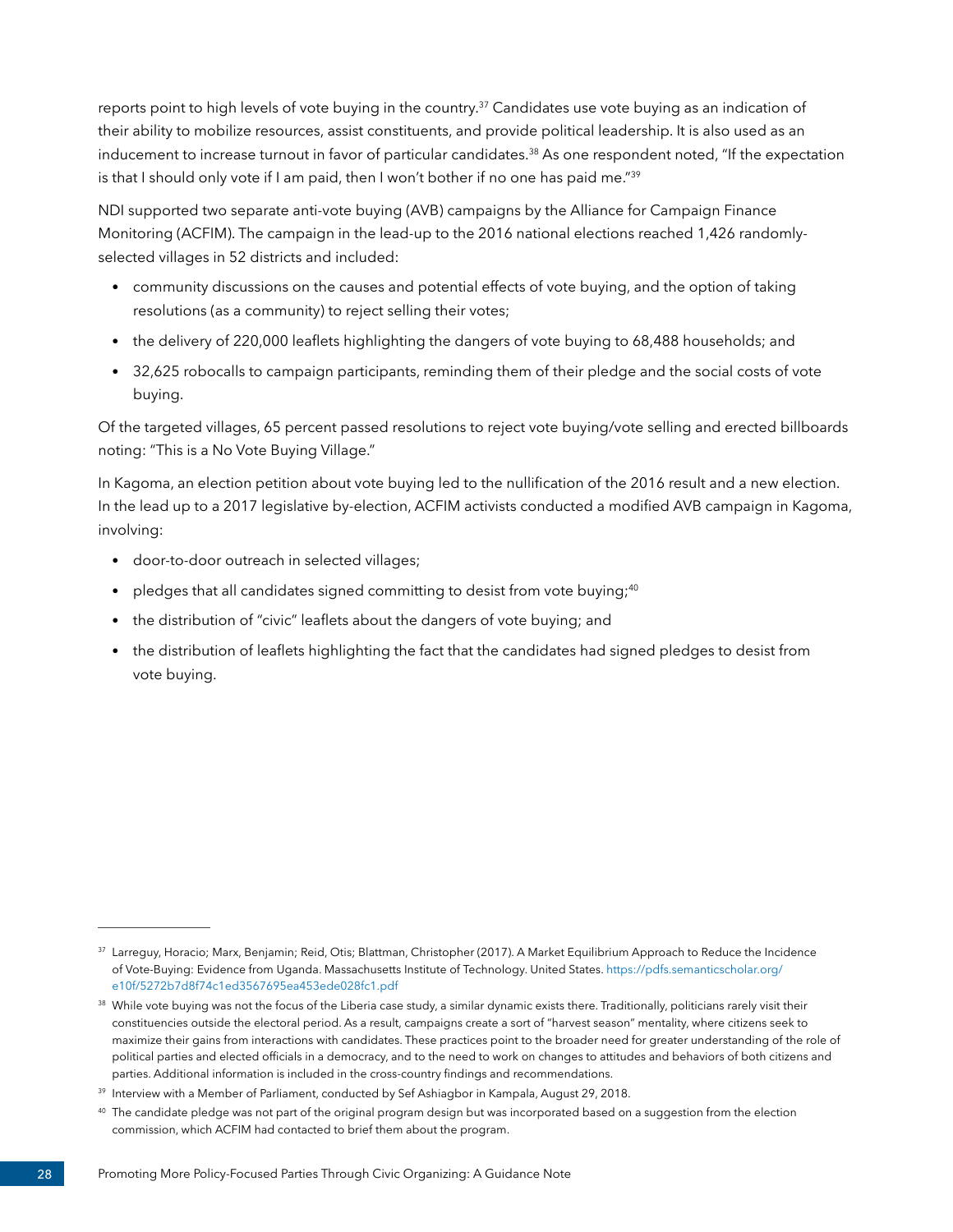reports point to high levels of vote buying in the country.[37] Candidates use vote buying as an indication of their ability to mobilize resources, assist constituents, and provide political leadership. It is also used as an inducement to increase turnout in favor of particular candidates.[38] As one respondent noted, "If the expectation is that I should only vote if I am paid, then I won't bother if no one has paid me."[39]

NDI supported two separate anti-vote buying (AVB) campaigns by the Alliance for Campaign Finance Monitoring (ACFIM). The campaign in the lead-up to the 2016 national elections reached 1,426 randomly-selected villages in 52 districts and included:

- community discussions on the causes and potential effects of vote buying, and the option of taking resolutions (as a community) to reject selling their votes;
- the delivery of 220,000 leaflets highlighting the dangers of vote buying to 68,488 households; and
- 32,625 robocalls to campaign participants, reminding them of their pledge and the social costs of vote buying.

Of the targeted villages, 65 percent passed resolutions to reject vote buying/vote selling and erected billboards noting: "This is a No Vote Buying Village."

In Kagoma, an election petition about vote buying led to the nullification of the 2016 result and a new election. In the lead up to a 2017 legislative by-election, ACFIM activists conducted a modified AVB campaign in Kagoma, involving:

- door-to-door outreach in selected villages;
- pledges that all candidates signed committing to desist from vote buying;[40]
- the distribution of "civic" leaflets about the dangers of vote buying; and
- the distribution of leaflets highlighting the fact that the candidates had signed pledges to desist from vote buying.

---

[37] Larreguy, Horacio; Marx, Benjamin; Reid, Otis; Blattman, Christopher (2017). A Market Equilibrium Approach to Reduce the Incidence of Vote-Buying: Evidence from Uganda. Massachusetts Institute of Technology. United States. https://pdfs.semanticscholar.org/e10f/5272b7d8f74c1ed3567695ea453ede028fc1.pdf

[38] While vote buying was not the focus of the Liberia case study, a similar dynamic exists there. Traditionally, politicians rarely visit their constituencies outside the electoral period. As a result, campaigns create a sort of "harvest season" mentality, where citizens seek to maximize their gains from interactions with candidates. These practices point to the broader need for greater understanding of the role of political parties and elected officials in a democracy, and to the need to work on changes to attitudes and behaviors of both citizens and parties. Additional information is included in the cross-country findings and recommendations.

[39] Interview with a Member of Parliament, conducted by Sef Ashiagbor in Kampala, August 29, 2018.

[40] The candidate pledge was not part of the original program design but was incorporated based on a suggestion from the election commission, which ACFIM had contacted to brief them about the program.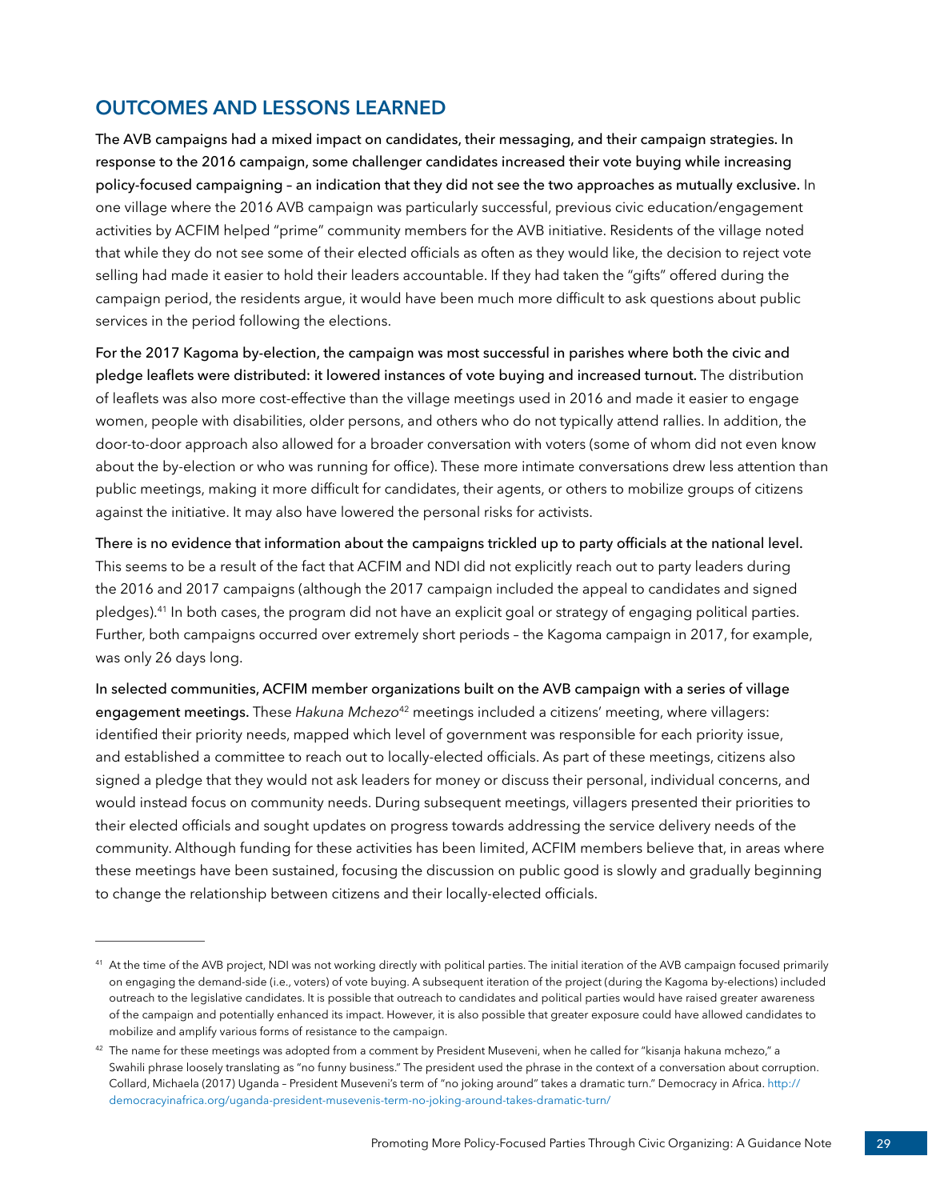## OUTCOMES AND LESSONS LEARNED

**The AVB campaigns had a mixed impact on candidates, their messaging, and their campaign strategies. In response to the 2016 campaign, some challenger candidates increased their vote buying while increasing policy-focused campaigning – an indication that they did not see the two approaches as mutually exclusive.** In one village where the 2016 AVB campaign was particularly successful, previous civic education/engagement activities by ACFIM helped "prime" community members for the AVB initiative. Residents of the village noted that while they do not see some of their elected officials as often as they would like, the decision to reject vote selling had made it easier to hold their leaders accountable. If they had taken the "gifts" offered during the campaign period, the residents argue, it would have been much more difficult to ask questions about public services in the period following the elections.

**For the 2017 Kagoma by-election, the campaign was most successful in parishes where both the civic and pledge leaflets were distributed: it lowered instances of vote buying and increased turnout.** The distribution of leaflets was also more cost-effective than the village meetings used in 2016 and made it easier to engage women, people with disabilities, older persons, and others who do not typically attend rallies. In addition, the door-to-door approach also allowed for a broader conversation with voters (some of whom did not even know about the by-election or who was running for office). These more intimate conversations drew less attention than public meetings, making it more difficult for candidates, their agents, or others to mobilize groups of citizens against the initiative. It may also have lowered the personal risks for activists.

**There is no evidence that information about the campaigns trickled up to party officials at the national level.** This seems to be a result of the fact that ACFIM and NDI did not explicitly reach out to party leaders during the 2016 and 2017 campaigns (although the 2017 campaign included the appeal to candidates and signed pledges).[41] In both cases, the program did not have an explicit goal or strategy of engaging political parties. Further, both campaigns occurred over extremely short periods – the Kagoma campaign in 2017, for example, was only 26 days long.

**In selected communities, ACFIM member organizations built on the AVB campaign with a series of village engagement meetings.** These *Hakuna Mchezo*[42] meetings included a citizens' meeting, where villagers: identified their priority needs, mapped which level of government was responsible for each priority issue, and established a committee to reach out to locally-elected officials. As part of these meetings, citizens also signed a pledge that they would not ask leaders for money or discuss their personal, individual concerns, and would instead focus on community needs. During subsequent meetings, villagers presented their priorities to their elected officials and sought updates on progress towards addressing the service delivery needs of the community. Although funding for these activities has been limited, ACFIM members believe that, in areas where these meetings have been sustained, focusing the discussion on public good is slowly and gradually beginning to change the relationship between citizens and their locally-elected officials.

---

[41] At the time of the AVB project, NDI was not working directly with political parties. The initial iteration of the AVB campaign focused primarily on engaging the demand-side (i.e., voters) of vote buying. A subsequent iteration of the project (during the Kagoma by-elections) included outreach to the legislative candidates. It is possible that outreach to candidates and political parties would have raised greater awareness of the campaign and potentially enhanced its impact. However, it is also possible that greater exposure could have allowed candidates to mobilize and amplify various forms of resistance to the campaign.

[42] The name for these meetings was adopted from a comment by President Museveni, when he called for "kisanja hakuna mchezo," a Swahili phrase loosely translating as "no funny business." The president used the phrase in the context of a conversation about corruption. Collard, Michaela (2017) Uganda – President Museveni's term of "no joking around" takes a dramatic turn." Democracy in Africa. http://democracyinafrica.org/uganda-president-musevenis-term-no-joking-around-takes-dramatic-turn/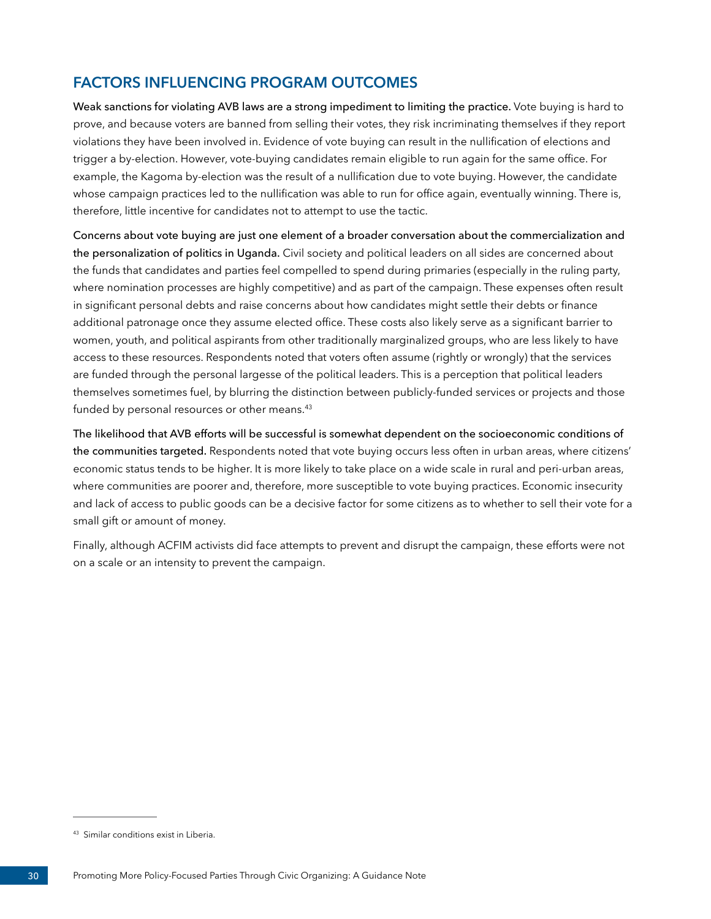## FACTORS INFLUENCING PROGRAM OUTCOMES

**Weak sanctions for violating AVB laws are a strong impediment to limiting the practice.** Vote buying is hard to prove, and because voters are banned from selling their votes, they risk incriminating themselves if they report violations they have been involved in. Evidence of vote buying can result in the nullification of elections and trigger a by-election. However, vote-buying candidates remain eligible to run again for the same office. For example, the Kagoma by-election was the result of a nullification due to vote buying. However, the candidate whose campaign practices led to the nullification was able to run for office again, eventually winning. There is, therefore, little incentive for candidates not to attempt to use the tactic.

**Concerns about vote buying are just one element of a broader conversation about the commercialization and the personalization of politics in Uganda.** Civil society and political leaders on all sides are concerned about the funds that candidates and parties feel compelled to spend during primaries (especially in the ruling party, where nomination processes are highly competitive) and as part of the campaign. These expenses often result in significant personal debts and raise concerns about how candidates might settle their debts or finance additional patronage once they assume elected office. These costs also likely serve as a significant barrier to women, youth, and political aspirants from other traditionally marginalized groups, who are less likely to have access to these resources. Respondents noted that voters often assume (rightly or wrongly) that the services are funded through the personal largesse of the political leaders. This is a perception that political leaders themselves sometimes fuel, by blurring the distinction between publicly-funded services or projects and those funded by personal resources or other means.[43]

**The likelihood that AVB efforts will be successful is somewhat dependent on the socioeconomic conditions of the communities targeted.** Respondents noted that vote buying occurs less often in urban areas, where citizens' economic status tends to be higher. It is more likely to take place on a wide scale in rural and peri-urban areas, where communities are poorer and, therefore, more susceptible to vote buying practices. Economic insecurity and lack of access to public goods can be a decisive factor for some citizens as to whether to sell their vote for a small gift or amount of money.

Finally, although ACFIM activists did face attempts to prevent and disrupt the campaign, these efforts were not on a scale or an intensity to prevent the campaign.

---

[43] Similar conditions exist in Liberia.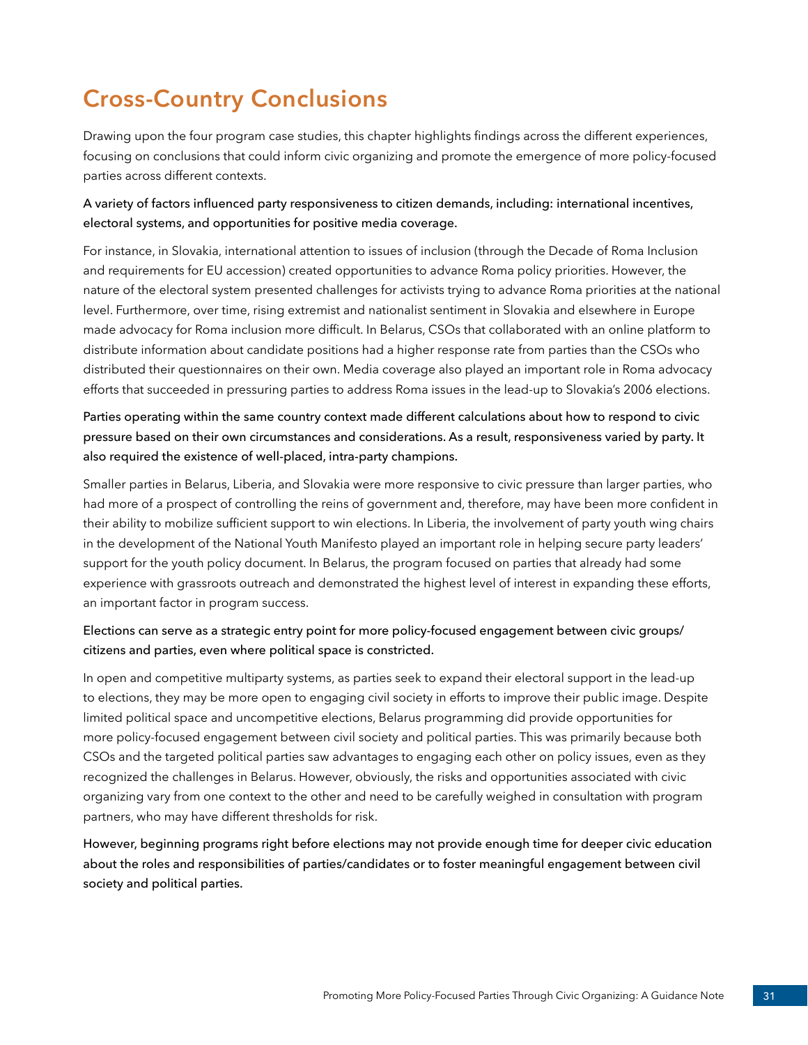## Cross-Country Conclusions

Drawing upon the four program case studies, this chapter highlights findings across the different experiences, focusing on conclusions that could inform civic organizing and promote the emergence of more policy-focused parties across different contexts.

**A variety of factors influenced party responsiveness to citizen demands, including: international incentives, electoral systems, and opportunities for positive media coverage.**

For instance, in Slovakia, international attention to issues of inclusion (through the Decade of Roma Inclusion and requirements for EU accession) created opportunities to advance Roma policy priorities. However, the nature of the electoral system presented challenges for activists trying to advance Roma priorities at the national level. Furthermore, over time, rising extremist and nationalist sentiment in Slovakia and elsewhere in Europe made advocacy for Roma inclusion more difficult. In Belarus, CSOs that collaborated with an online platform to distribute information about candidate positions had a higher response rate from parties than the CSOs who distributed their questionnaires on their own. Media coverage also played an important role in Roma advocacy efforts that succeeded in pressuring parties to address Roma issues in the lead-up to Slovakia's 2006 elections.

**Parties operating within the same country context made different calculations about how to respond to civic pressure based on their own circumstances and considerations. As a result, responsiveness varied by party. It also required the existence of well-placed, intra-party champions.**

Smaller parties in Belarus, Liberia, and Slovakia were more responsive to civic pressure than larger parties, who had more of a prospect of controlling the reins of government and, therefore, may have been more confident in their ability to mobilize sufficient support to win elections. In Liberia, the involvement of party youth wing chairs in the development of the National Youth Manifesto played an important role in helping secure party leaders' support for the youth policy document. In Belarus, the program focused on parties that already had some experience with grassroots outreach and demonstrated the highest level of interest in expanding these efforts, an important factor in program success.

**Elections can serve as a strategic entry point for more policy-focused engagement between civic groups/citizens and parties, even where political space is constricted.**

In open and competitive multiparty systems, as parties seek to expand their electoral support in the lead-up to elections, they may be more open to engaging civil society in efforts to improve their public image. Despite limited political space and uncompetitive elections, Belarus programming did provide opportunities for more policy-focused engagement between civil society and political parties. This was primarily because both CSOs and the targeted political parties saw advantages to engaging each other on policy issues, even as they recognized the challenges in Belarus. However, obviously, the risks and opportunities associated with civic organizing vary from one context to the other and need to be carefully weighed in consultation with program partners, who may have different thresholds for risk.

**However, beginning programs right before elections may not provide enough time for deeper civic education about the roles and responsibilities of parties/candidates or to foster meaningful engagement between civil society and political parties.**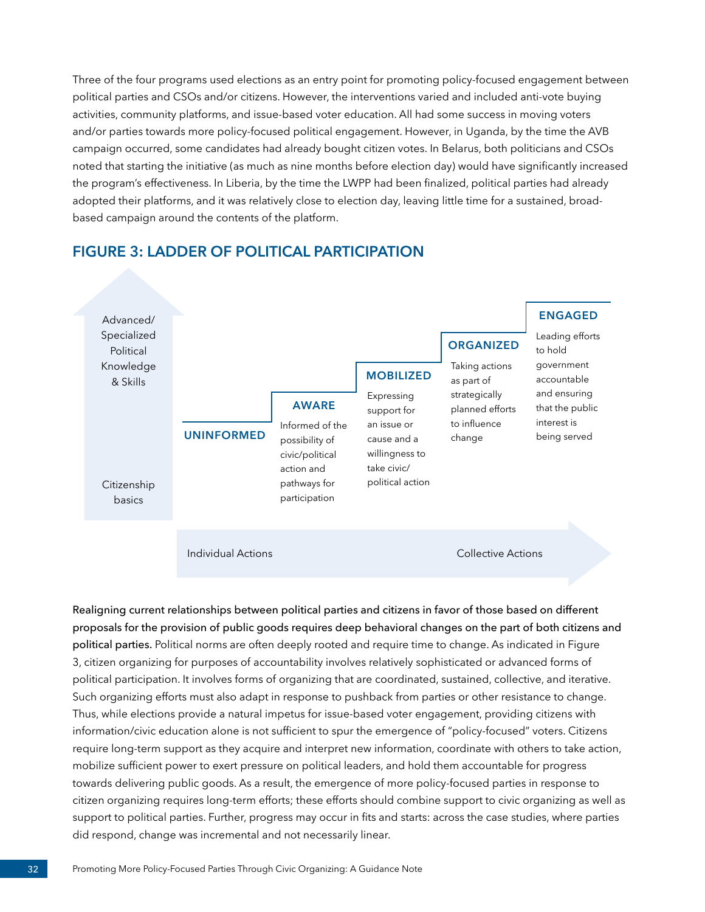Three of the four programs used elections as an entry point for promoting policy-focused engagement between political parties and CSOs and/or citizens. However, the interventions varied and included anti-vote buying activities, community platforms, and issue-based voter education. All had some success in moving voters and/or parties towards more policy-focused political engagement. However, in Uganda, by the time the AVB campaign occurred, some candidates had already bought citizen votes. In Belarus, both politicians and CSOs noted that starting the initiative (as much as nine months before election day) would have significantly increased the program's effectiveness. In Liberia, by the time the LWPP had been finalized, political parties had already adopted their platforms, and it was relatively close to election day, leaving little time for a sustained, broad-based campaign around the contents of the platform.

## FIGURE 3: LADDER OF POLITICAL PARTICIPATION

Advanced/ Specialized Political Knowledge & Skills

Citizenship basics

**UNINFORMED**

**AWARE**
Informed of the possibility of civic/political action and pathways for participation

**MOBILIZED**
Expressing support for an issue or cause and a willingness to take civic/ political action

**ORGANIZED**
Taking actions as part of strategically planned efforts to influence change

**ENGAGED**
Leading efforts to hold government accountable and ensuring that the public interest is being served

Individual Actions — Collective Actions

**Realigning current relationships between political parties and citizens in favor of those based on different proposals for the provision of public goods requires deep behavioral changes on the part of both citizens and political parties.** Political norms are often deeply rooted and require time to change. As indicated in Figure 3, citizen organizing for purposes of accountability involves relatively sophisticated or advanced forms of political participation. It involves forms of organizing that are coordinated, sustained, collective, and iterative. Such organizing efforts must also adapt in response to pushback from parties or other resistance to change. Thus, while elections provide a natural impetus for issue-based voter engagement, providing citizens with information/civic education alone is not sufficient to spur the emergence of "policy-focused" voters. Citizens require long-term support as they acquire and interpret new information, coordinate with others to take action, mobilize sufficient power to exert pressure on political leaders, and hold them accountable for progress towards delivering public goods. As a result, the emergence of more policy-focused parties in response to citizen organizing requires long-term efforts; these efforts should combine support to civic organizing as well as support to political parties. Further, progress may occur in fits and starts: across the case studies, where parties did respond, change was incremental and not necessarily linear.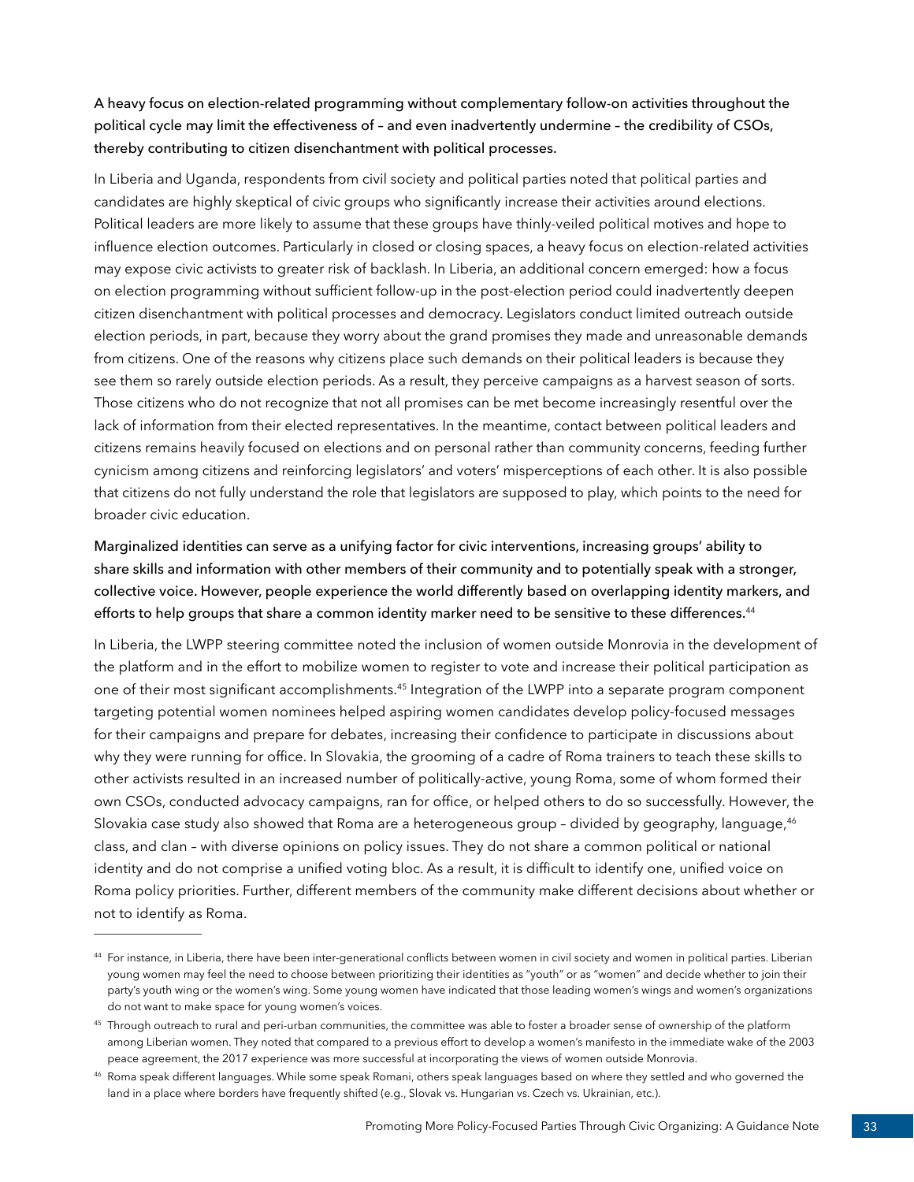**A heavy focus on election-related programming without complementary follow-on activities throughout the political cycle may limit the effectiveness of – and even inadvertently undermine – the credibility of CSOs, thereby contributing to citizen disenchantment with political processes.**

In Liberia and Uganda, respondents from civil society and political parties noted that political parties and candidates are highly skeptical of civic groups who significantly increase their activities around elections. Political leaders are more likely to assume that these groups have thinly-veiled political motives and hope to influence election outcomes. Particularly in closed or closing spaces, a heavy focus on election-related activities may expose civic activists to greater risk of backlash. In Liberia, an additional concern emerged: how a focus on election programming without sufficient follow-up in the post-election period could inadvertently deepen citizen disenchantment with political processes and democracy. Legislators conduct limited outreach outside election periods, in part, because they worry about the grand promises they made and unreasonable demands from citizens. One of the reasons why citizens place such demands on their political leaders is because they see them so rarely outside election periods. As a result, they perceive campaigns as a harvest season of sorts. Those citizens who do not recognize that not all promises can be met become increasingly resentful over the lack of information from their elected representatives. In the meantime, contact between political leaders and citizens remains heavily focused on elections and on personal rather than community concerns, feeding further cynicism among citizens and reinforcing legislators' and voters' misperceptions of each other. It is also possible that citizens do not fully understand the role that legislators are supposed to play, which points to the need for broader civic education.

**Marginalized identities can serve as a unifying factor for civic interventions, increasing groups' ability to share skills and information with other members of their community and to potentially speak with a stronger, collective voice. However, people experience the world differently based on overlapping identity markers, and efforts to help groups that share a common identity marker need to be sensitive to these differences.[44]**

In Liberia, the LWPP steering committee noted the inclusion of women outside Monrovia in the development of the platform and in the effort to mobilize women to register to vote and increase their political participation as one of their most significant accomplishments.[45] Integration of the LWPP into a separate program component targeting potential women nominees helped aspiring women candidates develop policy-focused messages for their campaigns and prepare for debates, increasing their confidence to participate in discussions about why they were running for office. In Slovakia, the grooming of a cadre of Roma trainers to teach these skills to other activists resulted in an increased number of politically-active, young Roma, some of whom formed their own CSOs, conducted advocacy campaigns, ran for office, or helped others to do so successfully. However, the Slovakia case study also showed that Roma are a heterogeneous group – divided by geography, language,[46] class, and clan – with diverse opinions on policy issues. They do not share a common political or national identity and do not comprise a unified voting bloc. As a result, it is difficult to identify one, unified voice on Roma policy priorities. Further, different members of the community make different decisions about whether or not to identify as Roma.

---

[44] For instance, in Liberia, there have been inter-generational conflicts between women in civil society and women in political parties. Liberian young women may feel the need to choose between prioritizing their identities as "youth" or as "women" and decide whether to join their party's youth wing or the women's wing. Some young women have indicated that those leading women's wings and women's organizations do not want to make space for young women's voices.

[45] Through outreach to rural and peri-urban communities, the committee was able to foster a broader sense of ownership of the platform among Liberian women. They noted that compared to a previous effort to develop a women's manifesto in the immediate wake of the 2003 peace agreement, the 2017 experience was more successful at incorporating the views of women outside Monrovia.

[46] Roma speak different languages. While some speak Romani, others speak languages based on where they settled and who governed the land in a place where borders have frequently shifted (e.g., Slovak vs. Hungarian vs. Czech vs. Ukrainian, etc.).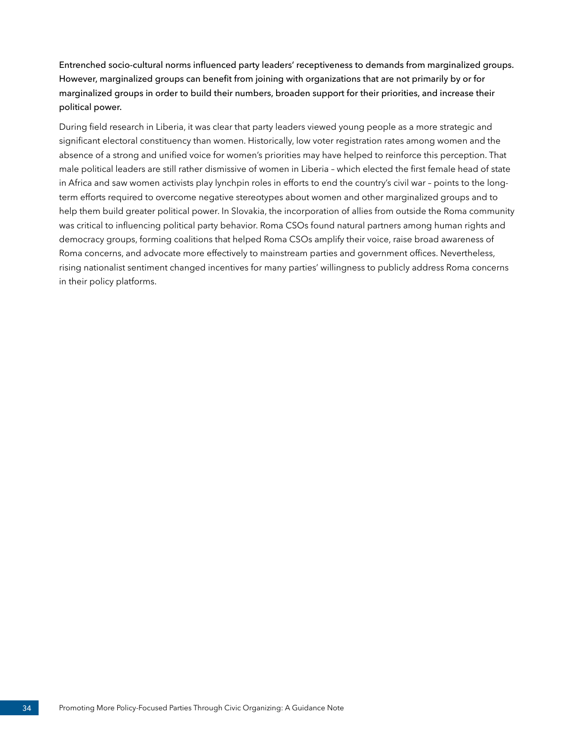**Entrenched socio-cultural norms influenced party leaders' receptiveness to demands from marginalized groups. However, marginalized groups can benefit from joining with organizations that are not primarily by or for marginalized groups in order to build their numbers, broaden support for their priorities, and increase their political power.**

During field research in Liberia, it was clear that party leaders viewed young people as a more strategic and significant electoral constituency than women. Historically, low voter registration rates among women and the absence of a strong and unified voice for women's priorities may have helped to reinforce this perception. That male political leaders are still rather dismissive of women in Liberia – which elected the first female head of state in Africa and saw women activists play lynchpin roles in efforts to end the country's civil war – points to the long-term efforts required to overcome negative stereotypes about women and other marginalized groups and to help them build greater political power. In Slovakia, the incorporation of allies from outside the Roma community was critical to influencing political party behavior. Roma CSOs found natural partners among human rights and democracy groups, forming coalitions that helped Roma CSOs amplify their voice, raise broad awareness of Roma concerns, and advocate more effectively to mainstream parties and government offices. Nevertheless, rising nationalist sentiment changed incentives for many parties' willingness to publicly address Roma concerns in their policy platforms.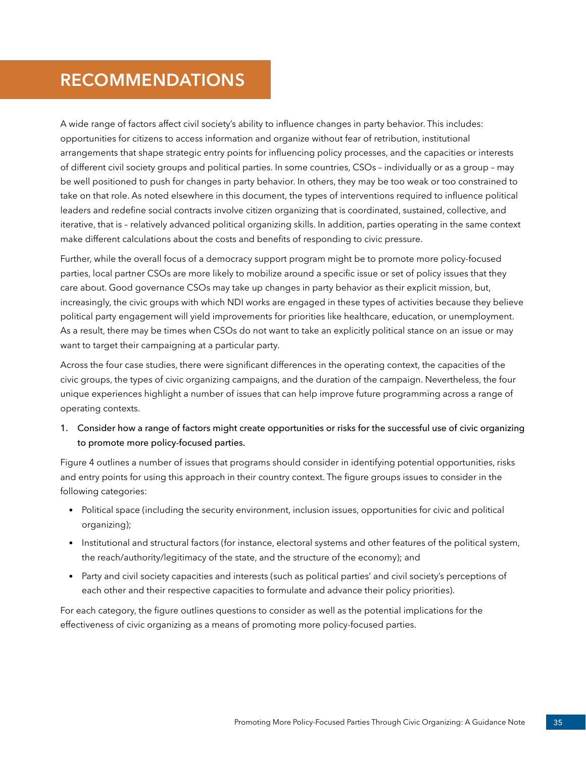# RECOMMENDATIONS

A wide range of factors affect civil society's ability to influence changes in party behavior. This includes: opportunities for citizens to access information and organize without fear of retribution, institutional arrangements that shape strategic entry points for influencing policy processes, and the capacities or interests of different civil society groups and political parties. In some countries, CSOs – individually or as a group – may be well positioned to push for changes in party behavior. In others, they may be too weak or too constrained to take on that role. As noted elsewhere in this document, the types of interventions required to influence political leaders and redefine social contracts involve citizen organizing that is coordinated, sustained, collective, and iterative, that is – relatively advanced political organizing skills. In addition, parties operating in the same context make different calculations about the costs and benefits of responding to civic pressure.

Further, while the overall focus of a democracy support program might be to promote more policy-focused parties, local partner CSOs are more likely to mobilize around a specific issue or set of policy issues that they care about. Good governance CSOs may take up changes in party behavior as their explicit mission, but, increasingly, the civic groups with which NDI works are engaged in these types of activities because they believe political party engagement will yield improvements for priorities like healthcare, education, or unemployment. As a result, there may be times when CSOs do not want to take an explicitly political stance on an issue or may want to target their campaigning at a particular party.

Across the four case studies, there were significant differences in the operating context, the capacities of the civic groups, the types of civic organizing campaigns, and the duration of the campaign. Nevertheless, the four unique experiences highlight a number of issues that can help improve future programming across a range of operating contexts.

1. Consider how a range of factors might create opportunities or risks for the successful use of civic organizing to promote more policy-focused parties.

Figure 4 outlines a number of issues that programs should consider in identifying potential opportunities, risks and entry points for using this approach in their country context. The figure groups issues to consider in the following categories:

- Political space (including the security environment, inclusion issues, opportunities for civic and political organizing);
- Institutional and structural factors (for instance, electoral systems and other features of the political system, the reach/authority/legitimacy of the state, and the structure of the economy); and
- Party and civil society capacities and interests (such as political parties' and civil society's perceptions of each other and their respective capacities to formulate and advance their policy priorities).

For each category, the figure outlines questions to consider as well as the potential implications for the effectiveness of civic organizing as a means of promoting more policy-focused parties.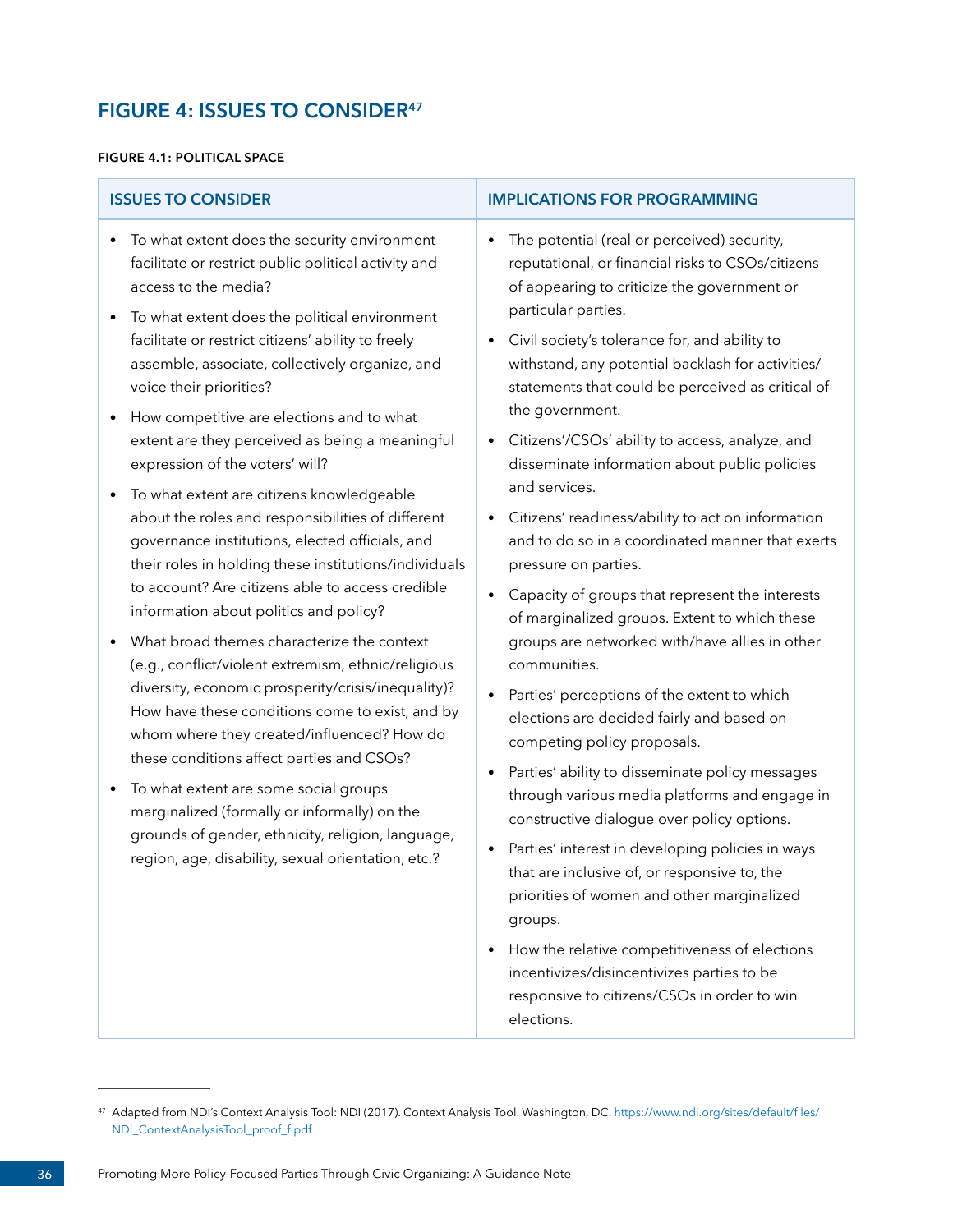## FIGURE 4: ISSUES TO CONSIDER[47]

#### FIGURE 4.1: POLITICAL SPACE

| ISSUES TO CONSIDER | IMPLICATIONS FOR PROGRAMMING |
|---|---|
| • To what extent does the security environment facilitate or restrict public political activity and access to the media?<br>• To what extent does the political environment facilitate or restrict citizens' ability to freely assemble, associate, collectively organize, and voice their priorities?<br>• How competitive are elections and to what extent are they perceived as being a meaningful expression of the voters' will?<br>• To what extent are citizens knowledgeable about the roles and responsibilities of different governance institutions, elected officials, and their roles in holding these institutions/individuals to account? Are citizens able to access credible information about politics and policy?<br>• What broad themes characterize the context (e.g., conflict/violent extremism, ethnic/religious diversity, economic prosperity/crisis/inequality)? How have these conditions come to exist, and by whom where they created/influenced? How do these conditions affect parties and CSOs?<br>• To what extent are some social groups marginalized (formally or informally) on the grounds of gender, ethnicity, religion, language, region, age, disability, sexual orientation, etc.? | • The potential (real or perceived) security, reputational, or financial risks to CSOs/citizens of appearing to criticize the government or particular parties.<br>• Civil society's tolerance for, and ability to withstand, any potential backlash for activities/statements that could be perceived as critical of the government.<br>• Citizens'/CSOs' ability to access, analyze, and disseminate information about public policies and services.<br>• Citizens' readiness/ability to act on information and to do so in a coordinated manner that exerts pressure on parties.<br>• Capacity of groups that represent the interests of marginalized groups. Extent to which these groups are networked with/have allies in other communities.<br>• Parties' perceptions of the extent to which elections are decided fairly and based on competing policy proposals.<br>• Parties' ability to disseminate policy messages through various media platforms and engage in constructive dialogue over policy options.<br>• Parties' interest in developing policies in ways that are inclusive of, or responsive to, the priorities of women and other marginalized groups.<br>• How the relative competitiveness of elections incentivizes/disincentivizes parties to be responsive to citizens/CSOs in order to win elections. |

[47] Adapted from NDI's Context Analysis Tool: NDI (2017). Context Analysis Tool. Washington, DC. https://www.ndi.org/sites/default/files/NDI_ContextAnalysisTool_proof_f.pdf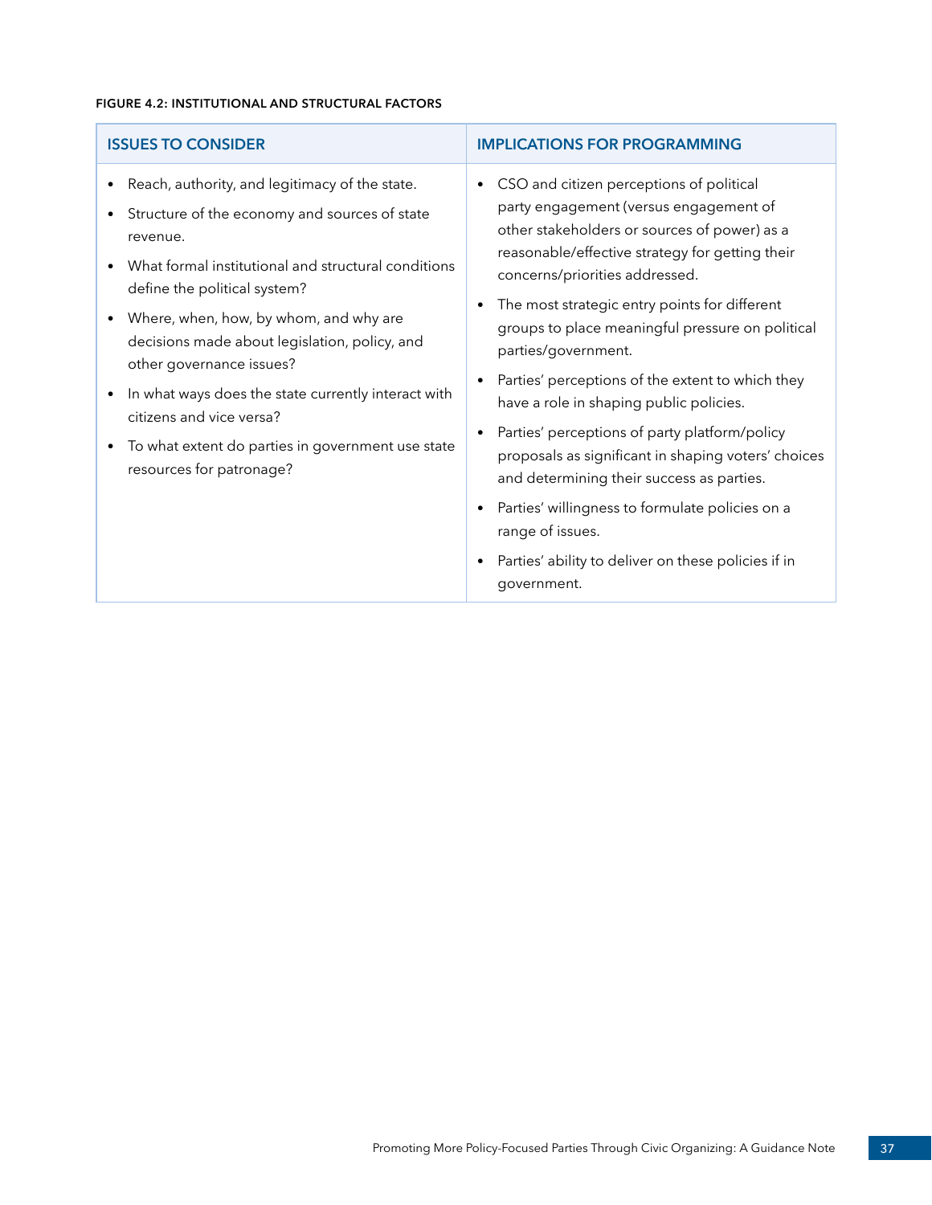**FIGURE 4.2: INSTITUTIONAL AND STRUCTURAL FACTORS**

| ISSUES TO CONSIDER | IMPLICATIONS FOR PROGRAMMING |
|---|---|
| • Reach, authority, and legitimacy of the state.<br>• Structure of the economy and sources of state revenue.<br>• What formal institutional and structural conditions define the political system?<br>• Where, when, how, by whom, and why are decisions made about legislation, policy, and other governance issues?<br>• In what ways does the state currently interact with citizens and vice versa?<br>• To what extent do parties in government use state resources for patronage? | • CSO and citizen perceptions of political party engagement (versus engagement of other stakeholders or sources of power) as a reasonable/effective strategy for getting their concerns/priorities addressed.<br>• The most strategic entry points for different groups to place meaningful pressure on political parties/government.<br>• Parties' perceptions of the extent to which they have a role in shaping public policies.<br>• Parties' perceptions of party platform/policy proposals as significant in shaping voters' choices and determining their success as parties.<br>• Parties' willingness to formulate policies on a range of issues.<br>• Parties' ability to deliver on these policies if in government. |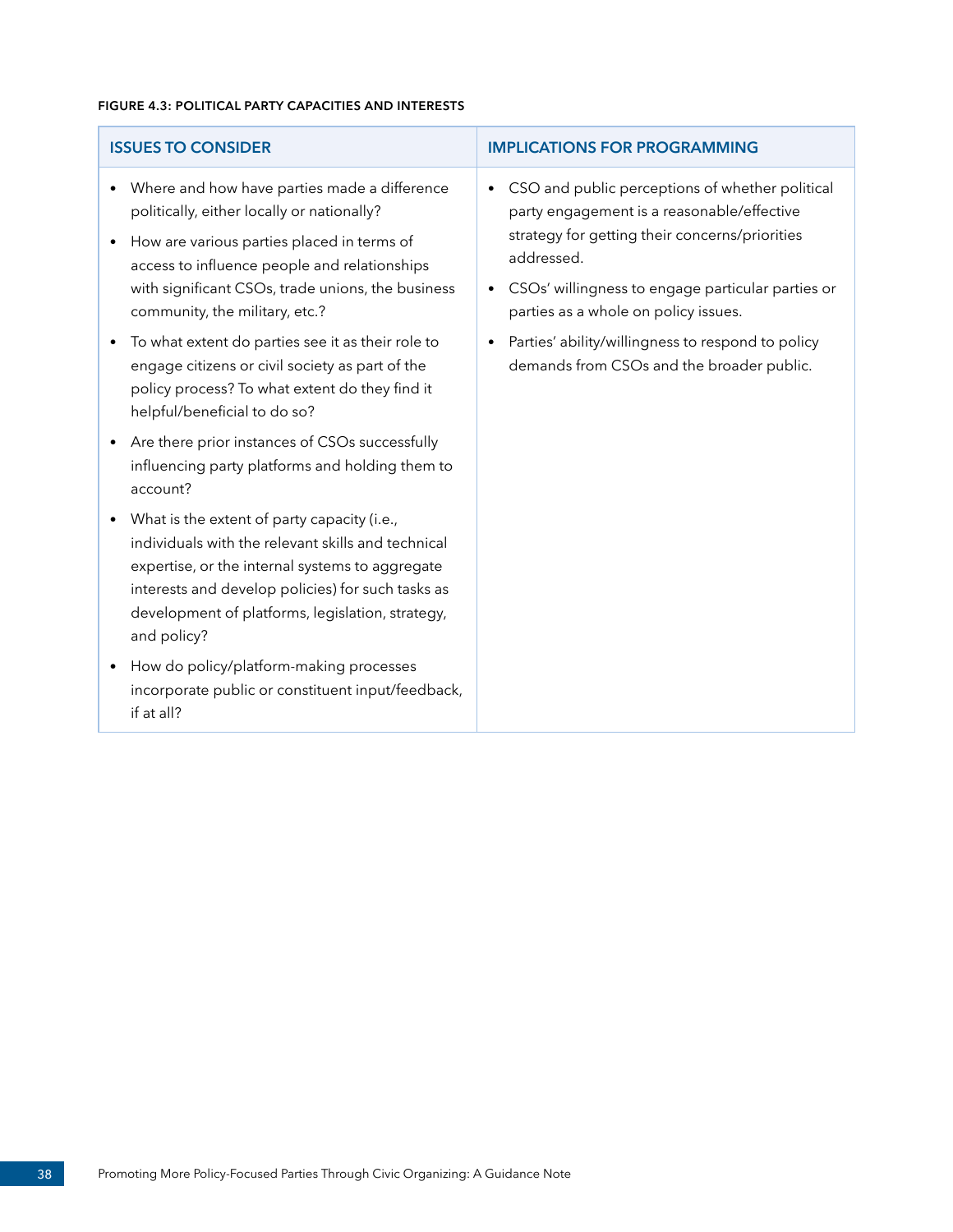**FIGURE 4.3: POLITICAL PARTY CAPACITIES AND INTERESTS**

| ISSUES TO CONSIDER | IMPLICATIONS FOR PROGRAMMING |
|---|---|
| • Where and how have parties made a difference politically, either locally or nationally?<br>• How are various parties placed in terms of access to influence people and relationships with significant CSOs, trade unions, the business community, the military, etc.?<br>• To what extent do parties see it as their role to engage citizens or civil society as part of the policy process? To what extent do they find it helpful/beneficial to do so?<br>• Are there prior instances of CSOs successfully influencing party platforms and holding them to account?<br>• What is the extent of party capacity (i.e., individuals with the relevant skills and technical expertise, or the internal systems to aggregate interests and develop policies) for such tasks as development of platforms, legislation, strategy, and policy?<br>• How do policy/platform-making processes incorporate public or constituent input/feedback, if at all? | • CSO and public perceptions of whether political party engagement is a reasonable/effective strategy for getting their concerns/priorities addressed.<br>• CSOs' willingness to engage particular parties or parties as a whole on policy issues.<br>• Parties' ability/willingness to respond to policy demands from CSOs and the broader public. |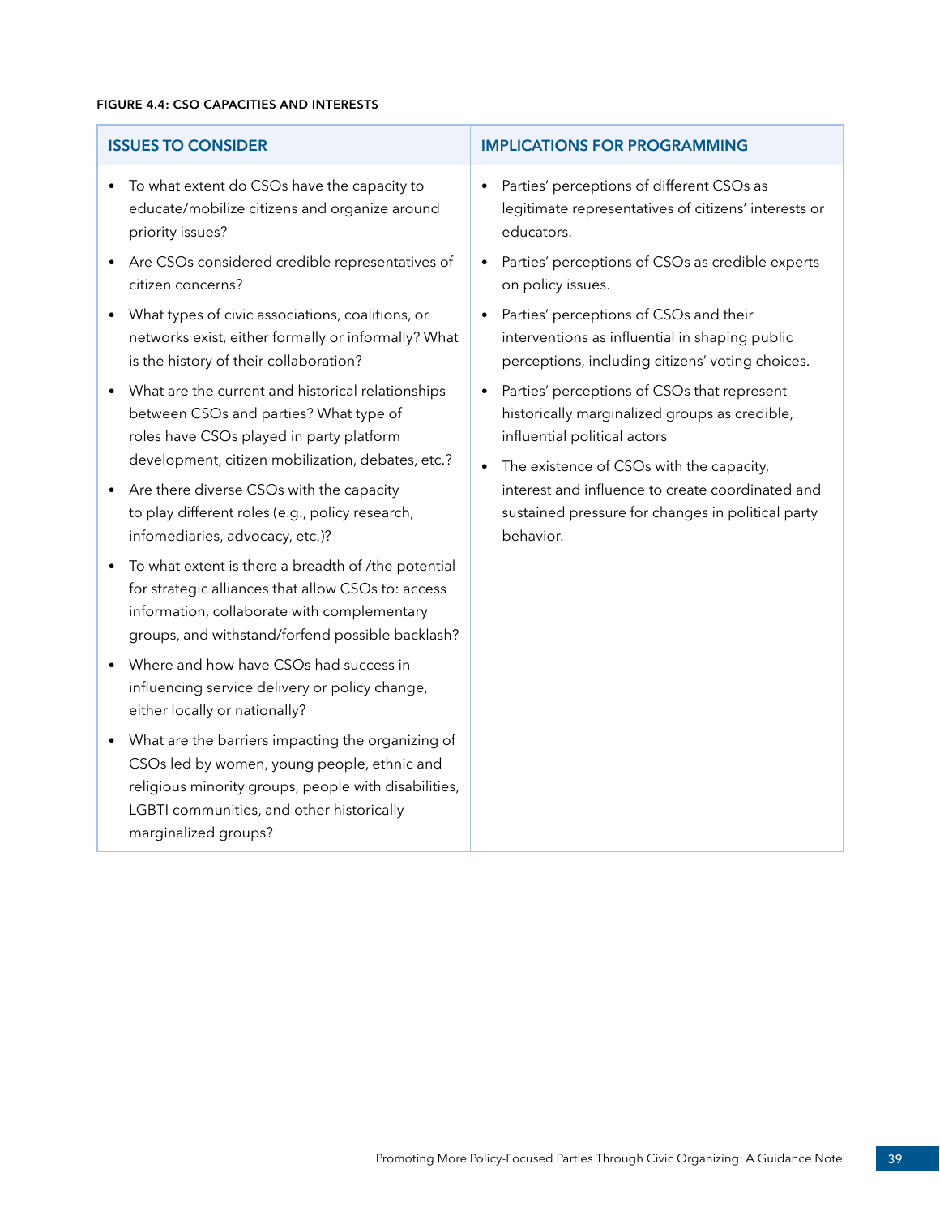**FIGURE 4.4: CSO CAPACITIES AND INTERESTS**

| ISSUES TO CONSIDER | IMPLICATIONS FOR PROGRAMMING |
|---|---|
| • To what extent do CSOs have the capacity to educate/mobilize citizens and organize around priority issues?<br>• Are CSOs considered credible representatives of citizen concerns?<br>• What types of civic associations, coalitions, or networks exist, either formally or informally? What is the history of their collaboration?<br>• What are the current and historical relationships between CSOs and parties? What type of roles have CSOs played in party platform development, citizen mobilization, debates, etc.?<br>• Are there diverse CSOs with the capacity to play different roles (e.g., policy research, infomediaries, advocacy, etc.)?<br>• To what extent is there a breadth of /the potential for strategic alliances that allow CSOs to: access information, collaborate with complementary groups, and withstand/forfend possible backlash?<br>• Where and how have CSOs had success in influencing service delivery or policy change, either locally or nationally?<br>• What are the barriers impacting the organizing of CSOs led by women, young people, ethnic and religious minority groups, people with disabilities, LGBTI communities, and other historically marginalized groups? | • Parties' perceptions of different CSOs as legitimate representatives of citizens' interests or educators.<br>• Parties' perceptions of CSOs as credible experts on policy issues.<br>• Parties' perceptions of CSOs and their interventions as influential in shaping public perceptions, including citizens' voting choices.<br>• Parties' perceptions of CSOs that represent historically marginalized groups as credible, influential political actors<br>• The existence of CSOs with the capacity, interest and influence to create coordinated and sustained pressure for changes in political party behavior. |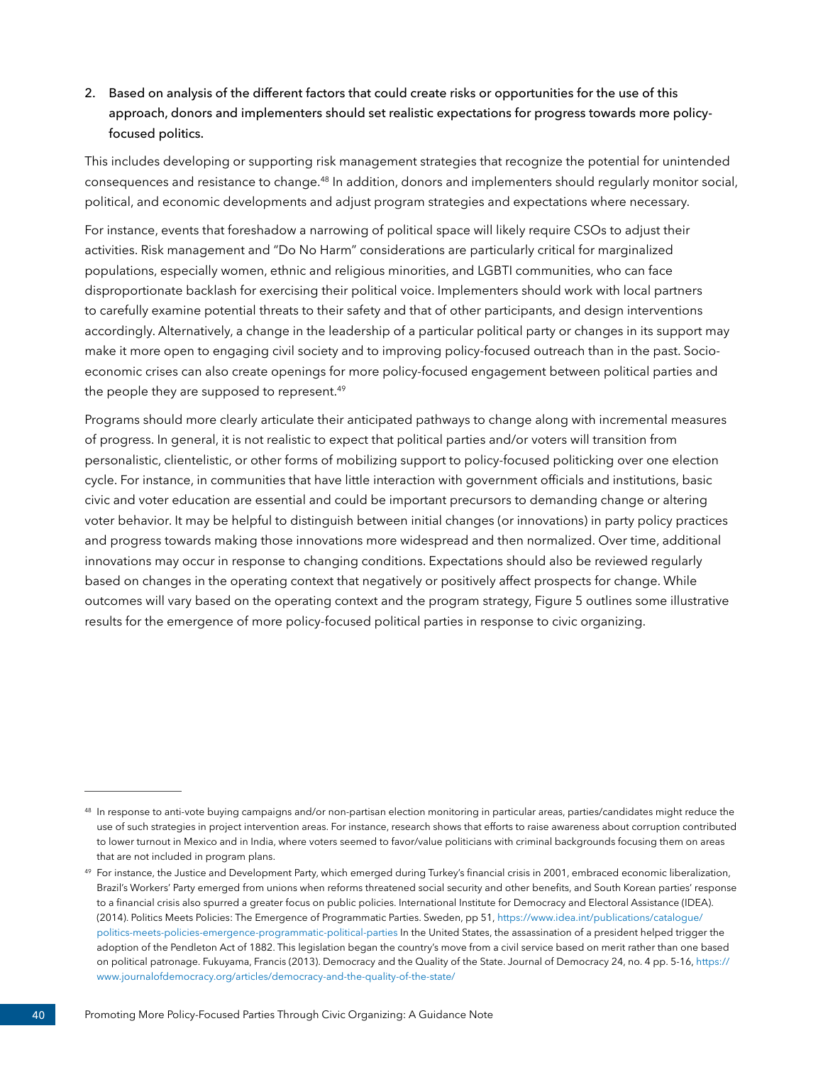2. **Based on analysis of the different factors that could create risks or opportunities for the use of this approach, donors and implementers should set realistic expectations for progress towards more policy-focused politics.**

This includes developing or supporting risk management strategies that recognize the potential for unintended consequences and resistance to change.[48] In addition, donors and implementers should regularly monitor social, political, and economic developments and adjust program strategies and expectations where necessary.

For instance, events that foreshadow a narrowing of political space will likely require CSOs to adjust their activities. Risk management and "Do No Harm" considerations are particularly critical for marginalized populations, especially women, ethnic and religious minorities, and LGBTI communities, who can face disproportionate backlash for exercising their political voice. Implementers should work with local partners to carefully examine potential threats to their safety and that of other participants, and design interventions accordingly. Alternatively, a change in the leadership of a particular political party or changes in its support may make it more open to engaging civil society and to improving policy-focused outreach than in the past. Socio-economic crises can also create openings for more policy-focused engagement between political parties and the people they are supposed to represent.[49]

Programs should more clearly articulate their anticipated pathways to change along with incremental measures of progress. In general, it is not realistic to expect that political parties and/or voters will transition from personalistic, clientelistic, or other forms of mobilizing support to policy-focused politicking over one election cycle. For instance, in communities that have little interaction with government officials and institutions, basic civic and voter education are essential and could be important precursors to demanding change or altering voter behavior. It may be helpful to distinguish between initial changes (or innovations) in party policy practices and progress towards making those innovations more widespread and then normalized. Over time, additional innovations may occur in response to changing conditions. Expectations should also be reviewed regularly based on changes in the operating context that negatively or positively affect prospects for change. While outcomes will vary based on the operating context and the program strategy, Figure 5 outlines some illustrative results for the emergence of more policy-focused political parties in response to civic organizing.

---

[48] In response to anti-vote buying campaigns and/or non-partisan election monitoring in particular areas, parties/candidates might reduce the use of such strategies in project intervention areas. For instance, research shows that efforts to raise awareness about corruption contributed to lower turnout in Mexico and in India, where voters seemed to favor/value politicians with criminal backgrounds focusing them on areas that are not included in program plans.

[49] For instance, the Justice and Development Party, which emerged during Turkey's financial crisis in 2001, embraced economic liberalization, Brazil's Workers' Party emerged from unions when reforms threatened social security and other benefits, and South Korean parties' response to a financial crisis also spurred a greater focus on public policies. International Institute for Democracy and Electoral Assistance (IDEA). (2014). Politics Meets Policies: The Emergence of Programmatic Parties. Sweden, pp 51, https://www.idea.int/publications/catalogue/politics-meets-policies-emergence-programmatic-political-parties In the United States, the assassination of a president helped trigger the adoption of the Pendleton Act of 1882. This legislation began the country's move from a civil service based on merit rather than one based on political patronage. Fukuyama, Francis (2013). Democracy and the Quality of the State. Journal of Democracy 24, no. 4 pp. 5-16, https://www.journalofdemocracy.org/articles/democracy-and-the-quality-of-the-state/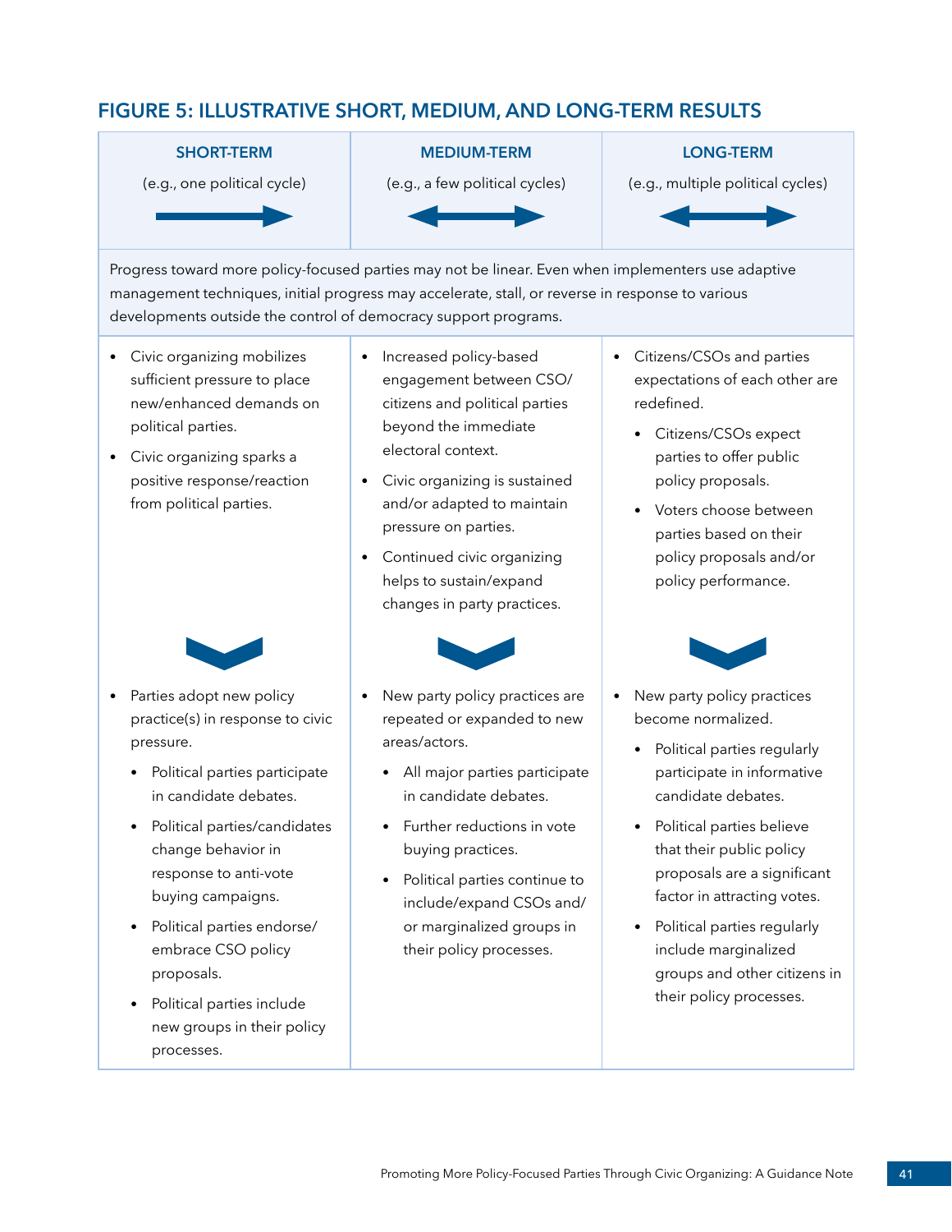## FIGURE 5: ILLUSTRATIVE SHORT, MEDIUM, AND LONG-TERM RESULTS

| SHORT-TERM (e.g., one political cycle) | MEDIUM-TERM (e.g., a few political cycles) | LONG-TERM (e.g., multiple political cycles) |
|---|---|---|
| Progress toward more policy-focused parties may not be linear. Even when implementers use adaptive management techniques, initial progress may accelerate, stall, or reverse in response to various developments outside the control of democracy support programs. | | |
| • Civic organizing mobilizes sufficient pressure to place new/enhanced demands on political parties.<br>• Civic organizing sparks a positive response/reaction from political parties. | • Increased policy-based engagement between CSO/citizens and political parties beyond the immediate electoral context.<br>• Civic organizing is sustained and/or adapted to maintain pressure on parties.<br>• Continued civic organizing helps to sustain/expand changes in party practices. | • Citizens/CSOs and parties expectations of each other are redefined.<br>  ◦ Citizens/CSOs expect parties to offer public policy proposals.<br>  ◦ Voters choose between parties based on their policy proposals and/or policy performance. |
| • Parties adopt new policy practice(s) in response to civic pressure.<br>  ◦ Political parties participate in candidate debates.<br>  ◦ Political parties/candidates change behavior in response to anti-vote buying campaigns.<br>  ◦ Political parties endorse/embrace CSO policy proposals.<br>  ◦ Political parties include new groups in their policy processes. | • New party policy practices are repeated or expanded to new areas/actors.<br>  ◦ All major parties participate in candidate debates.<br>  ◦ Further reductions in vote buying practices.<br>  ◦ Political parties continue to include/expand CSOs and/or marginalized groups in their policy processes. | • New party policy practices become normalized.<br>  ◦ Political parties regularly participate in informative candidate debates.<br>  ◦ Political parties believe that their public policy proposals are a significant factor in attracting votes.<br>  ◦ Political parties regularly include marginalized groups and other citizens in their policy processes. |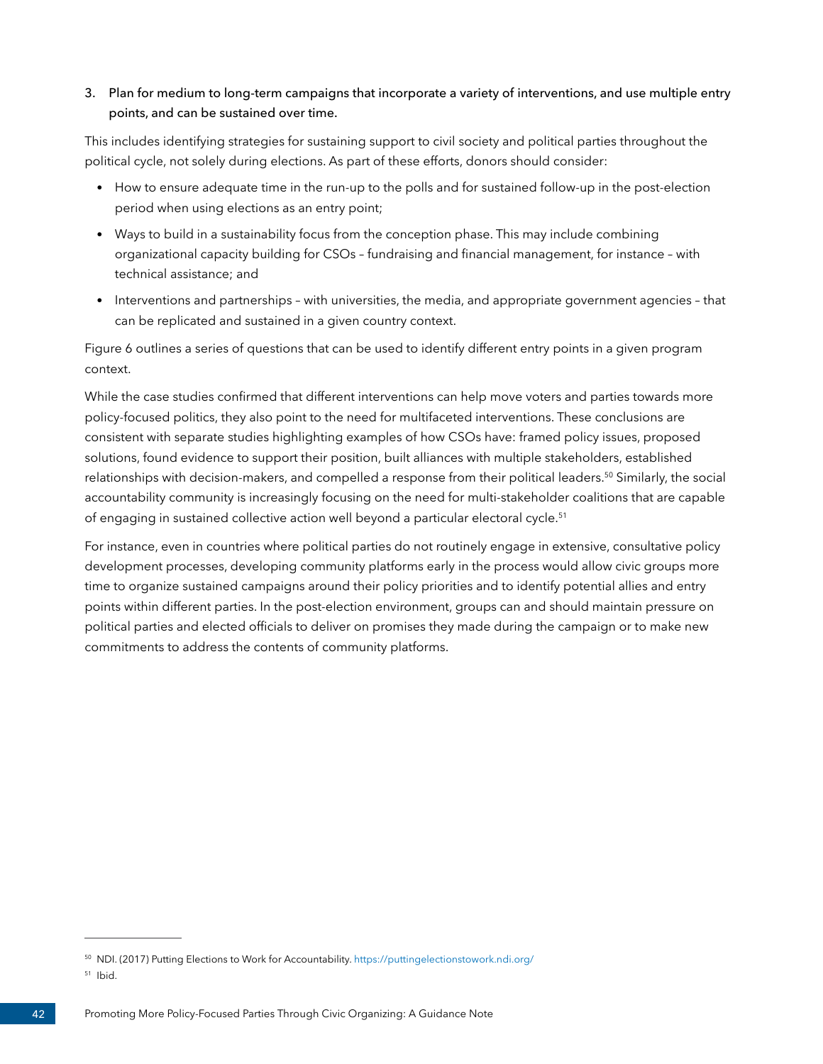3. **Plan for medium to long-term campaigns that incorporate a variety of interventions, and use multiple entry points, and can be sustained over time.**

This includes identifying strategies for sustaining support to civil society and political parties throughout the political cycle, not solely during elections. As part of these efforts, donors should consider:

- How to ensure adequate time in the run-up to the polls and for sustained follow-up in the post-election period when using elections as an entry point;
- Ways to build in a sustainability focus from the conception phase. This may include combining organizational capacity building for CSOs – fundraising and financial management, for instance – with technical assistance; and
- Interventions and partnerships – with universities, the media, and appropriate government agencies – that can be replicated and sustained in a given country context.

Figure 6 outlines a series of questions that can be used to identify different entry points in a given program context.

While the case studies confirmed that different interventions can help move voters and parties towards more policy-focused politics, they also point to the need for multifaceted interventions. These conclusions are consistent with separate studies highlighting examples of how CSOs have: framed policy issues, proposed solutions, found evidence to support their position, built alliances with multiple stakeholders, established relationships with decision-makers, and compelled a response from their political leaders.[50] Similarly, the social accountability community is increasingly focusing on the need for multi-stakeholder coalitions that are capable of engaging in sustained collective action well beyond a particular electoral cycle.[51]

For instance, even in countries where political parties do not routinely engage in extensive, consultative policy development processes, developing community platforms early in the process would allow civic groups more time to organize sustained campaigns around their policy priorities and to identify potential allies and entry points within different parties. In the post-election environment, groups can and should maintain pressure on political parties and elected officials to deliver on promises they made during the campaign or to make new commitments to address the contents of community platforms.

---

[50] NDI. (2017) Putting Elections to Work for Accountability. https://puttingelectionstowork.ndi.org/

[51] Ibid.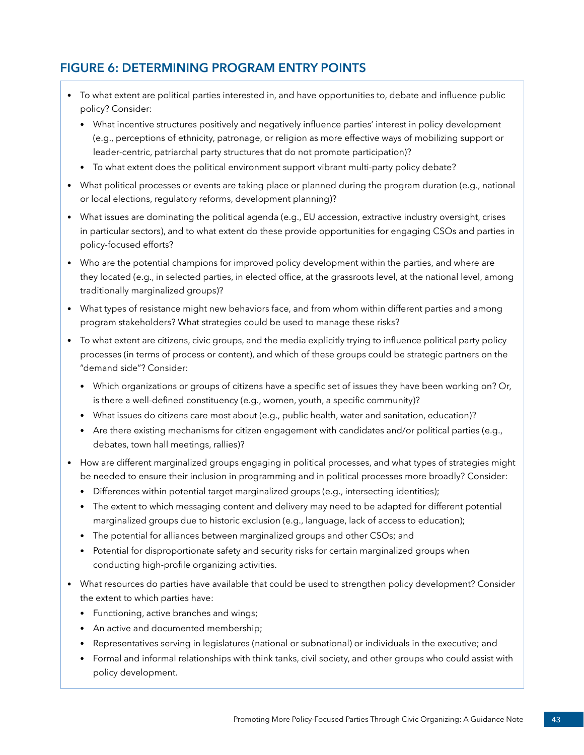## FIGURE 6: DETERMINING PROGRAM ENTRY POINTS

- To what extent are political parties interested in, and have opportunities to, debate and influence public policy? Consider:
  - What incentive structures positively and negatively influence parties' interest in policy development (e.g., perceptions of ethnicity, patronage, or religion as more effective ways of mobilizing support or leader-centric, patriarchal party structures that do not promote participation)?
  - To what extent does the political environment support vibrant multi-party policy debate?
- What political processes or events are taking place or planned during the program duration (e.g., national or local elections, regulatory reforms, development planning)?
- What issues are dominating the political agenda (e.g., EU accession, extractive industry oversight, crises in particular sectors), and to what extent do these provide opportunities for engaging CSOs and parties in policy-focused efforts?
- Who are the potential champions for improved policy development within the parties, and where are they located (e.g., in selected parties, in elected office, at the grassroots level, at the national level, among traditionally marginalized groups)?
- What types of resistance might new behaviors face, and from whom within different parties and among program stakeholders? What strategies could be used to manage these risks?
- To what extent are citizens, civic groups, and the media explicitly trying to influence political party policy processes (in terms of process or content), and which of these groups could be strategic partners on the "demand side"? Consider:
  - Which organizations or groups of citizens have a specific set of issues they have been working on? Or, is there a well-defined constituency (e.g., women, youth, a specific community)?
  - What issues do citizens care most about (e.g., public health, water and sanitation, education)?
  - Are there existing mechanisms for citizen engagement with candidates and/or political parties (e.g., debates, town hall meetings, rallies)?
- How are different marginalized groups engaging in political processes, and what types of strategies might be needed to ensure their inclusion in programming and in political processes more broadly? Consider:
  - Differences within potential target marginalized groups (e.g., intersecting identities);
  - The extent to which messaging content and delivery may need to be adapted for different potential marginalized groups due to historic exclusion (e.g., language, lack of access to education);
  - The potential for alliances between marginalized groups and other CSOs; and
  - Potential for disproportionate safety and security risks for certain marginalized groups when conducting high-profile organizing activities.
- What resources do parties have available that could be used to strengthen policy development? Consider the extent to which parties have:
  - Functioning, active branches and wings;
  - An active and documented membership;
  - Representatives serving in legislatures (national or subnational) or individuals in the executive; and
  - Formal and informal relationships with think tanks, civil society, and other groups who could assist with policy development.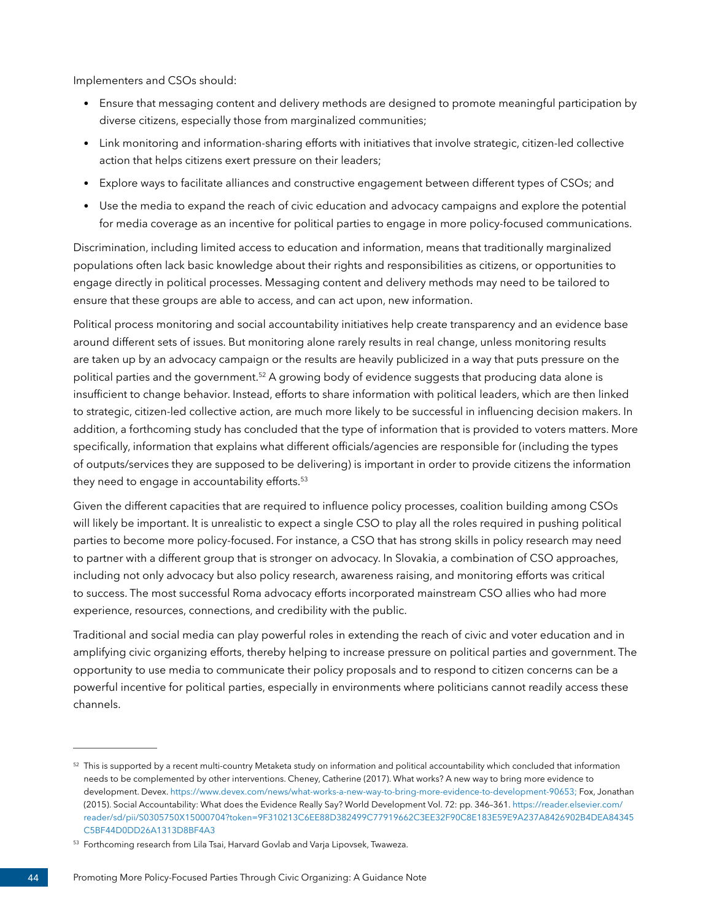Implementers and CSOs should:

- Ensure that messaging content and delivery methods are designed to promote meaningful participation by diverse citizens, especially those from marginalized communities;
- Link monitoring and information-sharing efforts with initiatives that involve strategic, citizen-led collective action that helps citizens exert pressure on their leaders;
- Explore ways to facilitate alliances and constructive engagement between different types of CSOs; and
- Use the media to expand the reach of civic education and advocacy campaigns and explore the potential for media coverage as an incentive for political parties to engage in more policy-focused communications.

Discrimination, including limited access to education and information, means that traditionally marginalized populations often lack basic knowledge about their rights and responsibilities as citizens, or opportunities to engage directly in political processes. Messaging content and delivery methods may need to be tailored to ensure that these groups are able to access, and can act upon, new information.

Political process monitoring and social accountability initiatives help create transparency and an evidence base around different sets of issues. But monitoring alone rarely results in real change, unless monitoring results are taken up by an advocacy campaign or the results are heavily publicized in a way that puts pressure on the political parties and the government.[52] A growing body of evidence suggests that producing data alone is insufficient to change behavior. Instead, efforts to share information with political leaders, which are then linked to strategic, citizen-led collective action, are much more likely to be successful in influencing decision makers. In addition, a forthcoming study has concluded that the type of information that is provided to voters matters. More specifically, information that explains what different officials/agencies are responsible for (including the types of outputs/services they are supposed to be delivering) is important in order to provide citizens the information they need to engage in accountability efforts.[53]

Given the different capacities that are required to influence policy processes, coalition building among CSOs will likely be important. It is unrealistic to expect a single CSO to play all the roles required in pushing political parties to become more policy-focused. For instance, a CSO that has strong skills in policy research may need to partner with a different group that is stronger on advocacy. In Slovakia, a combination of CSO approaches, including not only advocacy but also policy research, awareness raising, and monitoring efforts was critical to success. The most successful Roma advocacy efforts incorporated mainstream CSO allies who had more experience, resources, connections, and credibility with the public.

Traditional and social media can play powerful roles in extending the reach of civic and voter education and in amplifying civic organizing efforts, thereby helping to increase pressure on political parties and government. The opportunity to use media to communicate their policy proposals and to respond to citizen concerns can be a powerful incentive for political parties, especially in environments where politicians cannot readily access these channels.

---

[52] This is supported by a recent multi-country Metaketa study on information and political accountability which concluded that information needs to be complemented by other interventions. Cheney, Catherine (2017). What works? A new way to bring more evidence to development. Devex. https://www.devex.com/news/what-works-a-new-way-to-bring-more-evidence-to-development-90653; Fox, Jonathan (2015). Social Accountability: What does the Evidence Really Say? World Development Vol. 72: pp. 346–361. https://reader.elsevier.com/reader/sd/pii/S0305750X15000704?token=9F310213C6EE88D382499C77919662C3EE32F90C8E183E59E9A237A8426902B4DEA84345C5BF44D0DD26A1313D8BF4A3

[53] Forthcoming research from Lila Tsai, Harvard Govlab and Varja Lipovsek, Twaweza.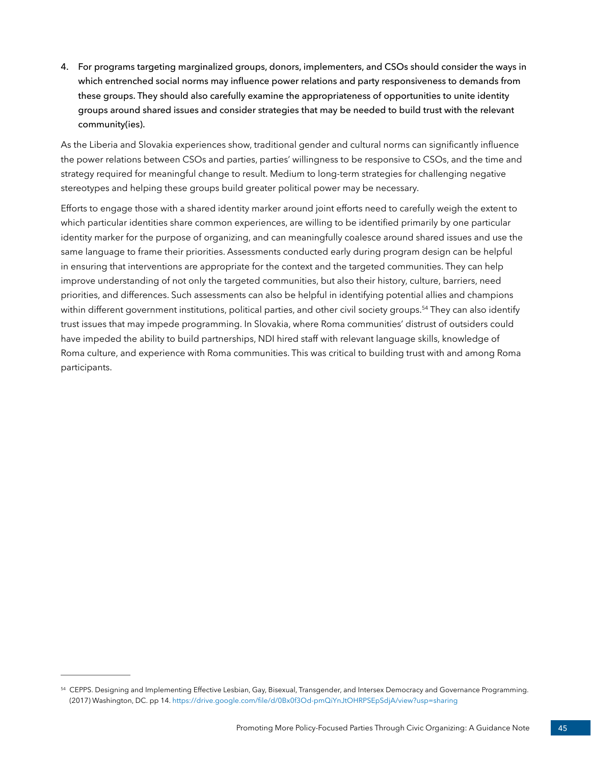4. **For programs targeting marginalized groups, donors, implementers, and CSOs should consider the ways in which entrenched social norms may influence power relations and party responsiveness to demands from these groups. They should also carefully examine the appropriateness of opportunities to unite identity groups around shared issues and consider strategies that may be needed to build trust with the relevant community(ies).**

As the Liberia and Slovakia experiences show, traditional gender and cultural norms can significantly influence the power relations between CSOs and parties, parties' willingness to be responsive to CSOs, and the time and strategy required for meaningful change to result. Medium to long-term strategies for challenging negative stereotypes and helping these groups build greater political power may be necessary.

Efforts to engage those with a shared identity marker around joint efforts need to carefully weigh the extent to which particular identities share common experiences, are willing to be identified primarily by one particular identity marker for the purpose of organizing, and can meaningfully coalesce around shared issues and use the same language to frame their priorities. Assessments conducted early during program design can be helpful in ensuring that interventions are appropriate for the context and the targeted communities. They can help improve understanding of not only the targeted communities, but also their history, culture, barriers, need priorities, and differences. Such assessments can also be helpful in identifying potential allies and champions within different government institutions, political parties, and other civil society groups.[54] They can also identify trust issues that may impede programming. In Slovakia, where Roma communities' distrust of outsiders could have impeded the ability to build partnerships, NDI hired staff with relevant language skills, knowledge of Roma culture, and experience with Roma communities. This was critical to building trust with and among Roma participants.

---

[54] CEPPS. Designing and Implementing Effective Lesbian, Gay, Bisexual, Transgender, and Intersex Democracy and Governance Programming. (2017) Washington, DC. pp 14. https://drive.google.com/file/d/0Bx0f3Od-pmQiYnJtOHRPSEpSdjA/view?usp=sharing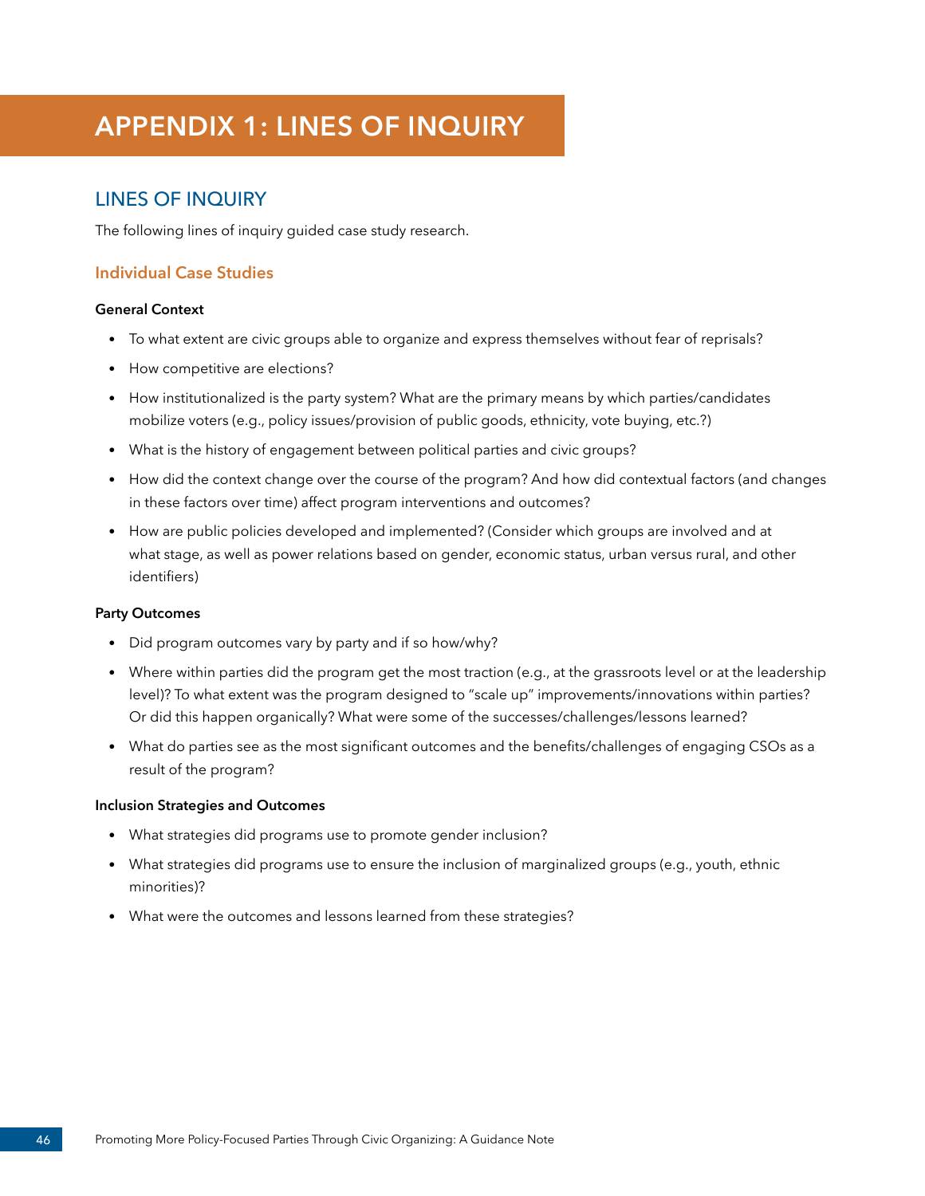# APPENDIX 1: LINES OF INQUIRY

## LINES OF INQUIRY

The following lines of inquiry guided case study research.

### Individual Case Studies

**General Context**

- To what extent are civic groups able to organize and express themselves without fear of reprisals?
- How competitive are elections?
- How institutionalized is the party system? What are the primary means by which parties/candidates mobilize voters (e.g., policy issues/provision of public goods, ethnicity, vote buying, etc.?)
- What is the history of engagement between political parties and civic groups?
- How did the context change over the course of the program? And how did contextual factors (and changes in these factors over time) affect program interventions and outcomes?
- How are public policies developed and implemented? (Consider which groups are involved and at what stage, as well as power relations based on gender, economic status, urban versus rural, and other identifiers)

**Party Outcomes**

- Did program outcomes vary by party and if so how/why?
- Where within parties did the program get the most traction (e.g., at the grassroots level or at the leadership level)? To what extent was the program designed to "scale up" improvements/innovations within parties? Or did this happen organically? What were some of the successes/challenges/lessons learned?
- What do parties see as the most significant outcomes and the benefits/challenges of engaging CSOs as a result of the program?

**Inclusion Strategies and Outcomes**

- What strategies did programs use to promote gender inclusion?
- What strategies did programs use to ensure the inclusion of marginalized groups (e.g., youth, ethnic minorities)?
- What were the outcomes and lessons learned from these strategies?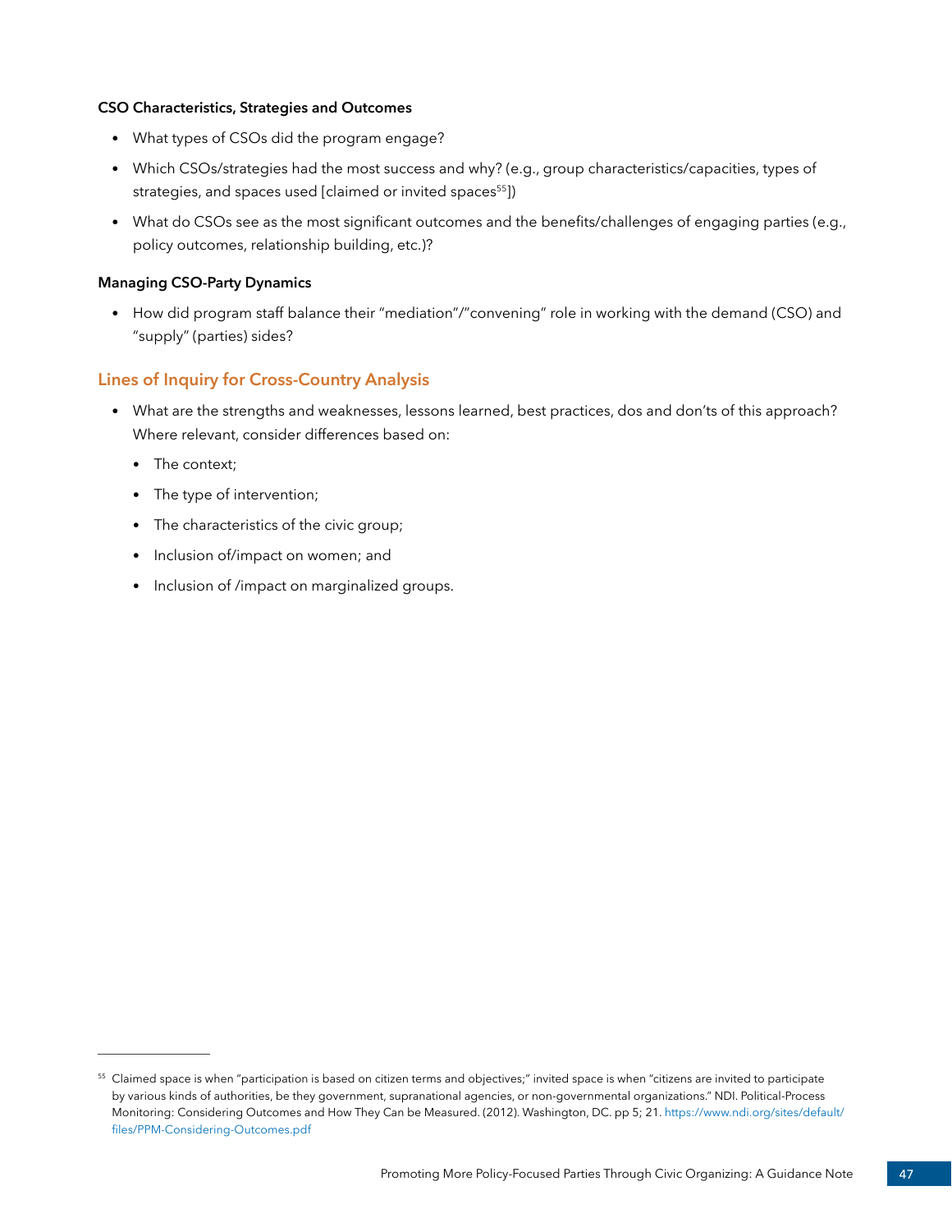**CSO Characteristics, Strategies and Outcomes**

- What types of CSOs did the program engage?
- Which CSOs/strategies had the most success and why? (e.g., group characteristics/capacities, types of strategies, and spaces used [claimed or invited spaces[55]])
- What do CSOs see as the most significant outcomes and the benefits/challenges of engaging parties (e.g., policy outcomes, relationship building, etc.)?

**Managing CSO-Party Dynamics**

- How did program staff balance their "mediation"/"convening" role in working with the demand (CSO) and "supply" (parties) sides?

## Lines of Inquiry for Cross-Country Analysis

- What are the strengths and weaknesses, lessons learned, best practices, dos and don'ts of this approach? Where relevant, consider differences based on:
  - The context;
  - The type of intervention;
  - The characteristics of the civic group;
  - Inclusion of/impact on women; and
  - Inclusion of /impact on marginalized groups.

---

[55] Claimed space is when "participation is based on citizen terms and objectives;" invited space is when "citizens are invited to participate by various kinds of authorities, be they government, supranational agencies, or non-governmental organizations." NDI. Political-Process Monitoring: Considering Outcomes and How They Can be Measured. (2012). Washington, DC. pp 5; 21. https://www.ndi.org/sites/default/files/PPM-Considering-Outcomes.pdf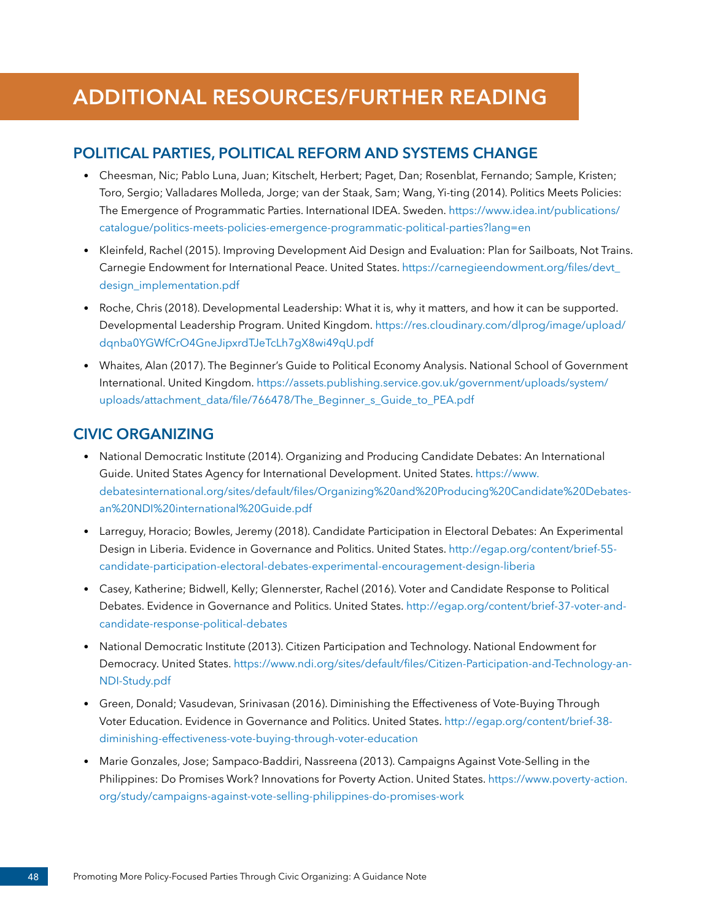# ADDITIONAL RESOURCES/FURTHER READING

## POLITICAL PARTIES, POLITICAL REFORM AND SYSTEMS CHANGE

- Cheesman, Nic; Pablo Luna, Juan; Kitschelt, Herbert; Paget, Dan; Rosenblat, Fernando; Sample, Kristen; Toro, Sergio; Valladares Molleda, Jorge; van der Staak, Sam; Wang, Yi-ting (2014). Politics Meets Policies: The Emergence of Programmatic Parties. International IDEA. Sweden. https://www.idea.int/publications/catalogue/politics-meets-policies-emergence-programmatic-political-parties?lang=en
- Kleinfeld, Rachel (2015). Improving Development Aid Design and Evaluation: Plan for Sailboats, Not Trains. Carnegie Endowment for International Peace. United States. https://carnegieendowment.org/files/devt_design_implementation.pdf
- Roche, Chris (2018). Developmental Leadership: What it is, why it matters, and how it can be supported. Developmental Leadership Program. United Kingdom. https://res.cloudinary.com/dlprog/image/upload/dqnba0YGWfCrO4GneJipxrdTJeTcLh7gX8wi49qU.pdf
- Whaites, Alan (2017). The Beginner's Guide to Political Economy Analysis. National School of Government International. United Kingdom. https://assets.publishing.service.gov.uk/government/uploads/system/uploads/attachment_data/file/766478/The_Beginner_s_Guide_to_PEA.pdf

## CIVIC ORGANIZING

- National Democratic Institute (2014). Organizing and Producing Candidate Debates: An International Guide. United States Agency for International Development. United States. https://www.debatesinternational.org/sites/default/files/Organizing%20and%20Producing%20Candidate%20Debates-an%20NDI%20international%20Guide.pdf
- Larreguy, Horacio; Bowles, Jeremy (2018). Candidate Participation in Electoral Debates: An Experimental Design in Liberia. Evidence in Governance and Politics. United States. http://egap.org/content/brief-55-candidate-participation-electoral-debates-experimental-encouragement-design-liberia
- Casey, Katherine; Bidwell, Kelly; Glennerster, Rachel (2016). Voter and Candidate Response to Political Debates. Evidence in Governance and Politics. United States. http://egap.org/content/brief-37-voter-and-candidate-response-political-debates
- National Democratic Institute (2013). Citizen Participation and Technology. National Endowment for Democracy. United States. https://www.ndi.org/sites/default/files/Citizen-Participation-and-Technology-an-NDI-Study.pdf
- Green, Donald; Vasudevan, Srinivasan (2016). Diminishing the Effectiveness of Vote-Buying Through Voter Education. Evidence in Governance and Politics. United States. http://egap.org/content/brief-38-diminishing-effectiveness-vote-buying-through-voter-education
- Marie Gonzales, Jose; Sampaco-Baddiri, Nassreena (2013). Campaigns Against Vote-Selling in the Philippines: Do Promises Work? Innovations for Poverty Action. United States. https://www.poverty-action.org/study/campaigns-against-vote-selling-philippines-do-promises-work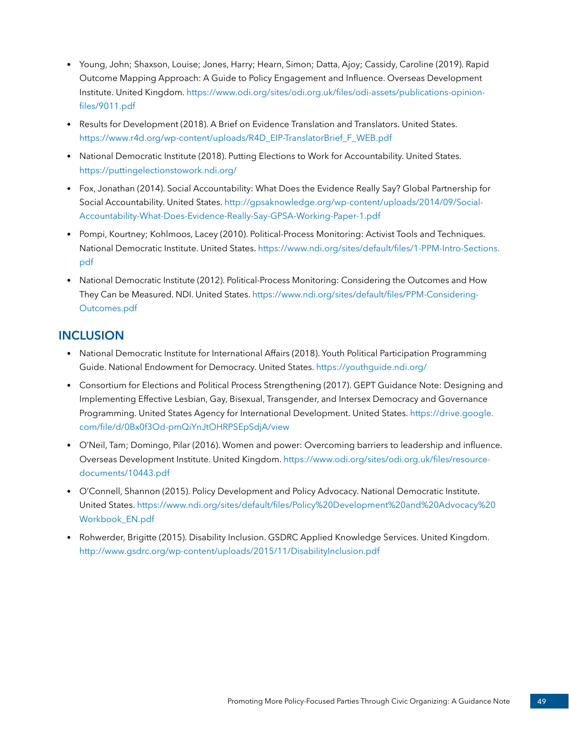- Young, John; Shaxson, Louise; Jones, Harry; Hearn, Simon; Datta, Ajoy; Cassidy, Caroline (2019). Rapid Outcome Mapping Approach: A Guide to Policy Engagement and Influence. Overseas Development Institute. United Kingdom. https://www.odi.org/sites/odi.org.uk/files/odi-assets/publications-opinion-files/9011.pdf

- Results for Development (2018). A Brief on Evidence Translation and Translators. United States. https://www.r4d.org/wp-content/uploads/R4D_EIP-TranslatorBrief_F_WEB.pdf

- National Democratic Institute (2018). Putting Elections to Work for Accountability. United States. https://puttingelectionstowork.ndi.org/

- Fox, Jonathan (2014). Social Accountability: What Does the Evidence Really Say? Global Partnership for Social Accountability. United States. http://gpsaknowledge.org/wp-content/uploads/2014/09/Social-Accountability-What-Does-Evidence-Really-Say-GPSA-Working-Paper-1.pdf

- Pompi, Kourtney; Kohlmoos, Lacey (2010). Political-Process Monitoring: Activist Tools and Techniques. National Democratic Institute. United States. https://www.ndi.org/sites/default/files/1-PPM-Intro-Sections.pdf

- National Democratic Institute (2012). Political-Process Monitoring: Considering the Outcomes and How They Can be Measured. NDI. United States. https://www.ndi.org/sites/default/files/PPM-Considering-Outcomes.pdf

## INCLUSION

- National Democratic Institute for International Affairs (2018). Youth Political Participation Programming Guide. National Endowment for Democracy. United States. https://youthguide.ndi.org/

- Consortium for Elections and Political Process Strengthening (2017). GEPT Guidance Note: Designing and Implementing Effective Lesbian, Gay, Bisexual, Transgender, and Intersex Democracy and Governance Programming. United States Agency for International Development. United States. https://drive.google.com/file/d/0Bx0f3Od-pmQiYnJtOHRPSEpSdjA/view

- O'Neil, Tam; Domingo, Pilar (2016). Women and power: Overcoming barriers to leadership and influence. Overseas Development Institute. United Kingdom. https://www.odi.org/sites/odi.org.uk/files/resource-documents/10443.pdf

- O'Connell, Shannon (2015). Policy Development and Policy Advocacy. National Democratic Institute. United States. https://www.ndi.org/sites/default/files/Policy%20Development%20and%20Advocacy%20Workbook_EN.pdf

- Rohwerder, Brigitte (2015). Disability Inclusion. GSDRC Applied Knowledge Services. United Kingdom. http://www.gsdrc.org/wp-content/uploads/2015/11/DisabilityInclusion.pdf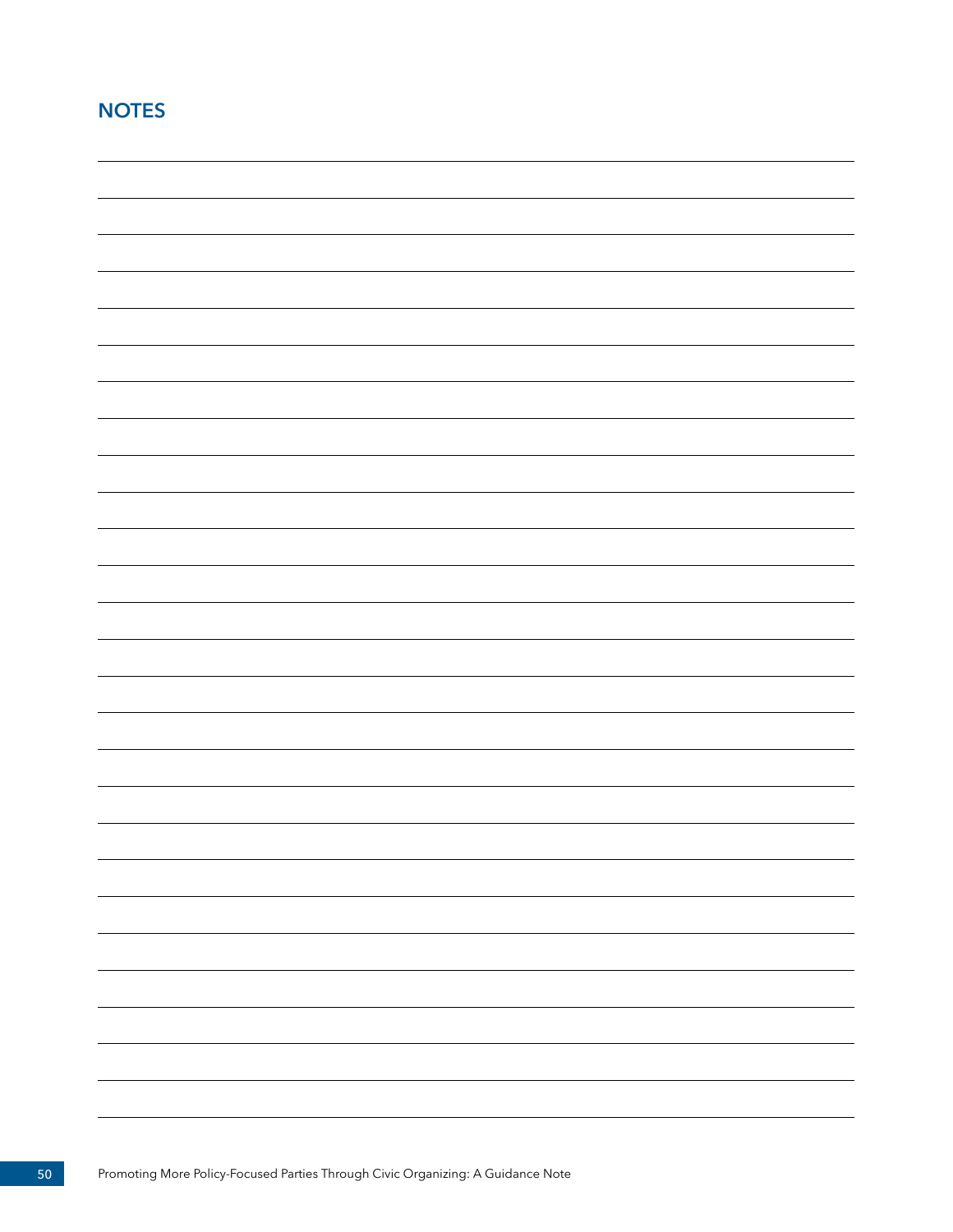## NOTES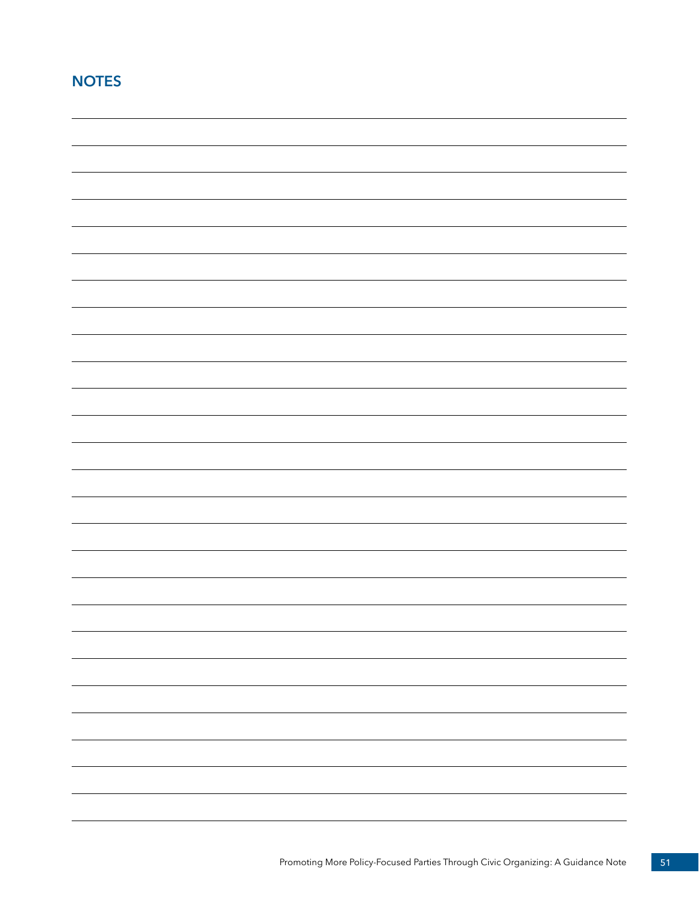## NOTES